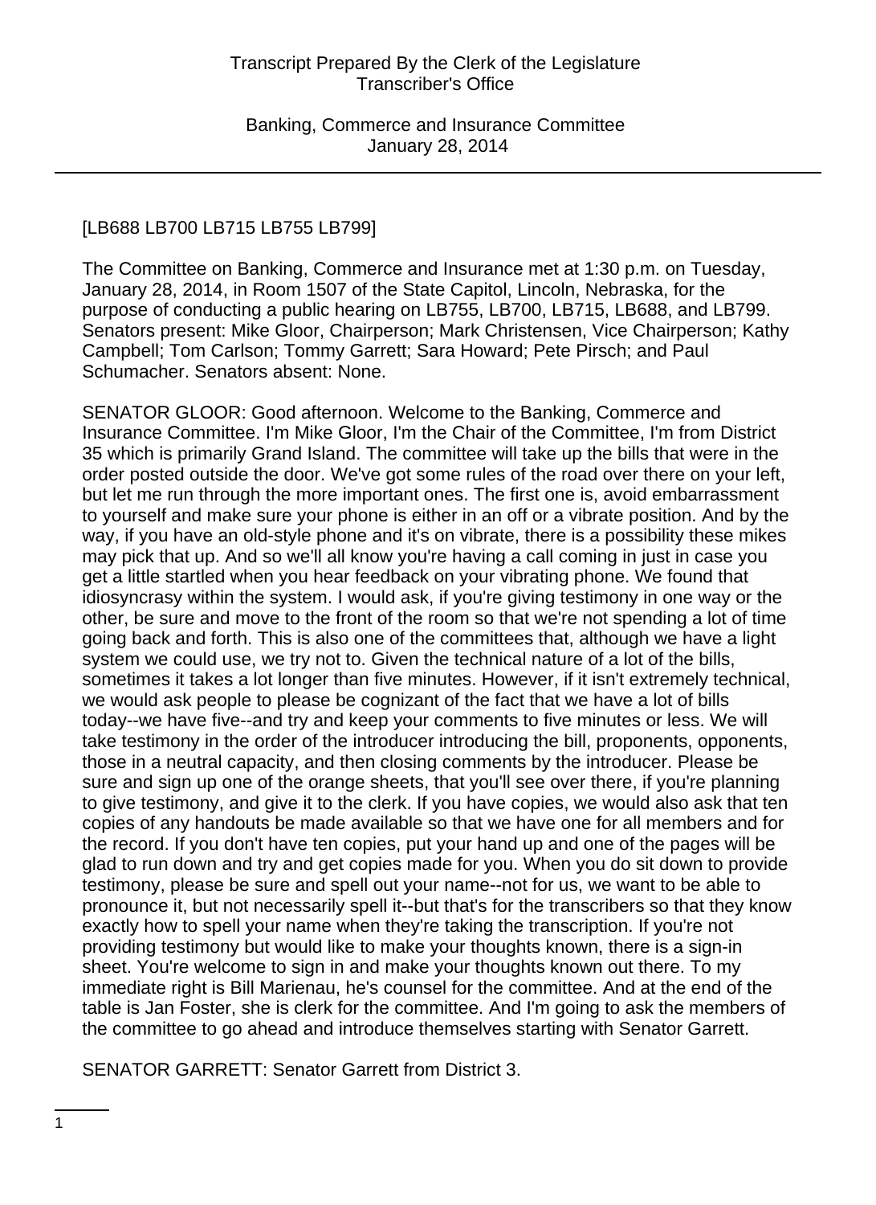[LB688 LB700 LB715 LB755 LB799]

The Committee on Banking, Commerce and Insurance met at 1:30 p.m. on Tuesday, January 28, 2014, in Room 1507 of the State Capitol, Lincoln, Nebraska, for the purpose of conducting a public hearing on LB755, LB700, LB715, LB688, and LB799. Senators present: Mike Gloor, Chairperson; Mark Christensen, Vice Chairperson; Kathy Campbell; Tom Carlson; Tommy Garrett; Sara Howard; Pete Pirsch; and Paul Schumacher. Senators absent: None.

SENATOR GLOOR: Good afternoon. Welcome to the Banking, Commerce and Insurance Committee. I'm Mike Gloor, I'm the Chair of the Committee, I'm from District 35 which is primarily Grand Island. The committee will take up the bills that were in the order posted outside the door. We've got some rules of the road over there on your left, but let me run through the more important ones. The first one is, avoid embarrassment to yourself and make sure your phone is either in an off or a vibrate position. And by the way, if you have an old-style phone and it's on vibrate, there is a possibility these mikes may pick that up. And so we'll all know you're having a call coming in just in case you get a little startled when you hear feedback on your vibrating phone. We found that idiosyncrasy within the system. I would ask, if you're giving testimony in one way or the other, be sure and move to the front of the room so that we're not spending a lot of time going back and forth. This is also one of the committees that, although we have a light system we could use, we try not to. Given the technical nature of a lot of the bills, sometimes it takes a lot longer than five minutes. However, if it isn't extremely technical, we would ask people to please be cognizant of the fact that we have a lot of bills today--we have five--and try and keep your comments to five minutes or less. We will take testimony in the order of the introducer introducing the bill, proponents, opponents, those in a neutral capacity, and then closing comments by the introducer. Please be sure and sign up one of the orange sheets, that you'll see over there, if you're planning to give testimony, and give it to the clerk. If you have copies, we would also ask that ten copies of any handouts be made available so that we have one for all members and for the record. If you don't have ten copies, put your hand up and one of the pages will be glad to run down and try and get copies made for you. When you do sit down to provide testimony, please be sure and spell out your name--not for us, we want to be able to pronounce it, but not necessarily spell it--but that's for the transcribers so that they know exactly how to spell your name when they're taking the transcription. If you're not providing testimony but would like to make your thoughts known, there is a sign-in sheet. You're welcome to sign in and make your thoughts known out there. To my immediate right is Bill Marienau, he's counsel for the committee. And at the end of the table is Jan Foster, she is clerk for the committee. And I'm going to ask the members of the committee to go ahead and introduce themselves starting with Senator Garrett.

SENATOR GARRETT: Senator Garrett from District 3.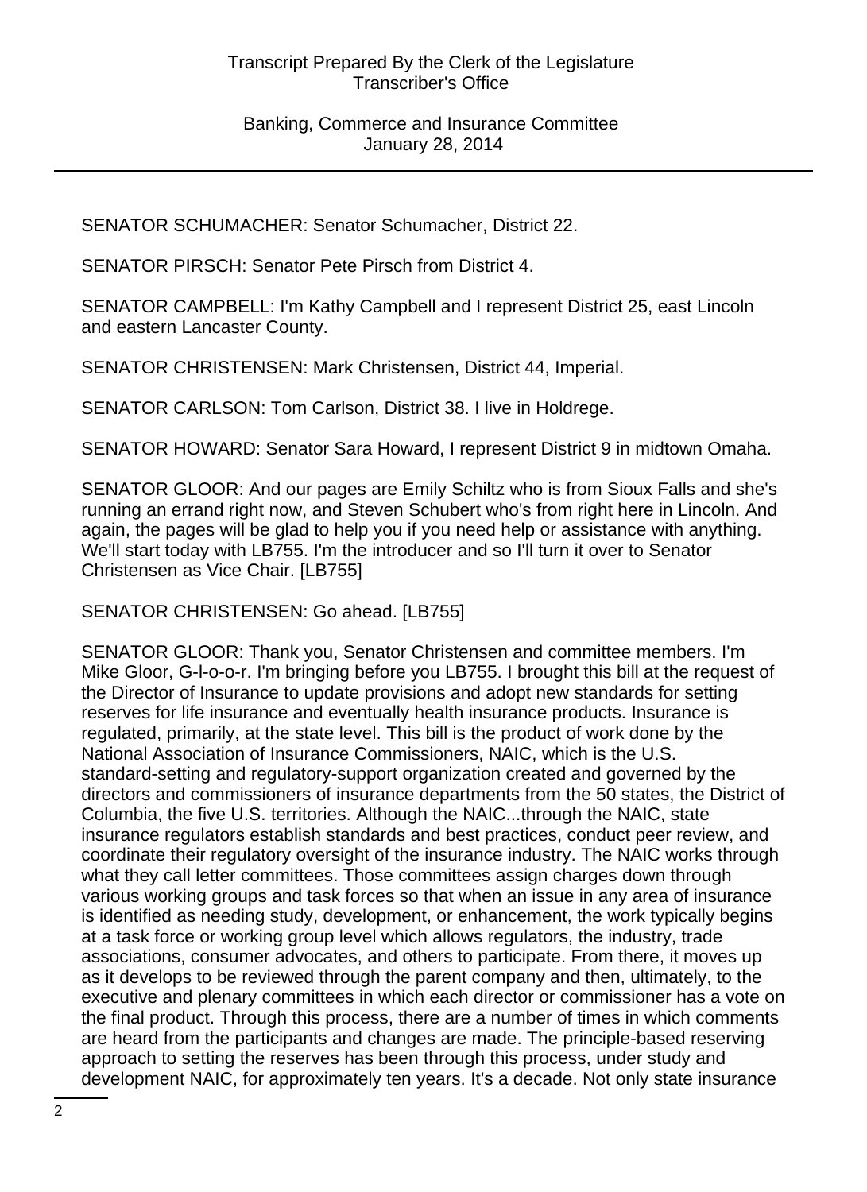SENATOR SCHUMACHER: Senator Schumacher, District 22.

SENATOR PIRSCH: Senator Pete Pirsch from District 4.

SENATOR CAMPBELL: I'm Kathy Campbell and I represent District 25, east Lincoln and eastern Lancaster County.

SENATOR CHRISTENSEN: Mark Christensen, District 44, Imperial.

SENATOR CARLSON: Tom Carlson, District 38. I live in Holdrege.

SENATOR HOWARD: Senator Sara Howard, I represent District 9 in midtown Omaha.

SENATOR GLOOR: And our pages are Emily Schiltz who is from Sioux Falls and she's running an errand right now, and Steven Schubert who's from right here in Lincoln. And again, the pages will be glad to help you if you need help or assistance with anything. We'll start today with LB755. I'm the introducer and so I'll turn it over to Senator Christensen as Vice Chair. [LB755]

SENATOR CHRISTENSEN: Go ahead. [LB755]

SENATOR GLOOR: Thank you, Senator Christensen and committee members. I'm Mike Gloor, G-l-o-o-r. I'm bringing before you LB755. I brought this bill at the request of the Director of Insurance to update provisions and adopt new standards for setting reserves for life insurance and eventually health insurance products. Insurance is regulated, primarily, at the state level. This bill is the product of work done by the National Association of Insurance Commissioners, NAIC, which is the U.S. standard-setting and regulatory-support organization created and governed by the directors and commissioners of insurance departments from the 50 states, the District of Columbia, the five U.S. territories. Although the NAIC...through the NAIC, state insurance regulators establish standards and best practices, conduct peer review, and coordinate their regulatory oversight of the insurance industry. The NAIC works through what they call letter committees. Those committees assign charges down through various working groups and task forces so that when an issue in any area of insurance is identified as needing study, development, or enhancement, the work typically begins at a task force or working group level which allows regulators, the industry, trade associations, consumer advocates, and others to participate. From there, it moves up as it develops to be reviewed through the parent company and then, ultimately, to the executive and plenary committees in which each director or commissioner has a vote on the final product. Through this process, there are a number of times in which comments are heard from the participants and changes are made. The principle-based reserving approach to setting the reserves has been through this process, under study and development NAIC, for approximately ten years. It's a decade. Not only state insurance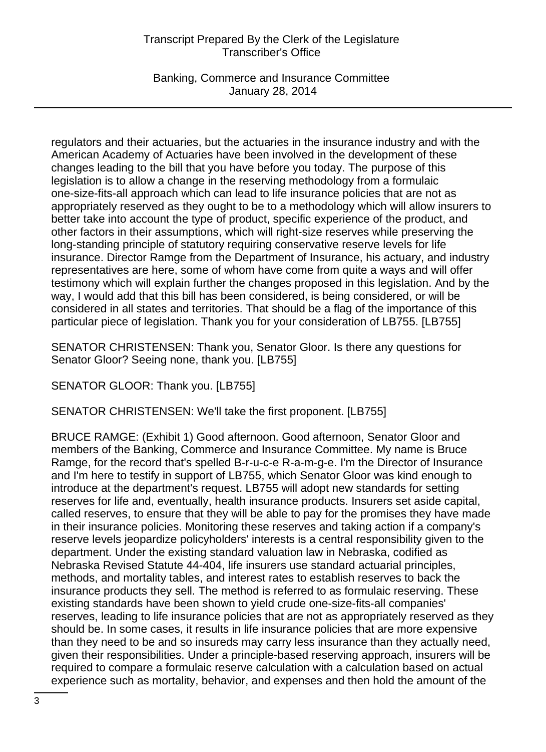regulators and their actuaries, but the actuaries in the insurance industry and with the American Academy of Actuaries have been involved in the development of these changes leading to the bill that you have before you today. The purpose of this legislation is to allow a change in the reserving methodology from a formulaic one-size-fits-all approach which can lead to life insurance policies that are not as appropriately reserved as they ought to be to a methodology which will allow insurers to better take into account the type of product, specific experience of the product, and other factors in their assumptions, which will right-size reserves while preserving the long-standing principle of statutory requiring conservative reserve levels for life insurance. Director Ramge from the Department of Insurance, his actuary, and industry representatives are here, some of whom have come from quite a ways and will offer testimony which will explain further the changes proposed in this legislation. And by the way, I would add that this bill has been considered, is being considered, or will be considered in all states and territories. That should be a flag of the importance of this particular piece of legislation. Thank you for your consideration of LB755. [LB755]

SENATOR CHRISTENSEN: Thank you, Senator Gloor. Is there any questions for Senator Gloor? Seeing none, thank you. [LB755]

SENATOR GLOOR: Thank you. [LB755]

SENATOR CHRISTENSEN: We'll take the first proponent. [LB755]

BRUCE RAMGE: (Exhibit 1) Good afternoon. Good afternoon, Senator Gloor and members of the Banking, Commerce and Insurance Committee. My name is Bruce Ramge, for the record that's spelled B-r-u-c-e R-a-m-g-e. I'm the Director of Insurance and I'm here to testify in support of LB755, which Senator Gloor was kind enough to introduce at the department's request. LB755 will adopt new standards for setting reserves for life and, eventually, health insurance products. Insurers set aside capital, called reserves, to ensure that they will be able to pay for the promises they have made in their insurance policies. Monitoring these reserves and taking action if a company's reserve levels jeopardize policyholders' interests is a central responsibility given to the department. Under the existing standard valuation law in Nebraska, codified as Nebraska Revised Statute 44-404, life insurers use standard actuarial principles, methods, and mortality tables, and interest rates to establish reserves to back the insurance products they sell. The method is referred to as formulaic reserving. These existing standards have been shown to yield crude one-size-fits-all companies' reserves, leading to life insurance policies that are not as appropriately reserved as they should be. In some cases, it results in life insurance policies that are more expensive than they need to be and so insureds may carry less insurance than they actually need, given their responsibilities. Under a principle-based reserving approach, insurers will be required to compare a formulaic reserve calculation with a calculation based on actual experience such as mortality, behavior, and expenses and then hold the amount of the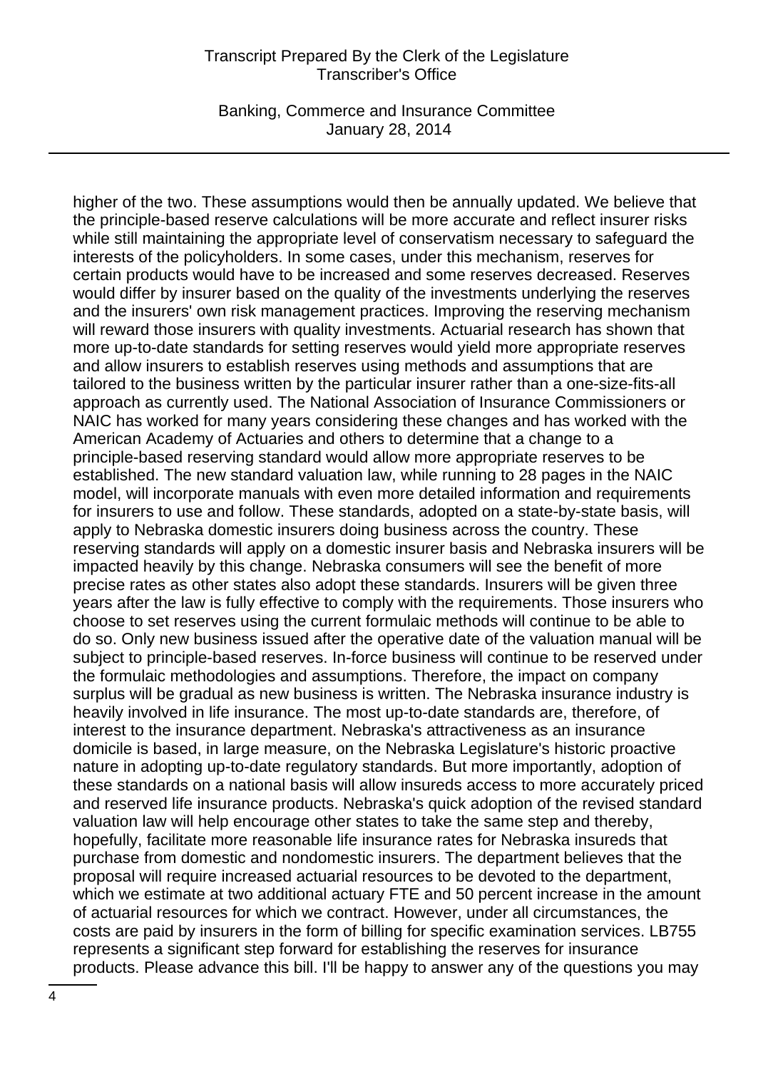higher of the two. These assumptions would then be annually updated. We believe that the principle-based reserve calculations will be more accurate and reflect insurer risks while still maintaining the appropriate level of conservatism necessary to safeguard the interests of the policyholders. In some cases, under this mechanism, reserves for certain products would have to be increased and some reserves decreased. Reserves would differ by insurer based on the quality of the investments underlying the reserves and the insurers' own risk management practices. Improving the reserving mechanism will reward those insurers with quality investments. Actuarial research has shown that more up-to-date standards for setting reserves would yield more appropriate reserves and allow insurers to establish reserves using methods and assumptions that are tailored to the business written by the particular insurer rather than a one-size-fits-all approach as currently used. The National Association of Insurance Commissioners or NAIC has worked for many years considering these changes and has worked with the American Academy of Actuaries and others to determine that a change to a principle-based reserving standard would allow more appropriate reserves to be established. The new standard valuation law, while running to 28 pages in the NAIC model, will incorporate manuals with even more detailed information and requirements for insurers to use and follow. These standards, adopted on a state-by-state basis, will apply to Nebraska domestic insurers doing business across the country. These reserving standards will apply on a domestic insurer basis and Nebraska insurers will be impacted heavily by this change. Nebraska consumers will see the benefit of more precise rates as other states also adopt these standards. Insurers will be given three years after the law is fully effective to comply with the requirements. Those insurers who choose to set reserves using the current formulaic methods will continue to be able to do so. Only new business issued after the operative date of the valuation manual will be subject to principle-based reserves. In-force business will continue to be reserved under the formulaic methodologies and assumptions. Therefore, the impact on company surplus will be gradual as new business is written. The Nebraska insurance industry is heavily involved in life insurance. The most up-to-date standards are, therefore, of interest to the insurance department. Nebraska's attractiveness as an insurance domicile is based, in large measure, on the Nebraska Legislature's historic proactive nature in adopting up-to-date regulatory standards. But more importantly, adoption of these standards on a national basis will allow insureds access to more accurately priced and reserved life insurance products. Nebraska's quick adoption of the revised standard valuation law will help encourage other states to take the same step and thereby, hopefully, facilitate more reasonable life insurance rates for Nebraska insureds that purchase from domestic and nondomestic insurers. The department believes that the proposal will require increased actuarial resources to be devoted to the department, which we estimate at two additional actuary FTE and 50 percent increase in the amount of actuarial resources for which we contract. However, under all circumstances, the costs are paid by insurers in the form of billing for specific examination services. LB755 represents a significant step forward for establishing the reserves for insurance products. Please advance this bill. I'll be happy to answer any of the questions you may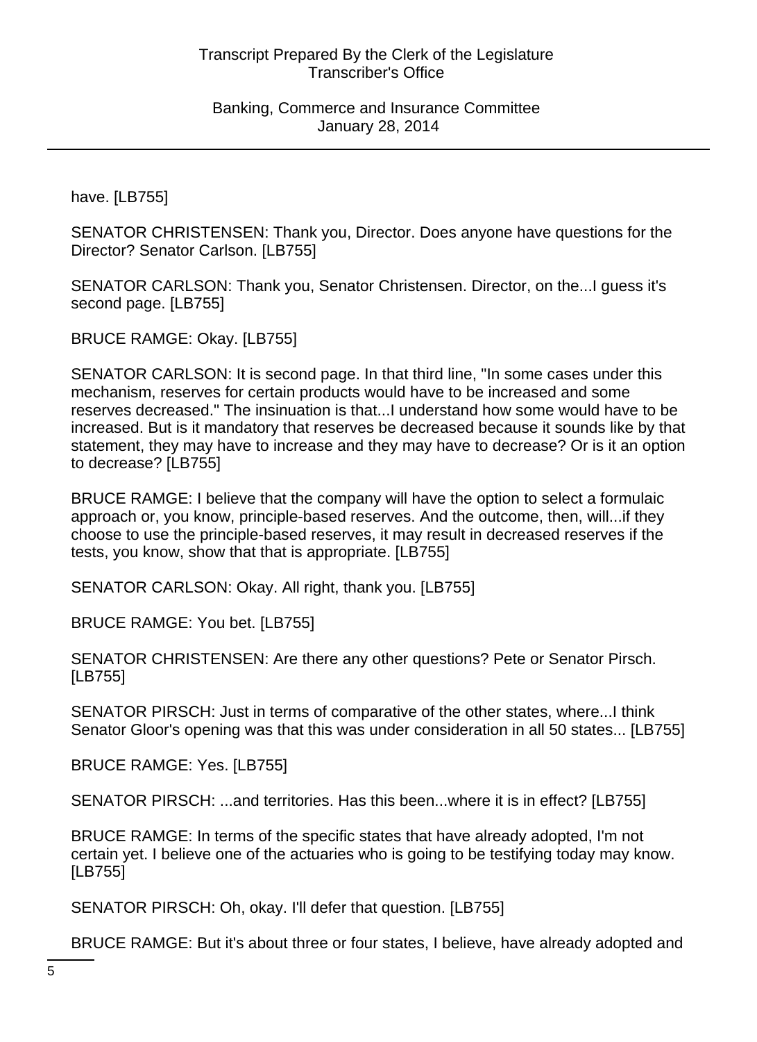have. [LB755]

SENATOR CHRISTENSEN: Thank you, Director. Does anyone have questions for the Director? Senator Carlson. [LB755]

SENATOR CARLSON: Thank you, Senator Christensen. Director, on the...I guess it's second page. [LB755]

BRUCE RAMGE: Okay. [LB755]

SENATOR CARLSON: It is second page. In that third line, "In some cases under this mechanism, reserves for certain products would have to be increased and some reserves decreased." The insinuation is that...I understand how some would have to be increased. But is it mandatory that reserves be decreased because it sounds like by that statement, they may have to increase and they may have to decrease? Or is it an option to decrease? [LB755]

BRUCE RAMGE: I believe that the company will have the option to select a formulaic approach or, you know, principle-based reserves. And the outcome, then, will...if they choose to use the principle-based reserves, it may result in decreased reserves if the tests, you know, show that that is appropriate. [LB755]

SENATOR CARLSON: Okay. All right, thank you. [LB755]

BRUCE RAMGE: You bet. [LB755]

SENATOR CHRISTENSEN: Are there any other questions? Pete or Senator Pirsch. [LB755]

SENATOR PIRSCH: Just in terms of comparative of the other states, where...I think Senator Gloor's opening was that this was under consideration in all 50 states... [LB755]

BRUCE RAMGE: Yes. [LB755]

SENATOR PIRSCH: ...and territories. Has this been...where it is in effect? [LB755]

BRUCE RAMGE: In terms of the specific states that have already adopted, I'm not certain yet. I believe one of the actuaries who is going to be testifying today may know. [LB755]

SENATOR PIRSCH: Oh, okay. I'll defer that question. [LB755]

BRUCE RAMGE: But it's about three or four states, I believe, have already adopted and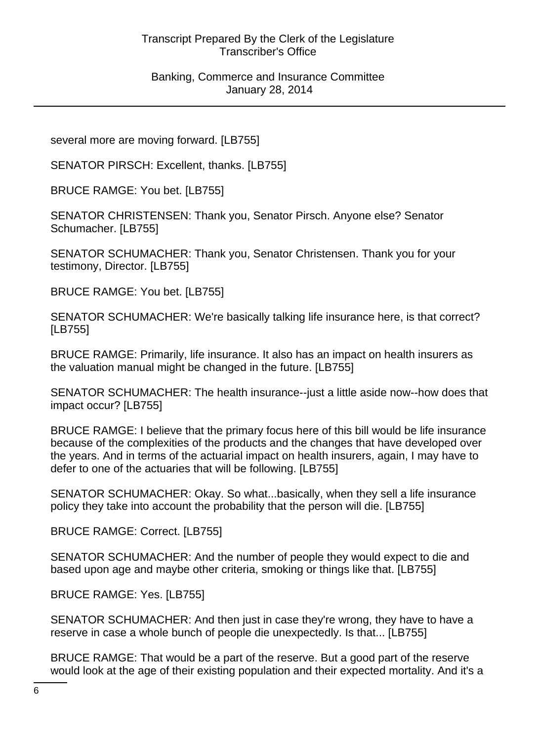several more are moving forward. [LB755]

SENATOR PIRSCH: Excellent, thanks. [LB755]

BRUCE RAMGE: You bet. [LB755]

SENATOR CHRISTENSEN: Thank you, Senator Pirsch. Anyone else? Senator Schumacher. [LB755]

SENATOR SCHUMACHER: Thank you, Senator Christensen. Thank you for your testimony, Director. [LB755]

BRUCE RAMGE: You bet. [LB755]

SENATOR SCHUMACHER: We're basically talking life insurance here, is that correct? [LB755]

BRUCE RAMGE: Primarily, life insurance. It also has an impact on health insurers as the valuation manual might be changed in the future. [LB755]

SENATOR SCHUMACHER: The health insurance--just a little aside now--how does that impact occur? [LB755]

BRUCE RAMGE: I believe that the primary focus here of this bill would be life insurance because of the complexities of the products and the changes that have developed over the years. And in terms of the actuarial impact on health insurers, again, I may have to defer to one of the actuaries that will be following. [LB755]

SENATOR SCHUMACHER: Okay. So what...basically, when they sell a life insurance policy they take into account the probability that the person will die. [LB755]

BRUCE RAMGE: Correct. [LB755]

SENATOR SCHUMACHER: And the number of people they would expect to die and based upon age and maybe other criteria, smoking or things like that. [LB755]

BRUCE RAMGE: Yes. [LB755]

SENATOR SCHUMACHER: And then just in case they're wrong, they have to have a reserve in case a whole bunch of people die unexpectedly. Is that... [LB755]

BRUCE RAMGE: That would be a part of the reserve. But a good part of the reserve would look at the age of their existing population and their expected mortality. And it's a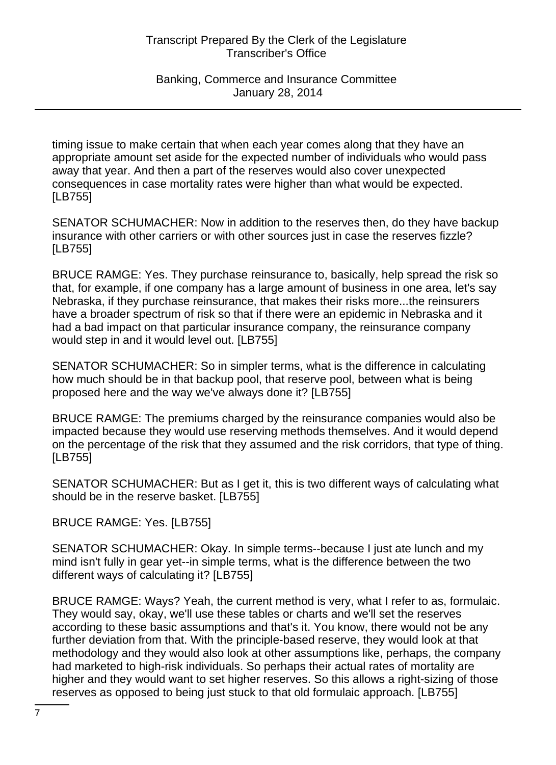timing issue to make certain that when each year comes along that they have an appropriate amount set aside for the expected number of individuals who would pass away that year. And then a part of the reserves would also cover unexpected consequences in case mortality rates were higher than what would be expected. [LB755]

SENATOR SCHUMACHER: Now in addition to the reserves then, do they have backup insurance with other carriers or with other sources just in case the reserves fizzle? [LB755]

BRUCE RAMGE: Yes. They purchase reinsurance to, basically, help spread the risk so that, for example, if one company has a large amount of business in one area, let's say Nebraska, if they purchase reinsurance, that makes their risks more...the reinsurers have a broader spectrum of risk so that if there were an epidemic in Nebraska and it had a bad impact on that particular insurance company, the reinsurance company would step in and it would level out. [LB755]

SENATOR SCHUMACHER: So in simpler terms, what is the difference in calculating how much should be in that backup pool, that reserve pool, between what is being proposed here and the way we've always done it? [LB755]

BRUCE RAMGE: The premiums charged by the reinsurance companies would also be impacted because they would use reserving methods themselves. And it would depend on the percentage of the risk that they assumed and the risk corridors, that type of thing. [LB755]

SENATOR SCHUMACHER: But as I get it, this is two different ways of calculating what should be in the reserve basket. [LB755]

BRUCE RAMGE: Yes. [LB755]

SENATOR SCHUMACHER: Okay. In simple terms--because I just ate lunch and my mind isn't fully in gear yet--in simple terms, what is the difference between the two different ways of calculating it? [LB755]

BRUCE RAMGE: Ways? Yeah, the current method is very, what I refer to as, formulaic. They would say, okay, we'll use these tables or charts and we'll set the reserves according to these basic assumptions and that's it. You know, there would not be any further deviation from that. With the principle-based reserve, they would look at that methodology and they would also look at other assumptions like, perhaps, the company had marketed to high-risk individuals. So perhaps their actual rates of mortality are higher and they would want to set higher reserves. So this allows a right-sizing of those reserves as opposed to being just stuck to that old formulaic approach. [LB755]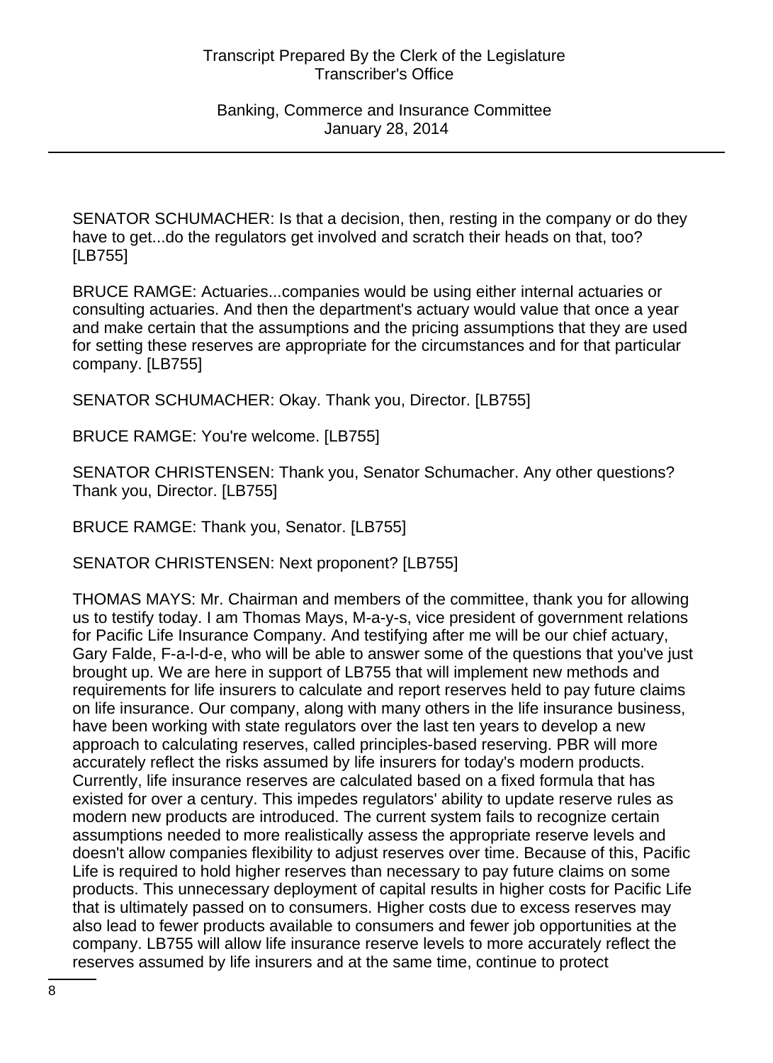SENATOR SCHUMACHER: Is that a decision, then, resting in the company or do they have to get...do the regulators get involved and scratch their heads on that, too? [LB755]

BRUCE RAMGE: Actuaries...companies would be using either internal actuaries or consulting actuaries. And then the department's actuary would value that once a year and make certain that the assumptions and the pricing assumptions that they are used for setting these reserves are appropriate for the circumstances and for that particular company. [LB755]

SENATOR SCHUMACHER: Okay. Thank you, Director. [LB755]

BRUCE RAMGE: You're welcome. [LB755]

SENATOR CHRISTENSEN: Thank you, Senator Schumacher. Any other questions? Thank you, Director. [LB755]

BRUCE RAMGE: Thank you, Senator. [LB755]

SENATOR CHRISTENSEN: Next proponent? [LB755]

THOMAS MAYS: Mr. Chairman and members of the committee, thank you for allowing us to testify today. I am Thomas Mays, M-a-y-s, vice president of government relations for Pacific Life Insurance Company. And testifying after me will be our chief actuary, Gary Falde, F-a-l-d-e, who will be able to answer some of the questions that you've just brought up. We are here in support of LB755 that will implement new methods and requirements for life insurers to calculate and report reserves held to pay future claims on life insurance. Our company, along with many others in the life insurance business, have been working with state regulators over the last ten years to develop a new approach to calculating reserves, called principles-based reserving. PBR will more accurately reflect the risks assumed by life insurers for today's modern products. Currently, life insurance reserves are calculated based on a fixed formula that has existed for over a century. This impedes regulators' ability to update reserve rules as modern new products are introduced. The current system fails to recognize certain assumptions needed to more realistically assess the appropriate reserve levels and doesn't allow companies flexibility to adjust reserves over time. Because of this, Pacific Life is required to hold higher reserves than necessary to pay future claims on some products. This unnecessary deployment of capital results in higher costs for Pacific Life that is ultimately passed on to consumers. Higher costs due to excess reserves may also lead to fewer products available to consumers and fewer job opportunities at the company. LB755 will allow life insurance reserve levels to more accurately reflect the reserves assumed by life insurers and at the same time, continue to protect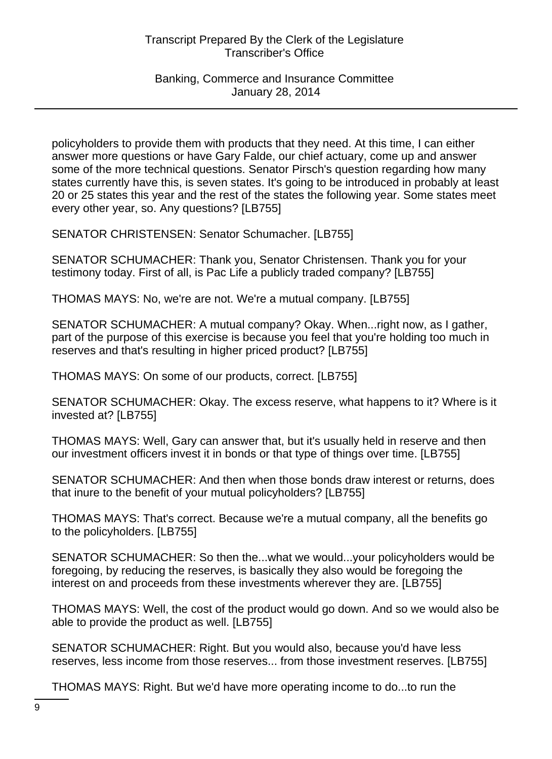policyholders to provide them with products that they need. At this time, I can either answer more questions or have Gary Falde, our chief actuary, come up and answer some of the more technical questions. Senator Pirsch's question regarding how many states currently have this, is seven states. It's going to be introduced in probably at least 20 or 25 states this year and the rest of the states the following year. Some states meet every other year, so. Any questions? [LB755]

SENATOR CHRISTENSEN: Senator Schumacher. [LB755]

SENATOR SCHUMACHER: Thank you, Senator Christensen. Thank you for your testimony today. First of all, is Pac Life a publicly traded company? [LB755]

THOMAS MAYS: No, we're are not. We're a mutual company. [LB755]

SENATOR SCHUMACHER: A mutual company? Okay. When...right now, as I gather, part of the purpose of this exercise is because you feel that you're holding too much in reserves and that's resulting in higher priced product? [LB755]

THOMAS MAYS: On some of our products, correct. [LB755]

SENATOR SCHUMACHER: Okay. The excess reserve, what happens to it? Where is it invested at? [LB755]

THOMAS MAYS: Well, Gary can answer that, but it's usually held in reserve and then our investment officers invest it in bonds or that type of things over time. [LB755]

SENATOR SCHUMACHER: And then when those bonds draw interest or returns, does that inure to the benefit of your mutual policyholders? [LB755]

THOMAS MAYS: That's correct. Because we're a mutual company, all the benefits go to the policyholders. [LB755]

SENATOR SCHUMACHER: So then the...what we would...your policyholders would be foregoing, by reducing the reserves, is basically they also would be foregoing the interest on and proceeds from these investments wherever they are. [LB755]

THOMAS MAYS: Well, the cost of the product would go down. And so we would also be able to provide the product as well. [LB755]

SENATOR SCHUMACHER: Right. But you would also, because you'd have less reserves, less income from those reserves... from those investment reserves. [LB755]

THOMAS MAYS: Right. But we'd have more operating income to do...to run the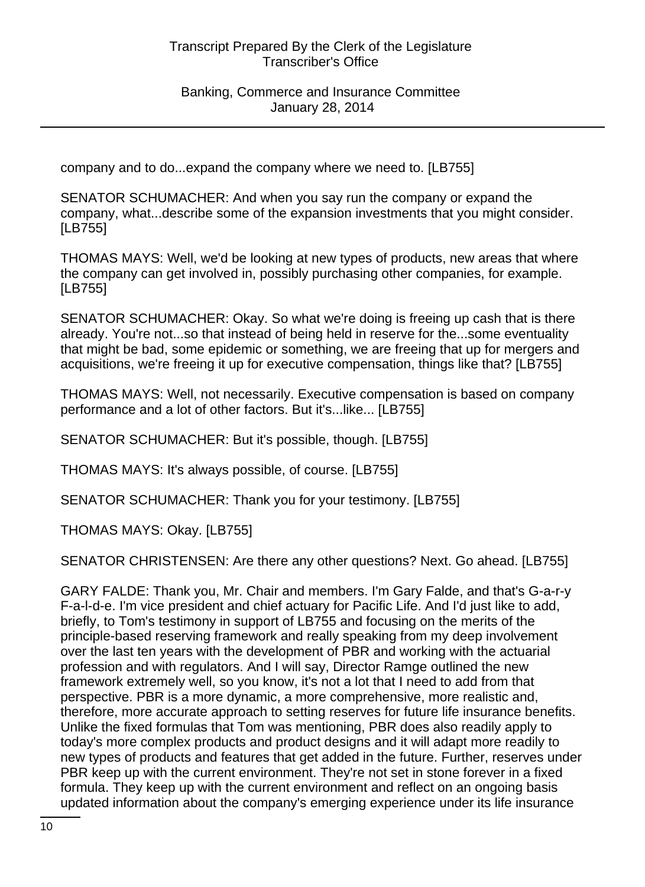company and to do...expand the company where we need to. [LB755]

SENATOR SCHUMACHER: And when you say run the company or expand the company, what...describe some of the expansion investments that you might consider. [LB755]

THOMAS MAYS: Well, we'd be looking at new types of products, new areas that where the company can get involved in, possibly purchasing other companies, for example. [LB755]

SENATOR SCHUMACHER: Okay. So what we're doing is freeing up cash that is there already. You're not...so that instead of being held in reserve for the...some eventuality that might be bad, some epidemic or something, we are freeing that up for mergers and acquisitions, we're freeing it up for executive compensation, things like that? [LB755]

THOMAS MAYS: Well, not necessarily. Executive compensation is based on company performance and a lot of other factors. But it's...like... [LB755]

SENATOR SCHUMACHER: But it's possible, though. [LB755]

THOMAS MAYS: It's always possible, of course. [LB755]

SENATOR SCHUMACHER: Thank you for your testimony. [LB755]

THOMAS MAYS: Okay. [LB755]

SENATOR CHRISTENSEN: Are there any other questions? Next. Go ahead. [LB755]

GARY FALDE: Thank you, Mr. Chair and members. I'm Gary Falde, and that's G-a-r-y F-a-l-d-e. I'm vice president and chief actuary for Pacific Life. And I'd just like to add, briefly, to Tom's testimony in support of LB755 and focusing on the merits of the principle-based reserving framework and really speaking from my deep involvement over the last ten years with the development of PBR and working with the actuarial profession and with regulators. And I will say, Director Ramge outlined the new framework extremely well, so you know, it's not a lot that I need to add from that perspective. PBR is a more dynamic, a more comprehensive, more realistic and, therefore, more accurate approach to setting reserves for future life insurance benefits. Unlike the fixed formulas that Tom was mentioning, PBR does also readily apply to today's more complex products and product designs and it will adapt more readily to new types of products and features that get added in the future. Further, reserves under PBR keep up with the current environment. They're not set in stone forever in a fixed formula. They keep up with the current environment and reflect on an ongoing basis updated information about the company's emerging experience under its life insurance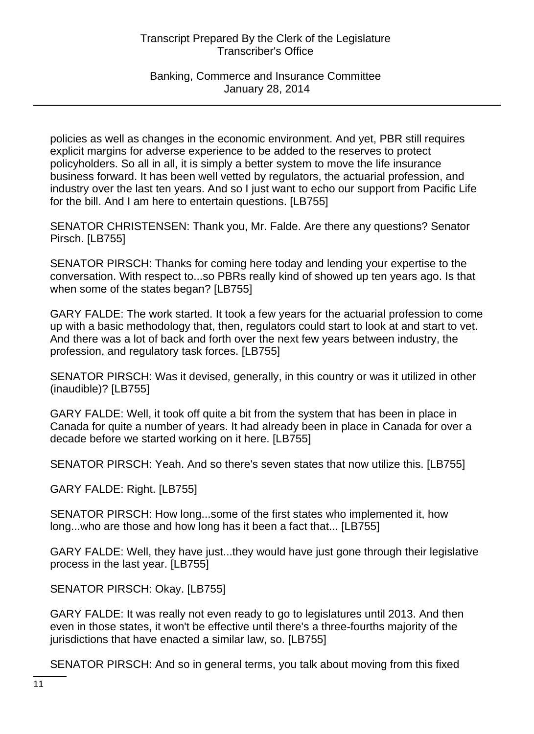policies as well as changes in the economic environment. And yet, PBR still requires explicit margins for adverse experience to be added to the reserves to protect policyholders. So all in all, it is simply a better system to move the life insurance business forward. It has been well vetted by regulators, the actuarial profession, and industry over the last ten years. And so I just want to echo our support from Pacific Life for the bill. And I am here to entertain questions. [LB755]

SENATOR CHRISTENSEN: Thank you, Mr. Falde. Are there any questions? Senator Pirsch. [LB755]

SENATOR PIRSCH: Thanks for coming here today and lending your expertise to the conversation. With respect to...so PBRs really kind of showed up ten years ago. Is that when some of the states began? [LB755]

GARY FALDE: The work started. It took a few years for the actuarial profession to come up with a basic methodology that, then, regulators could start to look at and start to vet. And there was a lot of back and forth over the next few years between industry, the profession, and regulatory task forces. [LB755]

SENATOR PIRSCH: Was it devised, generally, in this country or was it utilized in other (inaudible)? [LB755]

GARY FALDE: Well, it took off quite a bit from the system that has been in place in Canada for quite a number of years. It had already been in place in Canada for over a decade before we started working on it here. [LB755]

SENATOR PIRSCH: Yeah. And so there's seven states that now utilize this. [LB755]

GARY FALDE: Right. [LB755]

SENATOR PIRSCH: How long...some of the first states who implemented it, how long...who are those and how long has it been a fact that... [LB755]

GARY FALDE: Well, they have just...they would have just gone through their legislative process in the last year. [LB755]

SENATOR PIRSCH: Okay. [LB755]

GARY FALDE: It was really not even ready to go to legislatures until 2013. And then even in those states, it won't be effective until there's a three-fourths majority of the jurisdictions that have enacted a similar law, so. [LB755]

SENATOR PIRSCH: And so in general terms, you talk about moving from this fixed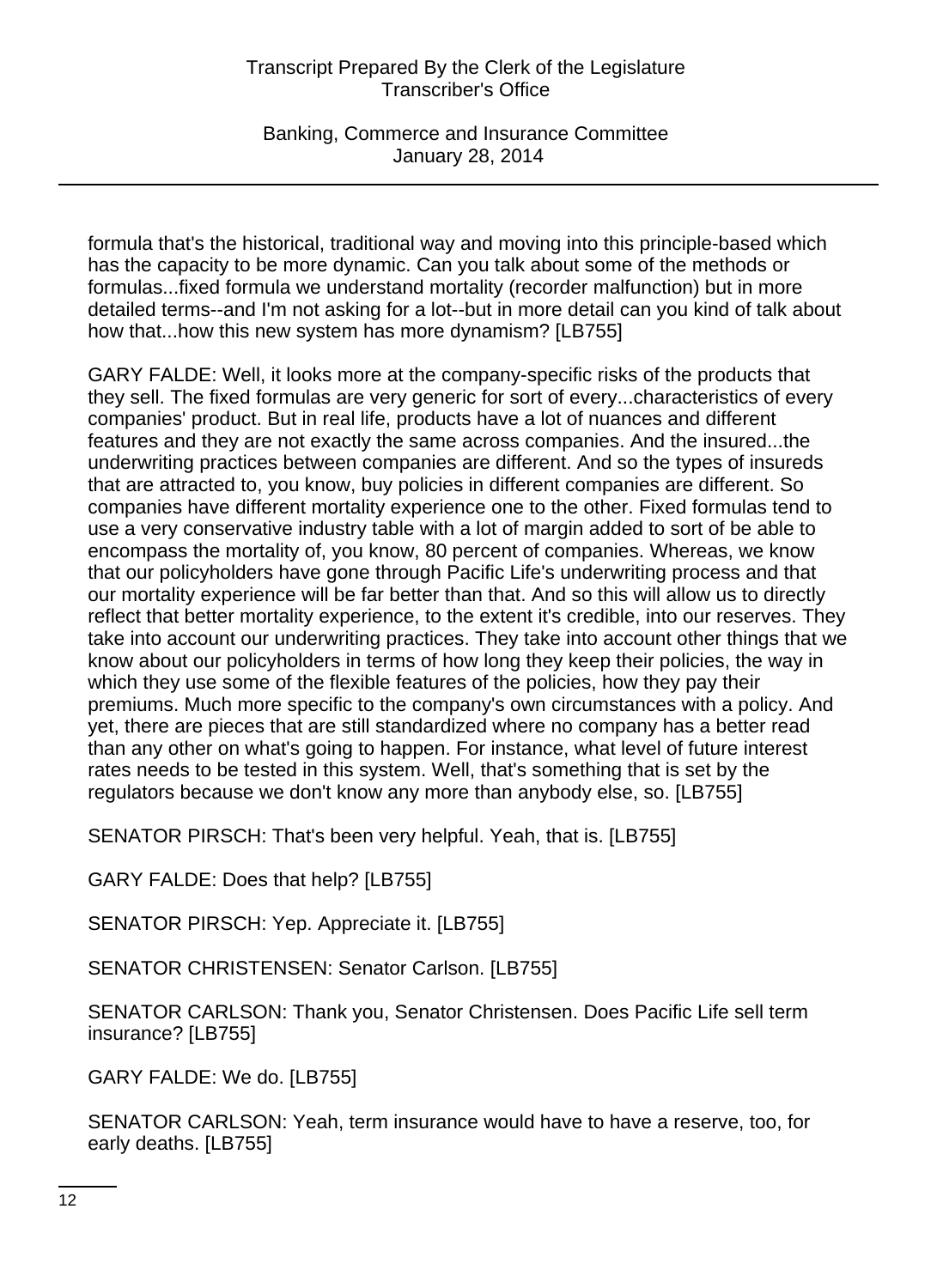formula that's the historical, traditional way and moving into this principle-based which has the capacity to be more dynamic. Can you talk about some of the methods or formulas...fixed formula we understand mortality (recorder malfunction) but in more detailed terms--and I'm not asking for a lot--but in more detail can you kind of talk about how that...how this new system has more dynamism? [LB755]

GARY FALDE: Well, it looks more at the company-specific risks of the products that they sell. The fixed formulas are very generic for sort of every...characteristics of every companies' product. But in real life, products have a lot of nuances and different features and they are not exactly the same across companies. And the insured...the underwriting practices between companies are different. And so the types of insureds that are attracted to, you know, buy policies in different companies are different. So companies have different mortality experience one to the other. Fixed formulas tend to use a very conservative industry table with a lot of margin added to sort of be able to encompass the mortality of, you know, 80 percent of companies. Whereas, we know that our policyholders have gone through Pacific Life's underwriting process and that our mortality experience will be far better than that. And so this will allow us to directly reflect that better mortality experience, to the extent it's credible, into our reserves. They take into account our underwriting practices. They take into account other things that we know about our policyholders in terms of how long they keep their policies, the way in which they use some of the flexible features of the policies, how they pay their premiums. Much more specific to the company's own circumstances with a policy. And yet, there are pieces that are still standardized where no company has a better read than any other on what's going to happen. For instance, what level of future interest rates needs to be tested in this system. Well, that's something that is set by the regulators because we don't know any more than anybody else, so. [LB755]

SENATOR PIRSCH: That's been very helpful. Yeah, that is. [LB755]

GARY FALDE: Does that help? [LB755]

SENATOR PIRSCH: Yep. Appreciate it. [LB755]

SENATOR CHRISTENSEN: Senator Carlson. [LB755]

SENATOR CARLSON: Thank you, Senator Christensen. Does Pacific Life sell term insurance? [LB755]

GARY FALDE: We do. [LB755]

SENATOR CARLSON: Yeah, term insurance would have to have a reserve, too, for early deaths. [LB755]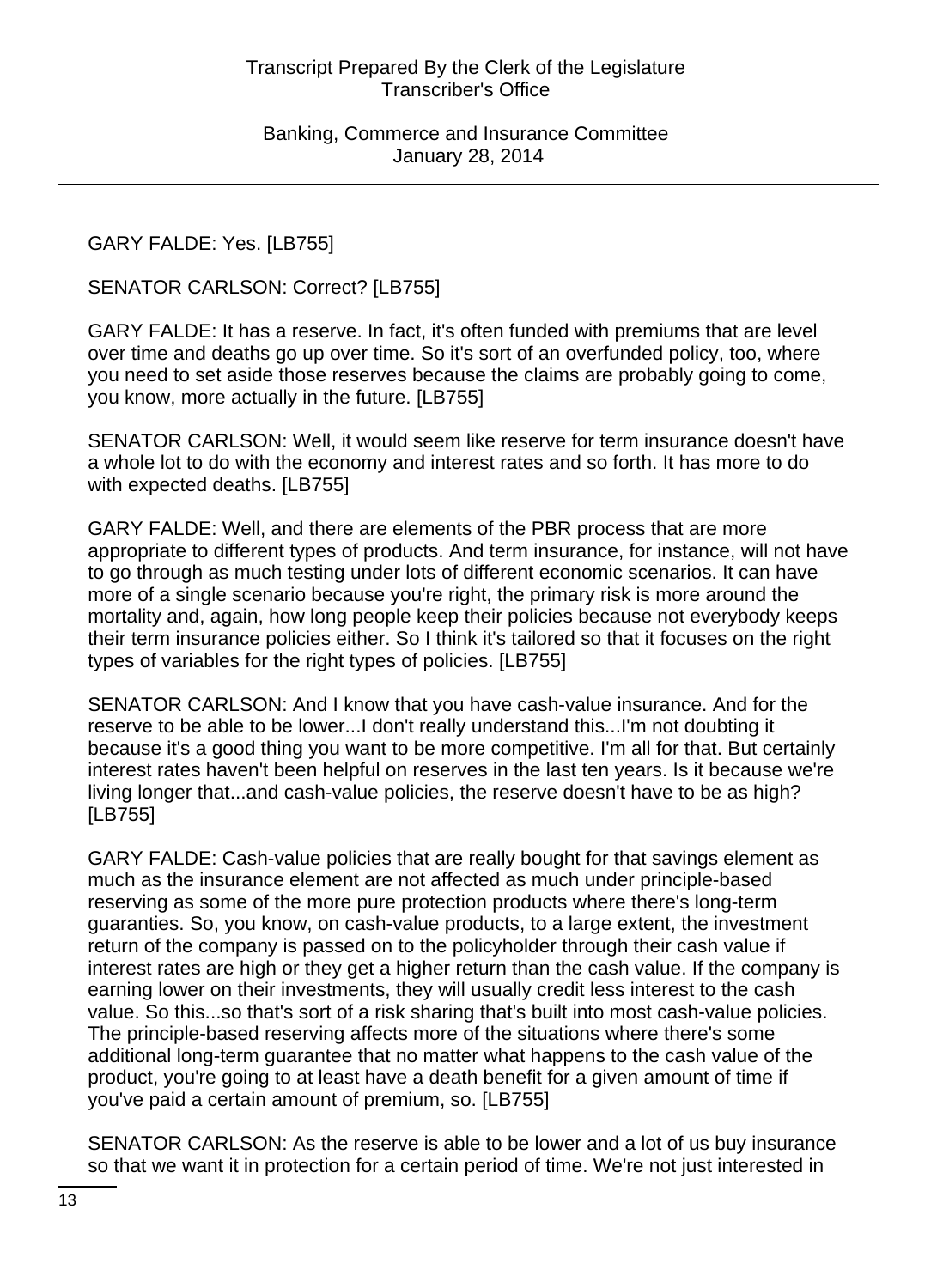GARY FALDE: Yes. [LB755]

SENATOR CARLSON: Correct? [LB755]

GARY FALDE: It has a reserve. In fact, it's often funded with premiums that are level over time and deaths go up over time. So it's sort of an overfunded policy, too, where you need to set aside those reserves because the claims are probably going to come, you know, more actually in the future. [LB755]

SENATOR CARLSON: Well, it would seem like reserve for term insurance doesn't have a whole lot to do with the economy and interest rates and so forth. It has more to do with expected deaths. [LB755]

GARY FALDE: Well, and there are elements of the PBR process that are more appropriate to different types of products. And term insurance, for instance, will not have to go through as much testing under lots of different economic scenarios. It can have more of a single scenario because you're right, the primary risk is more around the mortality and, again, how long people keep their policies because not everybody keeps their term insurance policies either. So I think it's tailored so that it focuses on the right types of variables for the right types of policies. [LB755]

SENATOR CARLSON: And I know that you have cash-value insurance. And for the reserve to be able to be lower...I don't really understand this...I'm not doubting it because it's a good thing you want to be more competitive. I'm all for that. But certainly interest rates haven't been helpful on reserves in the last ten years. Is it because we're living longer that...and cash-value policies, the reserve doesn't have to be as high? [LB755]

GARY FALDE: Cash-value policies that are really bought for that savings element as much as the insurance element are not affected as much under principle-based reserving as some of the more pure protection products where there's long-term guaranties. So, you know, on cash-value products, to a large extent, the investment return of the company is passed on to the policyholder through their cash value if interest rates are high or they get a higher return than the cash value. If the company is earning lower on their investments, they will usually credit less interest to the cash value. So this...so that's sort of a risk sharing that's built into most cash-value policies. The principle-based reserving affects more of the situations where there's some additional long-term guarantee that no matter what happens to the cash value of the product, you're going to at least have a death benefit for a given amount of time if you've paid a certain amount of premium, so. [LB755]

SENATOR CARLSON: As the reserve is able to be lower and a lot of us buy insurance so that we want it in protection for a certain period of time. We're not just interested in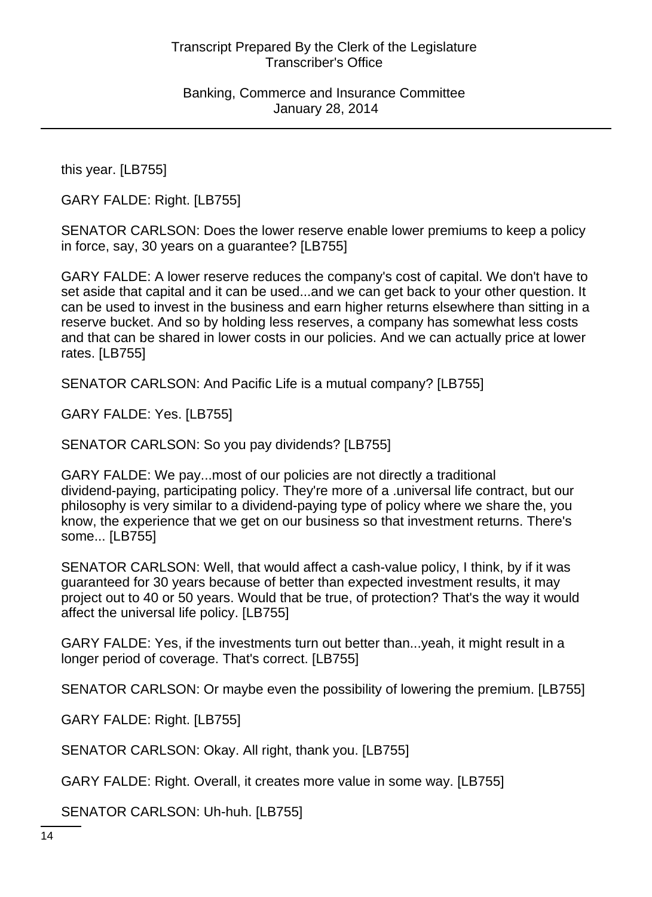this year. [LB755]

GARY FALDE: Right. [LB755]

SENATOR CARLSON: Does the lower reserve enable lower premiums to keep a policy in force, say, 30 years on a guarantee? [LB755]

GARY FALDE: A lower reserve reduces the company's cost of capital. We don't have to set aside that capital and it can be used...and we can get back to your other question. It can be used to invest in the business and earn higher returns elsewhere than sitting in a reserve bucket. And so by holding less reserves, a company has somewhat less costs and that can be shared in lower costs in our policies. And we can actually price at lower rates. [LB755]

SENATOR CARLSON: And Pacific Life is a mutual company? [LB755]

GARY FALDE: Yes. [LB755]

SENATOR CARLSON: So you pay dividends? [LB755]

GARY FALDE: We pay...most of our policies are not directly a traditional dividend-paying, participating policy. They're more of a .universal life contract, but our philosophy is very similar to a dividend-paying type of policy where we share the, you know, the experience that we get on our business so that investment returns. There's some... [LB755]

SENATOR CARLSON: Well, that would affect a cash-value policy, I think, by if it was guaranteed for 30 years because of better than expected investment results, it may project out to 40 or 50 years. Would that be true, of protection? That's the way it would affect the universal life policy. [LB755]

GARY FALDE: Yes, if the investments turn out better than...yeah, it might result in a longer period of coverage. That's correct. [LB755]

SENATOR CARLSON: Or maybe even the possibility of lowering the premium. [LB755]

GARY FALDE: Right. [LB755]

SENATOR CARLSON: Okay. All right, thank you. [LB755]

GARY FALDE: Right. Overall, it creates more value in some way. [LB755]

SENATOR CARLSON: Uh-huh. [LB755]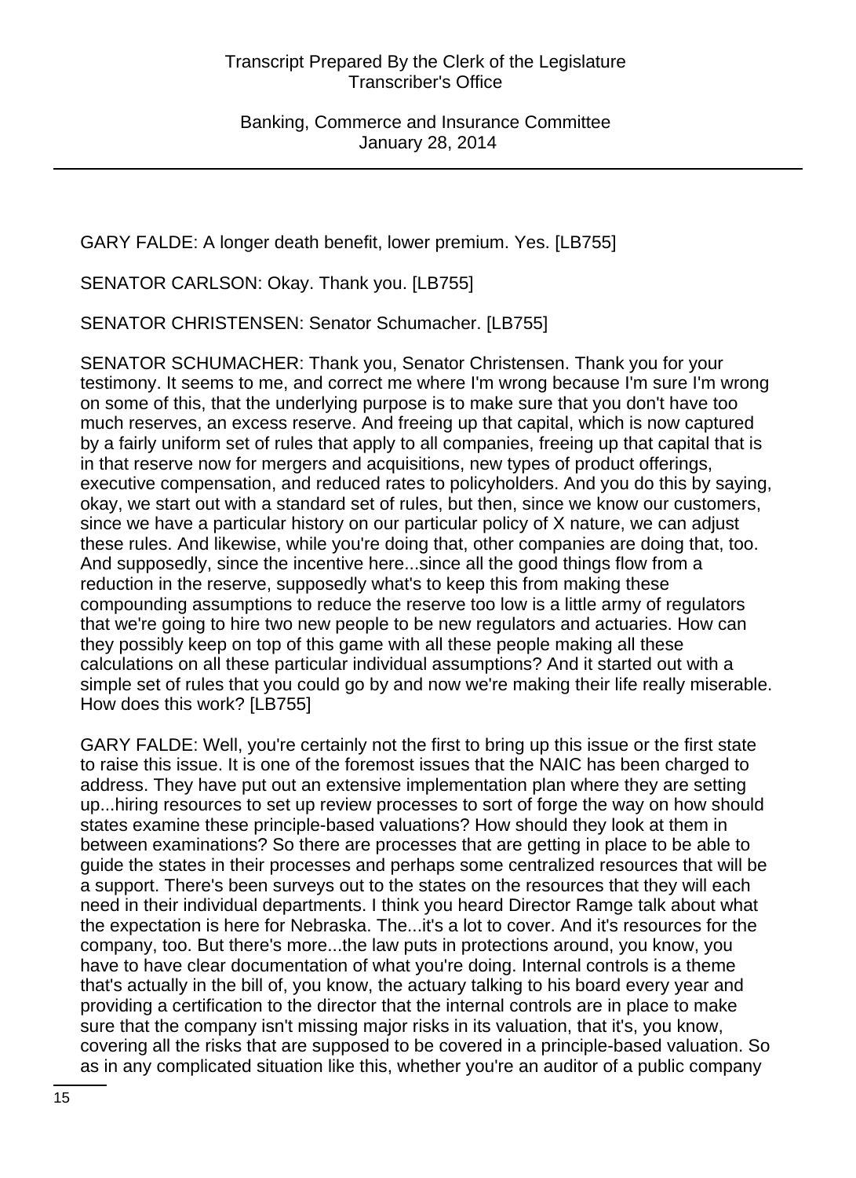GARY FALDE: A longer death benefit, lower premium. Yes. [LB755]

SENATOR CARLSON: Okay. Thank you. [LB755]

SENATOR CHRISTENSEN: Senator Schumacher. [LB755]

SENATOR SCHUMACHER: Thank you, Senator Christensen. Thank you for your testimony. It seems to me, and correct me where I'm wrong because I'm sure I'm wrong on some of this, that the underlying purpose is to make sure that you don't have too much reserves, an excess reserve. And freeing up that capital, which is now captured by a fairly uniform set of rules that apply to all companies, freeing up that capital that is in that reserve now for mergers and acquisitions, new types of product offerings, executive compensation, and reduced rates to policyholders. And you do this by saying, okay, we start out with a standard set of rules, but then, since we know our customers, since we have a particular history on our particular policy of X nature, we can adjust these rules. And likewise, while you're doing that, other companies are doing that, too. And supposedly, since the incentive here...since all the good things flow from a reduction in the reserve, supposedly what's to keep this from making these compounding assumptions to reduce the reserve too low is a little army of regulators that we're going to hire two new people to be new regulators and actuaries. How can they possibly keep on top of this game with all these people making all these calculations on all these particular individual assumptions? And it started out with a simple set of rules that you could go by and now we're making their life really miserable. How does this work? [LB755]

GARY FALDE: Well, you're certainly not the first to bring up this issue or the first state to raise this issue. It is one of the foremost issues that the NAIC has been charged to address. They have put out an extensive implementation plan where they are setting up...hiring resources to set up review processes to sort of forge the way on how should states examine these principle-based valuations? How should they look at them in between examinations? So there are processes that are getting in place to be able to guide the states in their processes and perhaps some centralized resources that will be a support. There's been surveys out to the states on the resources that they will each need in their individual departments. I think you heard Director Ramge talk about what the expectation is here for Nebraska. The...it's a lot to cover. And it's resources for the company, too. But there's more...the law puts in protections around, you know, you have to have clear documentation of what you're doing. Internal controls is a theme that's actually in the bill of, you know, the actuary talking to his board every year and providing a certification to the director that the internal controls are in place to make sure that the company isn't missing major risks in its valuation, that it's, you know, covering all the risks that are supposed to be covered in a principle-based valuation. So as in any complicated situation like this, whether you're an auditor of a public company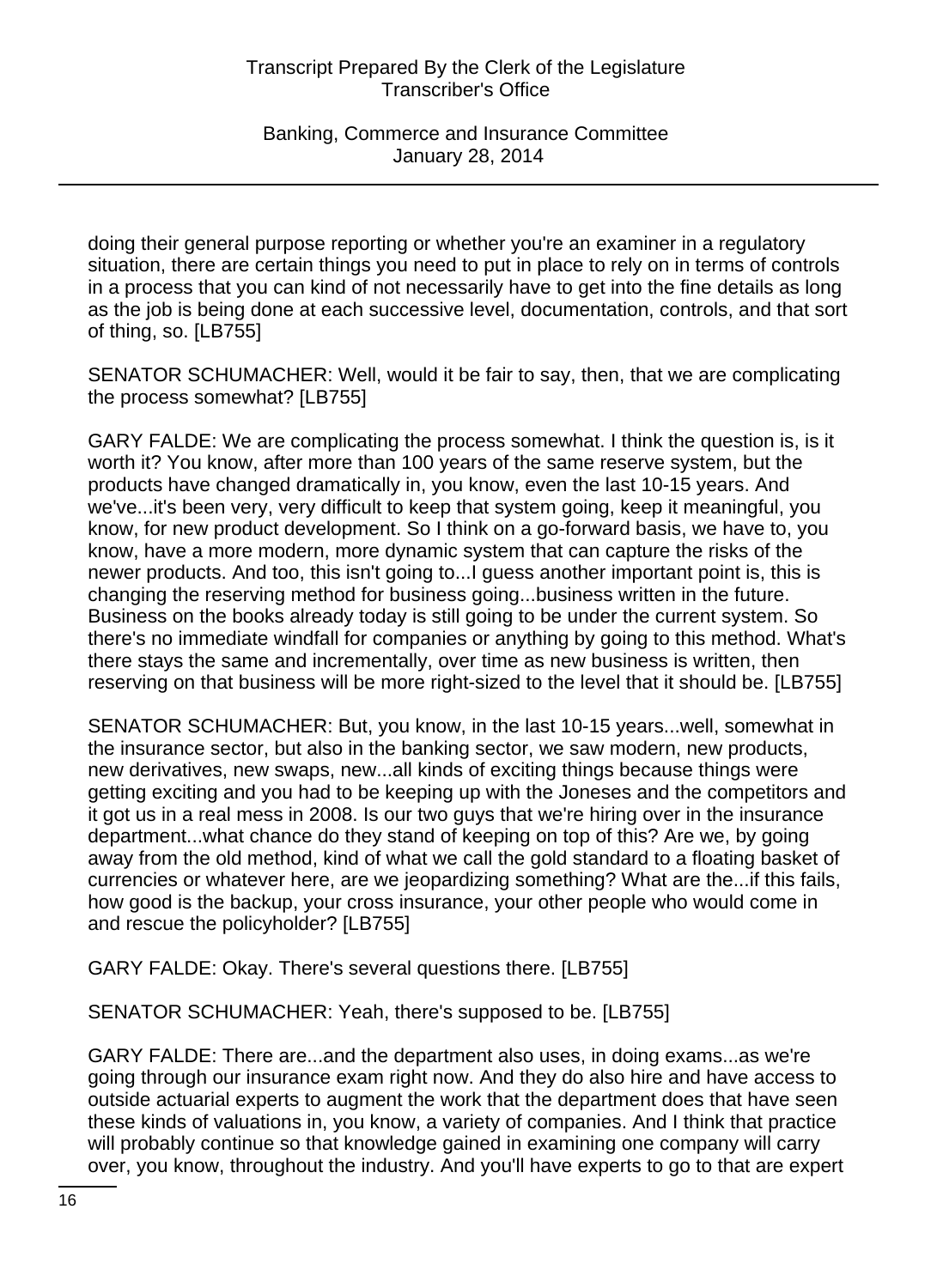doing their general purpose reporting or whether you're an examiner in a regulatory situation, there are certain things you need to put in place to rely on in terms of controls in a process that you can kind of not necessarily have to get into the fine details as long as the job is being done at each successive level, documentation, controls, and that sort of thing, so. [LB755]

SENATOR SCHUMACHER: Well, would it be fair to say, then, that we are complicating the process somewhat? [LB755]

GARY FALDE: We are complicating the process somewhat. I think the question is, is it worth it? You know, after more than 100 years of the same reserve system, but the products have changed dramatically in, you know, even the last 10-15 years. And we've...it's been very, very difficult to keep that system going, keep it meaningful, you know, for new product development. So I think on a go-forward basis, we have to, you know, have a more modern, more dynamic system that can capture the risks of the newer products. And too, this isn't going to...I guess another important point is, this is changing the reserving method for business going...business written in the future. Business on the books already today is still going to be under the current system. So there's no immediate windfall for companies or anything by going to this method. What's there stays the same and incrementally, over time as new business is written, then reserving on that business will be more right-sized to the level that it should be. [LB755]

SENATOR SCHUMACHER: But, you know, in the last 10-15 years...well, somewhat in the insurance sector, but also in the banking sector, we saw modern, new products, new derivatives, new swaps, new...all kinds of exciting things because things were getting exciting and you had to be keeping up with the Joneses and the competitors and it got us in a real mess in 2008. Is our two guys that we're hiring over in the insurance department...what chance do they stand of keeping on top of this? Are we, by going away from the old method, kind of what we call the gold standard to a floating basket of currencies or whatever here, are we jeopardizing something? What are the...if this fails, how good is the backup, your cross insurance, your other people who would come in and rescue the policyholder? [LB755]

GARY FALDE: Okay. There's several questions there. [LB755]

SENATOR SCHUMACHER: Yeah, there's supposed to be. [LB755]

GARY FALDE: There are...and the department also uses, in doing exams...as we're going through our insurance exam right now. And they do also hire and have access to outside actuarial experts to augment the work that the department does that have seen these kinds of valuations in, you know, a variety of companies. And I think that practice will probably continue so that knowledge gained in examining one company will carry over, you know, throughout the industry. And you'll have experts to go to that are expert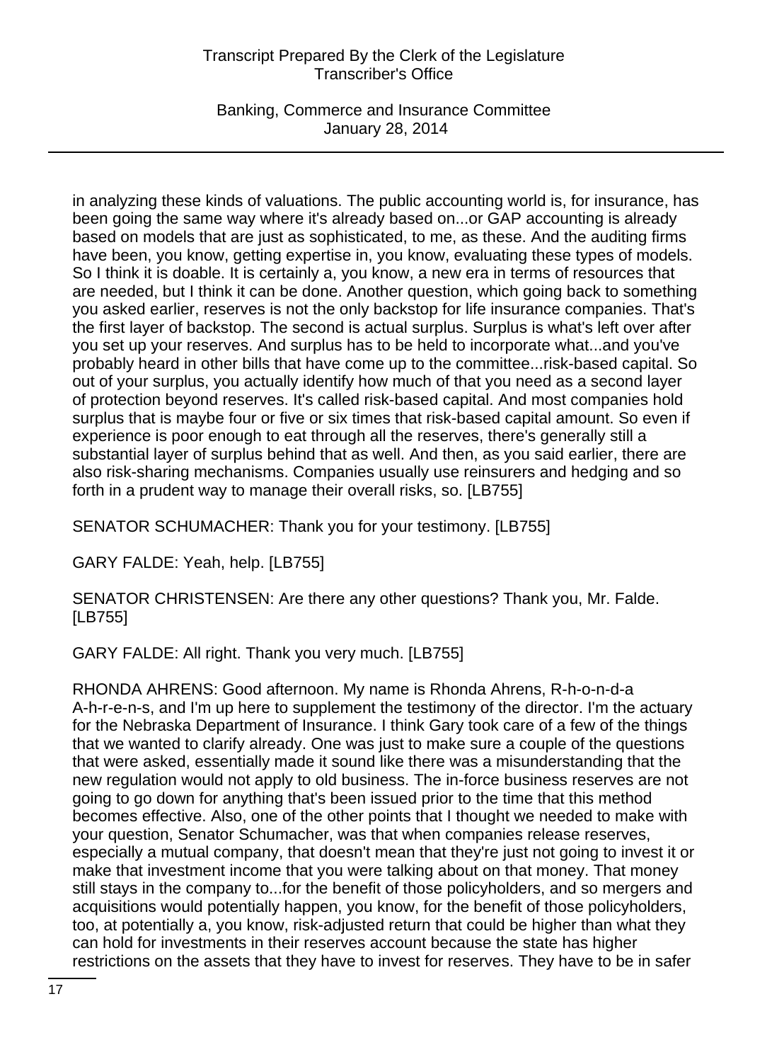in analyzing these kinds of valuations. The public accounting world is, for insurance, has been going the same way where it's already based on...or GAP accounting is already based on models that are just as sophisticated, to me, as these. And the auditing firms have been, you know, getting expertise in, you know, evaluating these types of models. So I think it is doable. It is certainly a, you know, a new era in terms of resources that are needed, but I think it can be done. Another question, which going back to something you asked earlier, reserves is not the only backstop for life insurance companies. That's the first layer of backstop. The second is actual surplus. Surplus is what's left over after you set up your reserves. And surplus has to be held to incorporate what...and you've probably heard in other bills that have come up to the committee...risk-based capital. So out of your surplus, you actually identify how much of that you need as a second layer of protection beyond reserves. It's called risk-based capital. And most companies hold surplus that is maybe four or five or six times that risk-based capital amount. So even if experience is poor enough to eat through all the reserves, there's generally still a substantial layer of surplus behind that as well. And then, as you said earlier, there are also risk-sharing mechanisms. Companies usually use reinsurers and hedging and so forth in a prudent way to manage their overall risks, so. [LB755]

SENATOR SCHUMACHER: Thank you for your testimony. [LB755]

GARY FALDE: Yeah, help. [LB755]

SENATOR CHRISTENSEN: Are there any other questions? Thank you, Mr. Falde. [LB755]

GARY FALDE: All right. Thank you very much. [LB755]

RHONDA AHRENS: Good afternoon. My name is Rhonda Ahrens, R-h-o-n-d-a A-h-r-e-n-s, and I'm up here to supplement the testimony of the director. I'm the actuary for the Nebraska Department of Insurance. I think Gary took care of a few of the things that we wanted to clarify already. One was just to make sure a couple of the questions that were asked, essentially made it sound like there was a misunderstanding that the new regulation would not apply to old business. The in-force business reserves are not going to go down for anything that's been issued prior to the time that this method becomes effective. Also, one of the other points that I thought we needed to make with your question, Senator Schumacher, was that when companies release reserves, especially a mutual company, that doesn't mean that they're just not going to invest it or make that investment income that you were talking about on that money. That money still stays in the company to...for the benefit of those policyholders, and so mergers and acquisitions would potentially happen, you know, for the benefit of those policyholders, too, at potentially a, you know, risk-adjusted return that could be higher than what they can hold for investments in their reserves account because the state has higher restrictions on the assets that they have to invest for reserves. They have to be in safer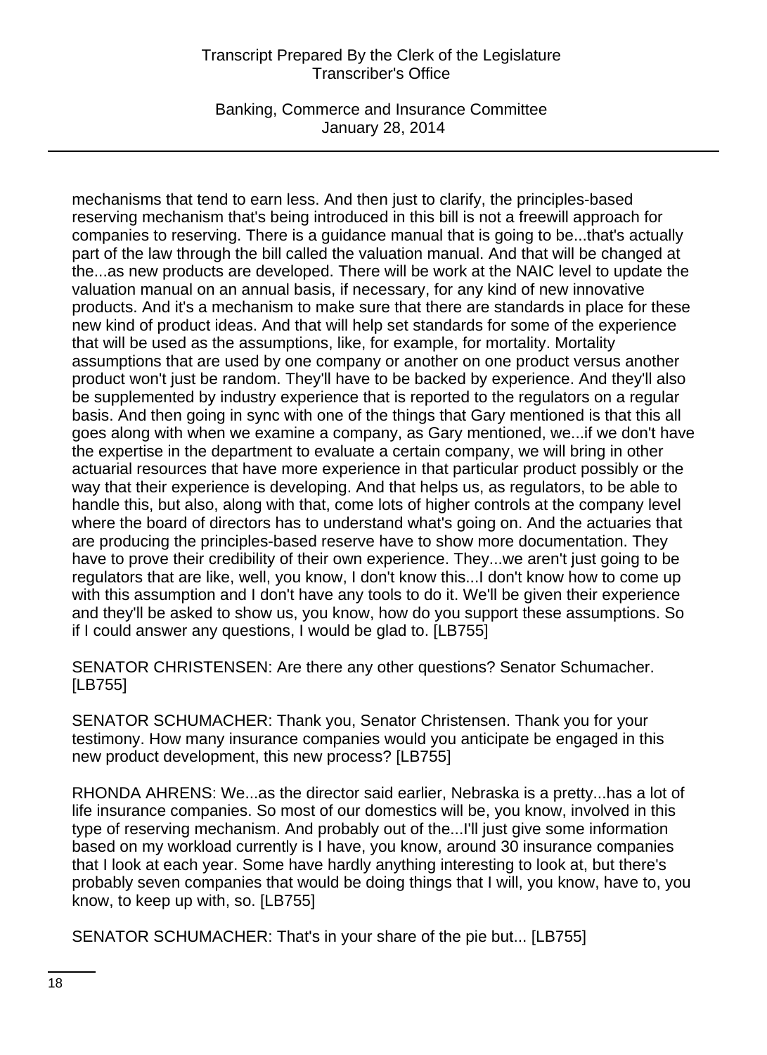mechanisms that tend to earn less. And then just to clarify, the principles-based reserving mechanism that's being introduced in this bill is not a freewill approach for companies to reserving. There is a guidance manual that is going to be...that's actually part of the law through the bill called the valuation manual. And that will be changed at the...as new products are developed. There will be work at the NAIC level to update the valuation manual on an annual basis, if necessary, for any kind of new innovative products. And it's a mechanism to make sure that there are standards in place for these new kind of product ideas. And that will help set standards for some of the experience that will be used as the assumptions, like, for example, for mortality. Mortality assumptions that are used by one company or another on one product versus another product won't just be random. They'll have to be backed by experience. And they'll also be supplemented by industry experience that is reported to the regulators on a regular basis. And then going in sync with one of the things that Gary mentioned is that this all goes along with when we examine a company, as Gary mentioned, we...if we don't have the expertise in the department to evaluate a certain company, we will bring in other actuarial resources that have more experience in that particular product possibly or the way that their experience is developing. And that helps us, as regulators, to be able to handle this, but also, along with that, come lots of higher controls at the company level where the board of directors has to understand what's going on. And the actuaries that are producing the principles-based reserve have to show more documentation. They have to prove their credibility of their own experience. They...we aren't just going to be regulators that are like, well, you know, I don't know this...I don't know how to come up with this assumption and I don't have any tools to do it. We'll be given their experience and they'll be asked to show us, you know, how do you support these assumptions. So if I could answer any questions, I would be glad to. [LB755]

SENATOR CHRISTENSEN: Are there any other questions? Senator Schumacher. [LB755]

SENATOR SCHUMACHER: Thank you, Senator Christensen. Thank you for your testimony. How many insurance companies would you anticipate be engaged in this new product development, this new process? [LB755]

RHONDA AHRENS: We...as the director said earlier, Nebraska is a pretty...has a lot of life insurance companies. So most of our domestics will be, you know, involved in this type of reserving mechanism. And probably out of the...I'll just give some information based on my workload currently is I have, you know, around 30 insurance companies that I look at each year. Some have hardly anything interesting to look at, but there's probably seven companies that would be doing things that I will, you know, have to, you know, to keep up with, so. [LB755]

SENATOR SCHUMACHER: That's in your share of the pie but... [LB755]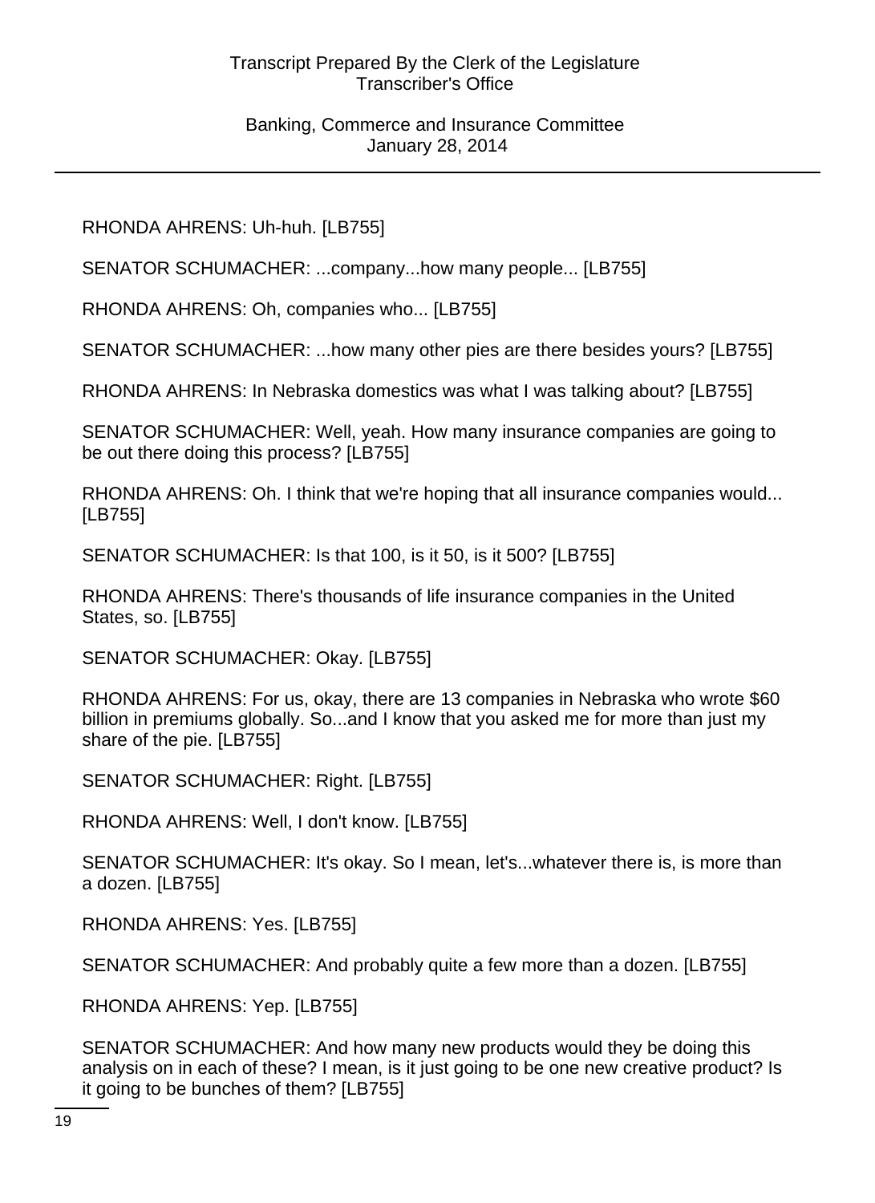RHONDA AHRENS: Uh-huh. [LB755]

SENATOR SCHUMACHER: ...company...how many people... [LB755]

RHONDA AHRENS: Oh, companies who... [LB755]

SENATOR SCHUMACHER: ...how many other pies are there besides yours? [LB755]

RHONDA AHRENS: In Nebraska domestics was what I was talking about? [LB755]

SENATOR SCHUMACHER: Well, yeah. How many insurance companies are going to be out there doing this process? [LB755]

RHONDA AHRENS: Oh. I think that we're hoping that all insurance companies would... [LB755]

SENATOR SCHUMACHER: Is that 100, is it 50, is it 500? [LB755]

RHONDA AHRENS: There's thousands of life insurance companies in the United States, so. [LB755]

SENATOR SCHUMACHER: Okay. [LB755]

RHONDA AHRENS: For us, okay, there are 13 companies in Nebraska who wrote $60 billion in premiums globally. So...and I know that you asked me for more than just my share of the pie. [LB755]

SENATOR SCHUMACHER: Right. [LB755]

RHONDA AHRENS: Well, I don't know. [LB755]

SENATOR SCHUMACHER: It's okay. So I mean, let's...whatever there is, is more than a dozen. [LB755]

RHONDA AHRENS: Yes. [LB755]

SENATOR SCHUMACHER: And probably quite a few more than a dozen. [LB755]

RHONDA AHRENS: Yep. [LB755]

SENATOR SCHUMACHER: And how many new products would they be doing this analysis on in each of these? I mean, is it just going to be one new creative product? Is it going to be bunches of them? [LB755]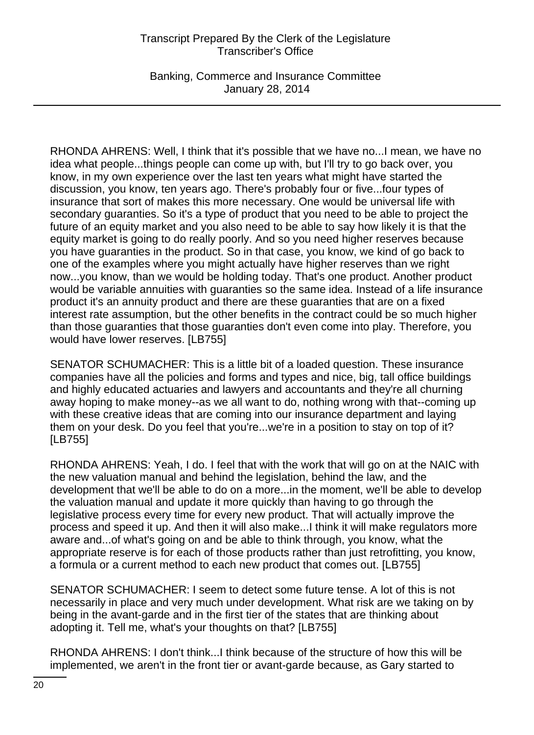RHONDA AHRENS: Well, I think that it's possible that we have no...I mean, we have no idea what people...things people can come up with, but I'll try to go back over, you know, in my own experience over the last ten years what might have started the discussion, you know, ten years ago. There's probably four or five...four types of insurance that sort of makes this more necessary. One would be universal life with secondary guaranties. So it's a type of product that you need to be able to project the future of an equity market and you also need to be able to say how likely it is that the equity market is going to do really poorly. And so you need higher reserves because you have guaranties in the product. So in that case, you know, we kind of go back to one of the examples where you might actually have higher reserves than we right now...you know, than we would be holding today. That's one product. Another product would be variable annuities with guaranties so the same idea. Instead of a life insurance product it's an annuity product and there are these guaranties that are on a fixed interest rate assumption, but the other benefits in the contract could be so much higher than those guaranties that those guaranties don't even come into play. Therefore, you would have lower reserves. [LB755]

SENATOR SCHUMACHER: This is a little bit of a loaded question. These insurance companies have all the policies and forms and types and nice, big, tall office buildings and highly educated actuaries and lawyers and accountants and they're all churning away hoping to make money--as we all want to do, nothing wrong with that--coming up with these creative ideas that are coming into our insurance department and laying them on your desk. Do you feel that you're...we're in a position to stay on top of it? [LB755]

RHONDA AHRENS: Yeah, I do. I feel that with the work that will go on at the NAIC with the new valuation manual and behind the legislation, behind the law, and the development that we'll be able to do on a more...in the moment, we'll be able to develop the valuation manual and update it more quickly than having to go through the legislative process every time for every new product. That will actually improve the process and speed it up. And then it will also make...I think it will make regulators more aware and...of what's going on and be able to think through, you know, what the appropriate reserve is for each of those products rather than just retrofitting, you know, a formula or a current method to each new product that comes out. [LB755]

SENATOR SCHUMACHER: I seem to detect some future tense. A lot of this is not necessarily in place and very much under development. What risk are we taking on by being in the avant-garde and in the first tier of the states that are thinking about adopting it. Tell me, what's your thoughts on that? [LB755]

RHONDA AHRENS: I don't think...I think because of the structure of how this will be implemented, we aren't in the front tier or avant-garde because, as Gary started to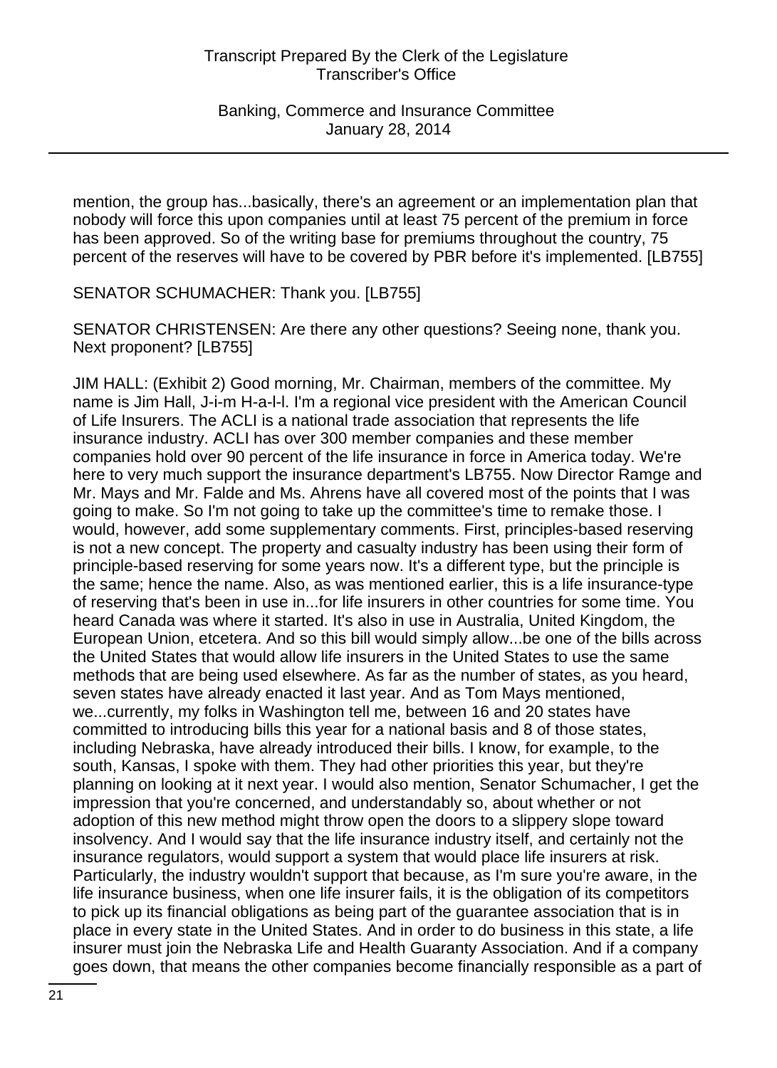mention, the group has...basically, there's an agreement or an implementation plan that nobody will force this upon companies until at least 75 percent of the premium in force has been approved. So of the writing base for premiums throughout the country, 75 percent of the reserves will have to be covered by PBR before it's implemented. [LB755]

SENATOR SCHUMACHER: Thank you. [LB755]

SENATOR CHRISTENSEN: Are there any other questions? Seeing none, thank you. Next proponent? [LB755]

JIM HALL: (Exhibit 2) Good morning, Mr. Chairman, members of the committee. My name is Jim Hall, J-i-m H-a-l-l. I'm a regional vice president with the American Council of Life Insurers. The ACLI is a national trade association that represents the life insurance industry. ACLI has over 300 member companies and these member companies hold over 90 percent of the life insurance in force in America today. We're here to very much support the insurance department's LB755. Now Director Ramge and Mr. Mays and Mr. Falde and Ms. Ahrens have all covered most of the points that I was going to make. So I'm not going to take up the committee's time to remake those. I would, however, add some supplementary comments. First, principles-based reserving is not a new concept. The property and casualty industry has been using their form of principle-based reserving for some years now. It's a different type, but the principle is the same; hence the name. Also, as was mentioned earlier, this is a life insurance-type of reserving that's been in use in...for life insurers in other countries for some time. You heard Canada was where it started. It's also in use in Australia, United Kingdom, the European Union, etcetera. And so this bill would simply allow...be one of the bills across the United States that would allow life insurers in the United States to use the same methods that are being used elsewhere. As far as the number of states, as you heard, seven states have already enacted it last year. And as Tom Mays mentioned, we...currently, my folks in Washington tell me, between 16 and 20 states have committed to introducing bills this year for a national basis and 8 of those states, including Nebraska, have already introduced their bills. I know, for example, to the south, Kansas, I spoke with them. They had other priorities this year, but they're planning on looking at it next year. I would also mention, Senator Schumacher, I get the impression that you're concerned, and understandably so, about whether or not adoption of this new method might throw open the doors to a slippery slope toward insolvency. And I would say that the life insurance industry itself, and certainly not the insurance regulators, would support a system that would place life insurers at risk. Particularly, the industry wouldn't support that because, as I'm sure you're aware, in the life insurance business, when one life insurer fails, it is the obligation of its competitors to pick up its financial obligations as being part of the guarantee association that is in place in every state in the United States. And in order to do business in this state, a life insurer must join the Nebraska Life and Health Guaranty Association. And if a company goes down, that means the other companies become financially responsible as a part of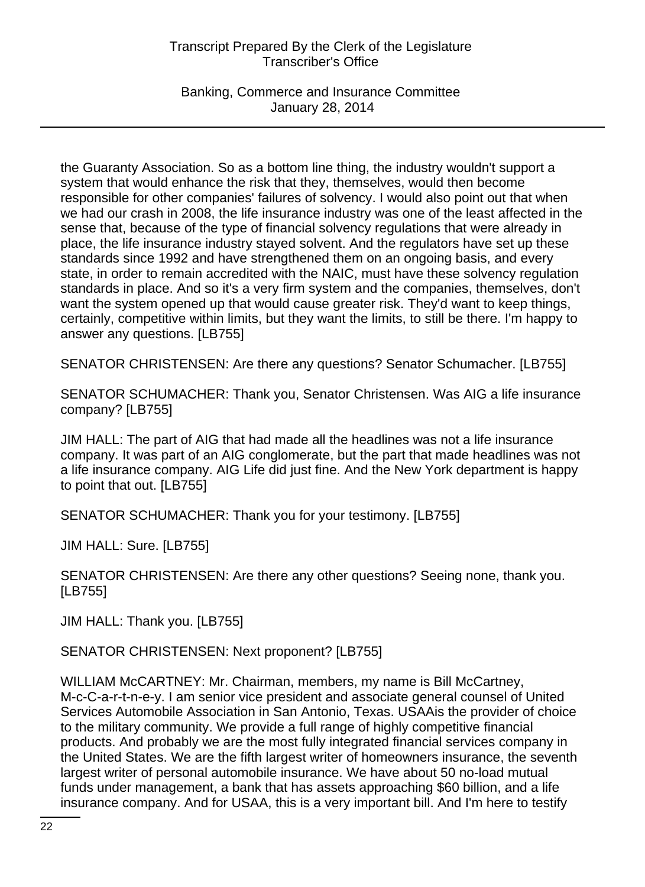the Guaranty Association. So as a bottom line thing, the industry wouldn't support a system that would enhance the risk that they, themselves, would then become responsible for other companies' failures of solvency. I would also point out that when we had our crash in 2008, the life insurance industry was one of the least affected in the sense that, because of the type of financial solvency regulations that were already in place, the life insurance industry stayed solvent. And the regulators have set up these standards since 1992 and have strengthened them on an ongoing basis, and every state, in order to remain accredited with the NAIC, must have these solvency regulation standards in place. And so it's a very firm system and the companies, themselves, don't want the system opened up that would cause greater risk. They'd want to keep things, certainly, competitive within limits, but they want the limits, to still be there. I'm happy to answer any questions. [LB755]

SENATOR CHRISTENSEN: Are there any questions? Senator Schumacher. [LB755]

SENATOR SCHUMACHER: Thank you, Senator Christensen. Was AIG a life insurance company? [LB755]

JIM HALL: The part of AIG that had made all the headlines was not a life insurance company. It was part of an AIG conglomerate, but the part that made headlines was not a life insurance company. AIG Life did just fine. And the New York department is happy to point that out. [LB755]

SENATOR SCHUMACHER: Thank you for your testimony. [LB755]

JIM HALL: Sure. [LB755]

SENATOR CHRISTENSEN: Are there any other questions? Seeing none, thank you. [LB755]

JIM HALL: Thank you. [LB755]

SENATOR CHRISTENSEN: Next proponent? [LB755]

WILLIAM McCARTNEY: Mr. Chairman, members, my name is Bill McCartney, M-c-C-a-r-t-n-e-y. I am senior vice president and associate general counsel of United Services Automobile Association in San Antonio, Texas. USAAis the provider of choice to the military community. We provide a full range of highly competitive financial products. And probably we are the most fully integrated financial services company in the United States. We are the fifth largest writer of homeowners insurance, the seventh largest writer of personal automobile insurance. We have about 50 no-load mutual funds under management, a bank that has assets approaching $60 billion, and a life insurance company. And for USAA, this is a very important bill. And I'm here to testify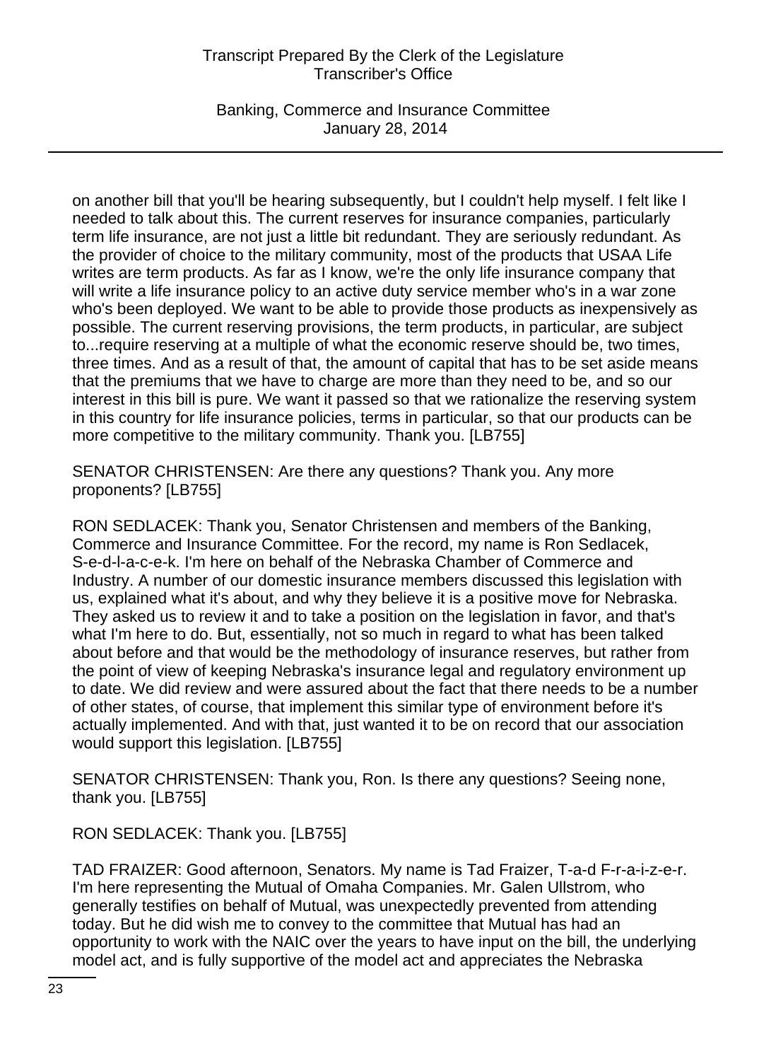on another bill that you'll be hearing subsequently, but I couldn't help myself. I felt like I needed to talk about this. The current reserves for insurance companies, particularly term life insurance, are not just a little bit redundant. They are seriously redundant. As the provider of choice to the military community, most of the products that USAA Life writes are term products. As far as I know, we're the only life insurance company that will write a life insurance policy to an active duty service member who's in a war zone who's been deployed. We want to be able to provide those products as inexpensively as possible. The current reserving provisions, the term products, in particular, are subject to...require reserving at a multiple of what the economic reserve should be, two times, three times. And as a result of that, the amount of capital that has to be set aside means that the premiums that we have to charge are more than they need to be, and so our interest in this bill is pure. We want it passed so that we rationalize the reserving system in this country for life insurance policies, terms in particular, so that our products can be more competitive to the military community. Thank you. [LB755]

SENATOR CHRISTENSEN: Are there any questions? Thank you. Any more proponents? [LB755]

RON SEDLACEK: Thank you, Senator Christensen and members of the Banking, Commerce and Insurance Committee. For the record, my name is Ron Sedlacek, S-e-d-l-a-c-e-k. I'm here on behalf of the Nebraska Chamber of Commerce and Industry. A number of our domestic insurance members discussed this legislation with us, explained what it's about, and why they believe it is a positive move for Nebraska. They asked us to review it and to take a position on the legislation in favor, and that's what I'm here to do. But, essentially, not so much in regard to what has been talked about before and that would be the methodology of insurance reserves, but rather from the point of view of keeping Nebraska's insurance legal and regulatory environment up to date. We did review and were assured about the fact that there needs to be a number of other states, of course, that implement this similar type of environment before it's actually implemented. And with that, just wanted it to be on record that our association would support this legislation. [LB755]

SENATOR CHRISTENSEN: Thank you, Ron. Is there any questions? Seeing none, thank you. [LB755]

RON SEDLACEK: Thank you. [LB755]

TAD FRAIZER: Good afternoon, Senators. My name is Tad Fraizer, T-a-d F-r-a-i-z-e-r. I'm here representing the Mutual of Omaha Companies. Mr. Galen Ullstrom, who generally testifies on behalf of Mutual, was unexpectedly prevented from attending today. But he did wish me to convey to the committee that Mutual has had an opportunity to work with the NAIC over the years to have input on the bill, the underlying model act, and is fully supportive of the model act and appreciates the Nebraska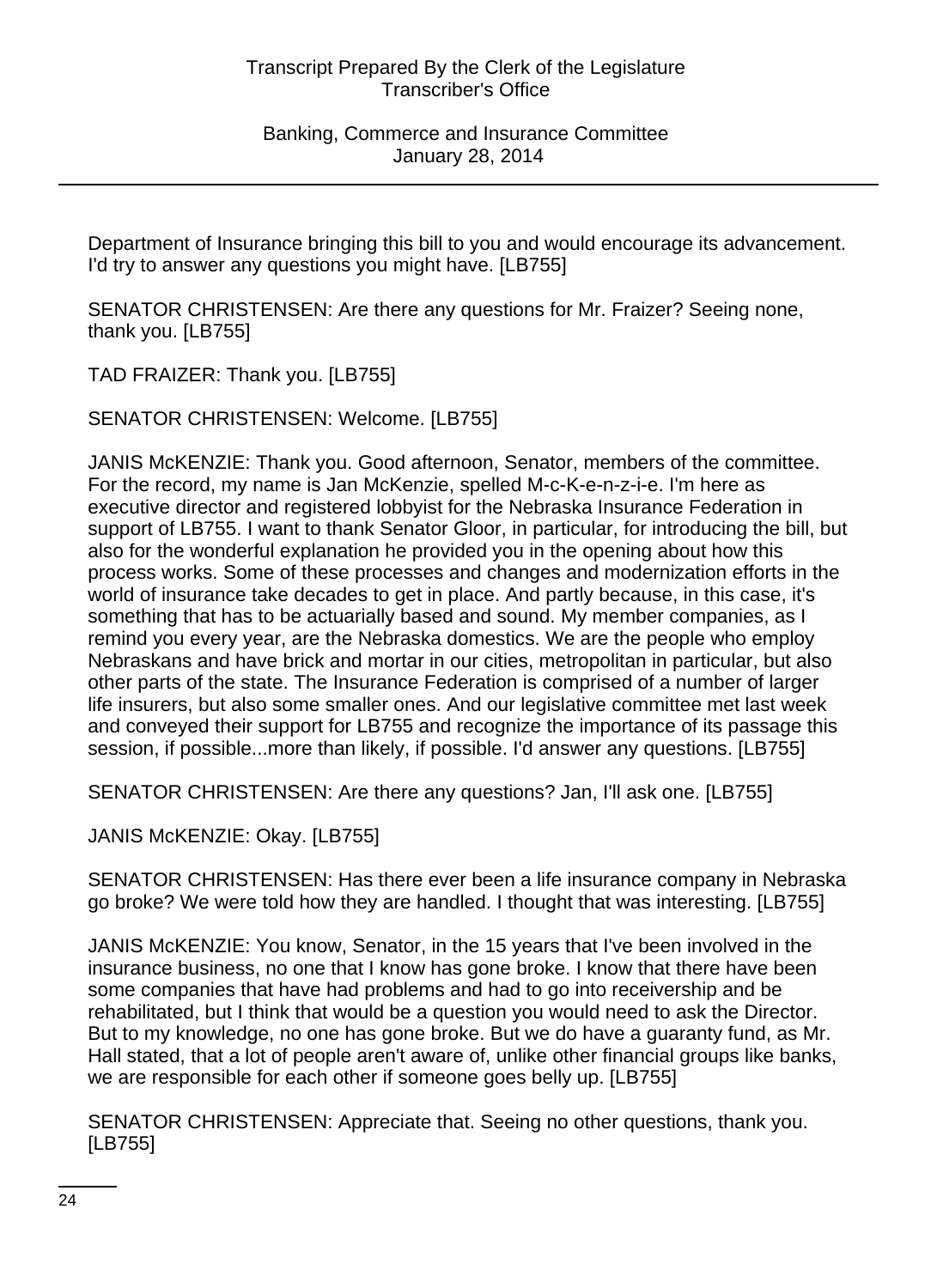Department of Insurance bringing this bill to you and would encourage its advancement. I'd try to answer any questions you might have. [LB755]

SENATOR CHRISTENSEN: Are there any questions for Mr. Fraizer? Seeing none, thank you. [LB755]

TAD FRAIZER: Thank you. [LB755]

SENATOR CHRISTENSEN: Welcome. [LB755]

JANIS McKENZIE: Thank you. Good afternoon, Senator, members of the committee. For the record, my name is Jan McKenzie, spelled M-c-K-e-n-z-i-e. I'm here as executive director and registered lobbyist for the Nebraska Insurance Federation in support of LB755. I want to thank Senator Gloor, in particular, for introducing the bill, but also for the wonderful explanation he provided you in the opening about how this process works. Some of these processes and changes and modernization efforts in the world of insurance take decades to get in place. And partly because, in this case, it's something that has to be actuarially based and sound. My member companies, as I remind you every year, are the Nebraska domestics. We are the people who employ Nebraskans and have brick and mortar in our cities, metropolitan in particular, but also other parts of the state. The Insurance Federation is comprised of a number of larger life insurers, but also some smaller ones. And our legislative committee met last week and conveyed their support for LB755 and recognize the importance of its passage this session, if possible...more than likely, if possible. I'd answer any questions. [LB755]

SENATOR CHRISTENSEN: Are there any questions? Jan, I'll ask one. [LB755]

JANIS McKENZIE: Okay. [LB755]

SENATOR CHRISTENSEN: Has there ever been a life insurance company in Nebraska go broke? We were told how they are handled. I thought that was interesting. [LB755]

JANIS McKENZIE: You know, Senator, in the 15 years that I've been involved in the insurance business, no one that I know has gone broke. I know that there have been some companies that have had problems and had to go into receivership and be rehabilitated, but I think that would be a question you would need to ask the Director. But to my knowledge, no one has gone broke. But we do have a guaranty fund, as Mr. Hall stated, that a lot of people aren't aware of, unlike other financial groups like banks, we are responsible for each other if someone goes belly up. [LB755]

SENATOR CHRISTENSEN: Appreciate that. Seeing no other questions, thank you. [LB755]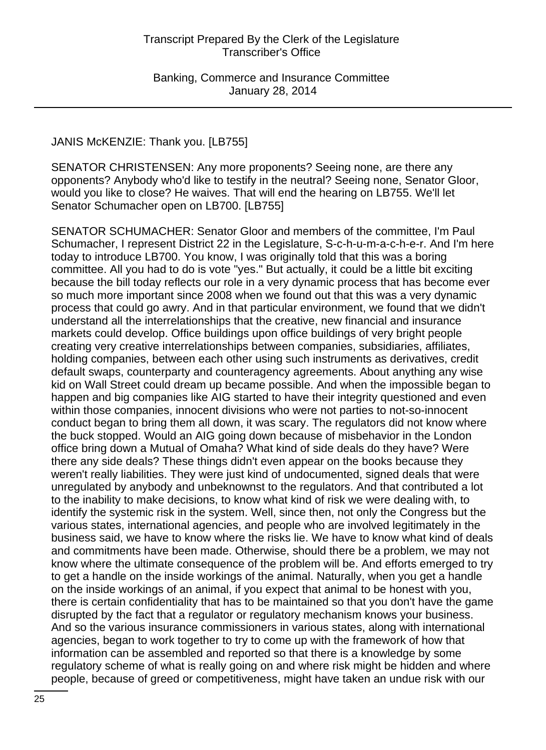JANIS McKENZIE: Thank you. [LB755]

SENATOR CHRISTENSEN: Any more proponents? Seeing none, are there any opponents? Anybody who'd like to testify in the neutral? Seeing none, Senator Gloor, would you like to close? He waives. That will end the hearing on LB755. We'll let Senator Schumacher open on LB700. [LB755]

SENATOR SCHUMACHER: Senator Gloor and members of the committee, I'm Paul Schumacher, I represent District 22 in the Legislature, S-c-h-u-m-a-c-h-e-r. And I'm here today to introduce LB700. You know, I was originally told that this was a boring committee. All you had to do is vote "yes." But actually, it could be a little bit exciting because the bill today reflects our role in a very dynamic process that has become ever so much more important since 2008 when we found out that this was a very dynamic process that could go awry. And in that particular environment, we found that we didn't understand all the interrelationships that the creative, new financial and insurance markets could develop. Office buildings upon office buildings of very bright people creating very creative interrelationships between companies, subsidiaries, affiliates, holding companies, between each other using such instruments as derivatives, credit default swaps, counterparty and counteragency agreements. About anything any wise kid on Wall Street could dream up became possible. And when the impossible began to happen and big companies like AIG started to have their integrity questioned and even within those companies, innocent divisions who were not parties to not-so-innocent conduct began to bring them all down, it was scary. The regulators did not know where the buck stopped. Would an AIG going down because of misbehavior in the London office bring down a Mutual of Omaha? What kind of side deals do they have? Were there any side deals? These things didn't even appear on the books because they weren't really liabilities. They were just kind of undocumented, signed deals that were unregulated by anybody and unbeknownst to the regulators. And that contributed a lot to the inability to make decisions, to know what kind of risk we were dealing with, to identify the systemic risk in the system. Well, since then, not only the Congress but the various states, international agencies, and people who are involved legitimately in the business said, we have to know where the risks lie. We have to know what kind of deals and commitments have been made. Otherwise, should there be a problem, we may not know where the ultimate consequence of the problem will be. And efforts emerged to try to get a handle on the inside workings of the animal. Naturally, when you get a handle on the inside workings of an animal, if you expect that animal to be honest with you, there is certain confidentiality that has to be maintained so that you don't have the game disrupted by the fact that a regulator or regulatory mechanism knows your business. And so the various insurance commissioners in various states, along with international agencies, began to work together to try to come up with the framework of how that information can be assembled and reported so that there is a knowledge by some regulatory scheme of what is really going on and where risk might be hidden and where people, because of greed or competitiveness, might have taken an undue risk with our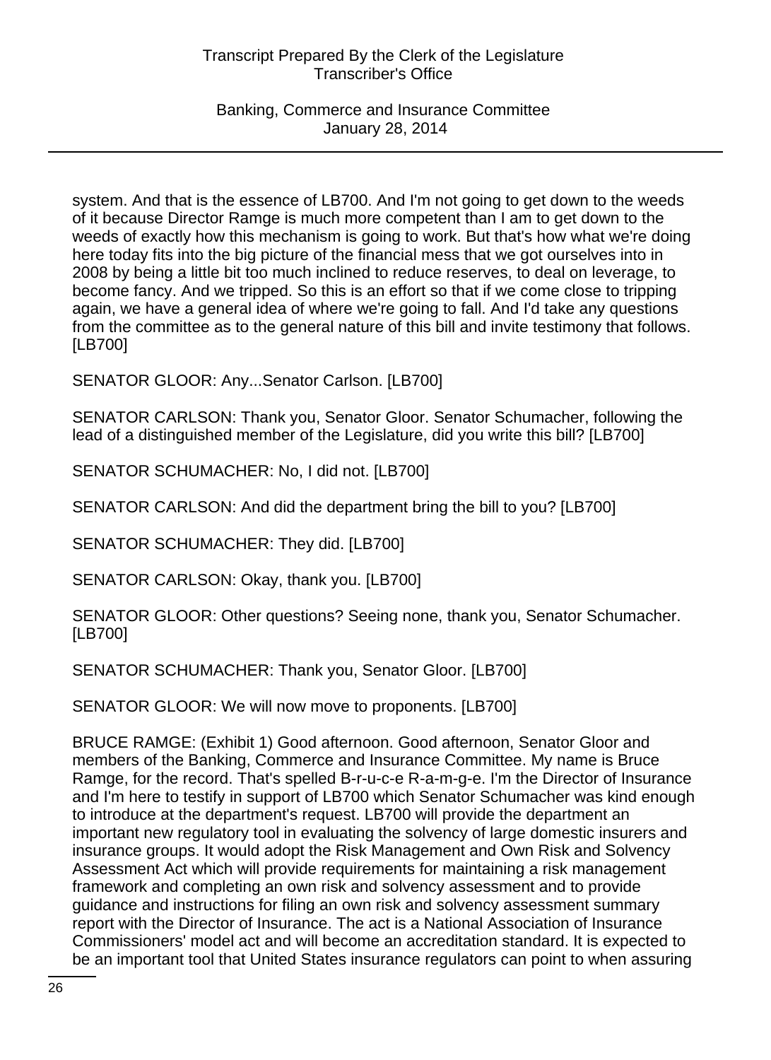system. And that is the essence of LB700. And I'm not going to get down to the weeds of it because Director Ramge is much more competent than I am to get down to the weeds of exactly how this mechanism is going to work. But that's how what we're doing here today fits into the big picture of the financial mess that we got ourselves into in 2008 by being a little bit too much inclined to reduce reserves, to deal on leverage, to become fancy. And we tripped. So this is an effort so that if we come close to tripping again, we have a general idea of where we're going to fall. And I'd take any questions from the committee as to the general nature of this bill and invite testimony that follows. [LB700]

SENATOR GLOOR: Any...Senator Carlson. [LB700]

SENATOR CARLSON: Thank you, Senator Gloor. Senator Schumacher, following the lead of a distinguished member of the Legislature, did you write this bill? [LB700]

SENATOR SCHUMACHER: No, I did not. [LB700]

SENATOR CARLSON: And did the department bring the bill to you? [LB700]

SENATOR SCHUMACHER: They did. [LB700]

SENATOR CARLSON: Okay, thank you. [LB700]

SENATOR GLOOR: Other questions? Seeing none, thank you, Senator Schumacher. [LB700]

SENATOR SCHUMACHER: Thank you, Senator Gloor. [LB700]

SENATOR GLOOR: We will now move to proponents. [LB700]

BRUCE RAMGE: (Exhibit 1) Good afternoon. Good afternoon, Senator Gloor and members of the Banking, Commerce and Insurance Committee. My name is Bruce Ramge, for the record. That's spelled B-r-u-c-e R-a-m-g-e. I'm the Director of Insurance and I'm here to testify in support of LB700 which Senator Schumacher was kind enough to introduce at the department's request. LB700 will provide the department an important new regulatory tool in evaluating the solvency of large domestic insurers and insurance groups. It would adopt the Risk Management and Own Risk and Solvency Assessment Act which will provide requirements for maintaining a risk management framework and completing an own risk and solvency assessment and to provide guidance and instructions for filing an own risk and solvency assessment summary report with the Director of Insurance. The act is a National Association of Insurance Commissioners' model act and will become an accreditation standard. It is expected to be an important tool that United States insurance regulators can point to when assuring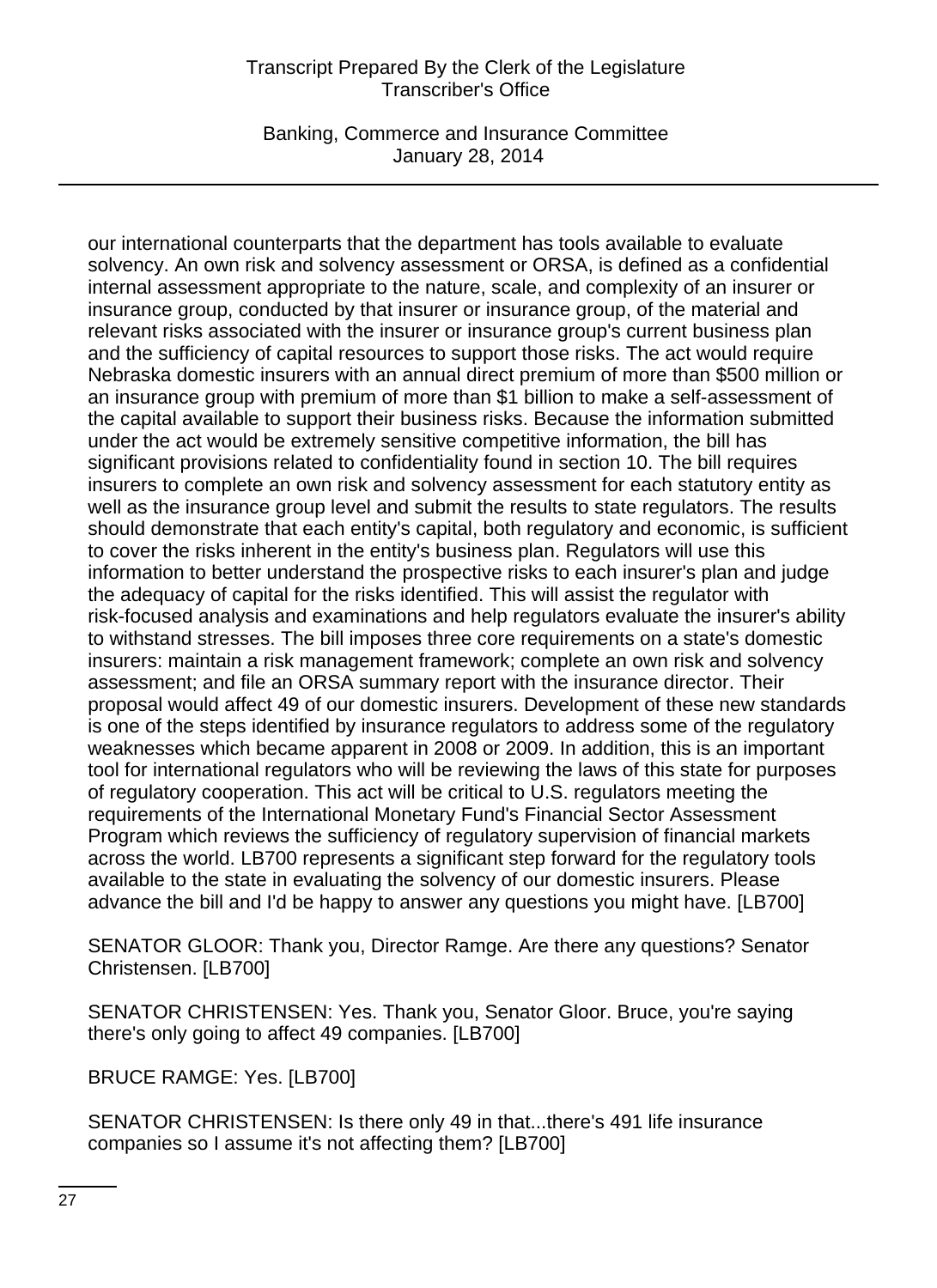our international counterparts that the department has tools available to evaluate solvency. An own risk and solvency assessment or ORSA, is defined as a confidential internal assessment appropriate to the nature, scale, and complexity of an insurer or insurance group, conducted by that insurer or insurance group, of the material and relevant risks associated with the insurer or insurance group's current business plan and the sufficiency of capital resources to support those risks. The act would require Nebraska domestic insurers with an annual direct premium of more than $500 million or an insurance group with premium of more than $1 billion to make a self-assessment of the capital available to support their business risks. Because the information submitted under the act would be extremely sensitive competitive information, the bill has significant provisions related to confidentiality found in section 10. The bill requires insurers to complete an own risk and solvency assessment for each statutory entity as well as the insurance group level and submit the results to state regulators. The results should demonstrate that each entity's capital, both regulatory and economic, is sufficient to cover the risks inherent in the entity's business plan. Regulators will use this information to better understand the prospective risks to each insurer's plan and judge the adequacy of capital for the risks identified. This will assist the regulator with risk-focused analysis and examinations and help regulators evaluate the insurer's ability to withstand stresses. The bill imposes three core requirements on a state's domestic insurers: maintain a risk management framework; complete an own risk and solvency assessment; and file an ORSA summary report with the insurance director. Their proposal would affect 49 of our domestic insurers. Development of these new standards is one of the steps identified by insurance regulators to address some of the regulatory weaknesses which became apparent in 2008 or 2009. In addition, this is an important tool for international regulators who will be reviewing the laws of this state for purposes of regulatory cooperation. This act will be critical to U.S. regulators meeting the requirements of the International Monetary Fund's Financial Sector Assessment Program which reviews the sufficiency of regulatory supervision of financial markets across the world. LB700 represents a significant step forward for the regulatory tools available to the state in evaluating the solvency of our domestic insurers. Please advance the bill and I'd be happy to answer any questions you might have. [LB700]

SENATOR GLOOR: Thank you, Director Ramge. Are there any questions? Senator Christensen. [LB700]

SENATOR CHRISTENSEN: Yes. Thank you, Senator Gloor. Bruce, you're saying there's only going to affect 49 companies. [LB700]

BRUCE RAMGE: Yes. [LB700]

SENATOR CHRISTENSEN: Is there only 49 in that...there's 491 life insurance companies so I assume it's not affecting them? [LB700]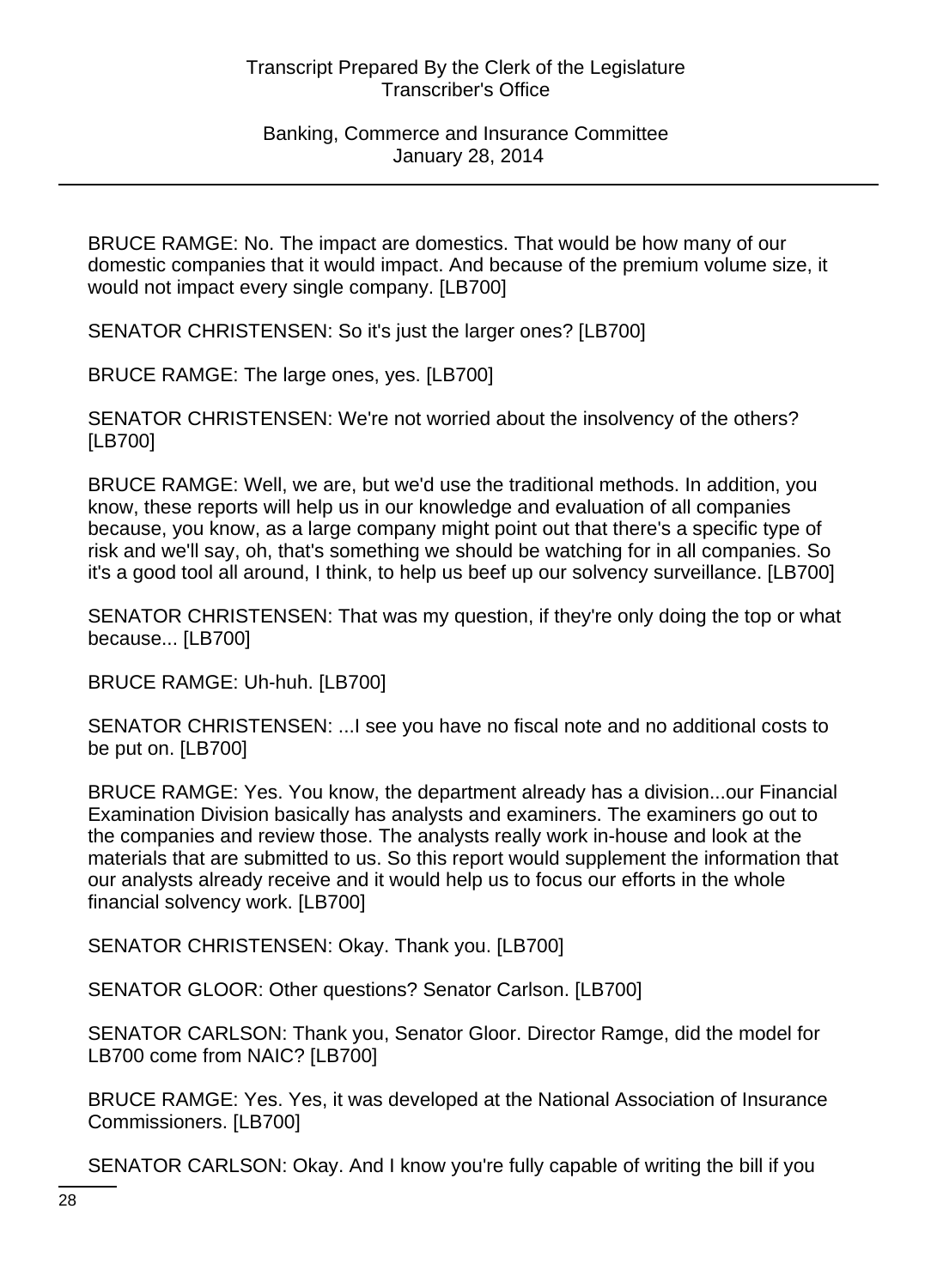BRUCE RAMGE: No. The impact are domestics. That would be how many of our domestic companies that it would impact. And because of the premium volume size, it would not impact every single company. [LB700]

SENATOR CHRISTENSEN: So it's just the larger ones? [LB700]

BRUCE RAMGE: The large ones, yes. [LB700]

SENATOR CHRISTENSEN: We're not worried about the insolvency of the others? [LB700]

BRUCE RAMGE: Well, we are, but we'd use the traditional methods. In addition, you know, these reports will help us in our knowledge and evaluation of all companies because, you know, as a large company might point out that there's a specific type of risk and we'll say, oh, that's something we should be watching for in all companies. So it's a good tool all around, I think, to help us beef up our solvency surveillance. [LB700]

SENATOR CHRISTENSEN: That was my question, if they're only doing the top or what because... [LB700]

BRUCE RAMGE: Uh-huh. [LB700]

SENATOR CHRISTENSEN: ...I see you have no fiscal note and no additional costs to be put on. [LB700]

BRUCE RAMGE: Yes. You know, the department already has a division...our Financial Examination Division basically has analysts and examiners. The examiners go out to the companies and review those. The analysts really work in-house and look at the materials that are submitted to us. So this report would supplement the information that our analysts already receive and it would help us to focus our efforts in the whole financial solvency work. [LB700]

SENATOR CHRISTENSEN: Okay. Thank you. [LB700]

SENATOR GLOOR: Other questions? Senator Carlson. [LB700]

SENATOR CARLSON: Thank you, Senator Gloor. Director Ramge, did the model for LB700 come from NAIC? [LB700]

BRUCE RAMGE: Yes. Yes, it was developed at the National Association of Insurance Commissioners. [LB700]

SENATOR CARLSON: Okay. And I know you're fully capable of writing the bill if you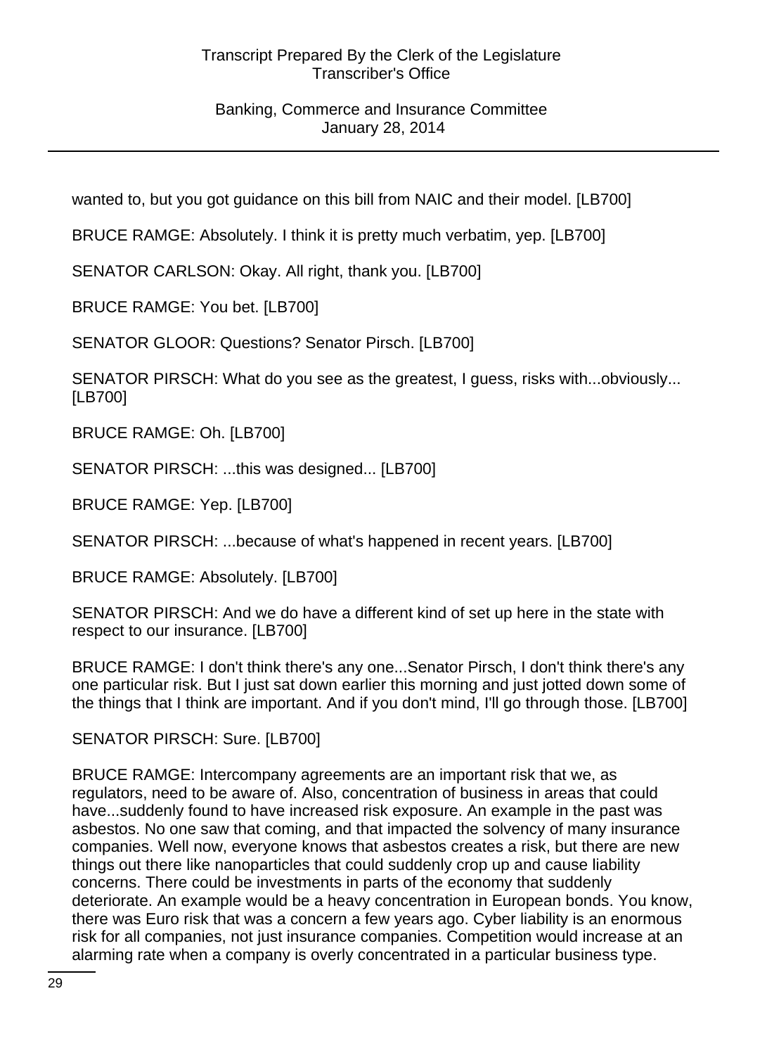wanted to, but you got guidance on this bill from NAIC and their model. [LB700]

BRUCE RAMGE: Absolutely. I think it is pretty much verbatim, yep. [LB700]

SENATOR CARLSON: Okay. All right, thank you. [LB700]

BRUCE RAMGE: You bet. [LB700]

SENATOR GLOOR: Questions? Senator Pirsch. [LB700]

SENATOR PIRSCH: What do you see as the greatest, I guess, risks with...obviously... [LB700]

BRUCE RAMGE: Oh. [LB700]

SENATOR PIRSCH: ...this was designed... [LB700]

BRUCE RAMGE: Yep. [LB700]

SENATOR PIRSCH: ...because of what's happened in recent years. [LB700]

BRUCE RAMGE: Absolutely. [LB700]

SENATOR PIRSCH: And we do have a different kind of set up here in the state with respect to our insurance. [LB700]

BRUCE RAMGE: I don't think there's any one...Senator Pirsch, I don't think there's any one particular risk. But I just sat down earlier this morning and just jotted down some of the things that I think are important. And if you don't mind, I'll go through those. [LB700]

SENATOR PIRSCH: Sure. [LB700]

BRUCE RAMGE: Intercompany agreements are an important risk that we, as regulators, need to be aware of. Also, concentration of business in areas that could have...suddenly found to have increased risk exposure. An example in the past was asbestos. No one saw that coming, and that impacted the solvency of many insurance companies. Well now, everyone knows that asbestos creates a risk, but there are new things out there like nanoparticles that could suddenly crop up and cause liability concerns. There could be investments in parts of the economy that suddenly deteriorate. An example would be a heavy concentration in European bonds. You know, there was Euro risk that was a concern a few years ago. Cyber liability is an enormous risk for all companies, not just insurance companies. Competition would increase at an alarming rate when a company is overly concentrated in a particular business type.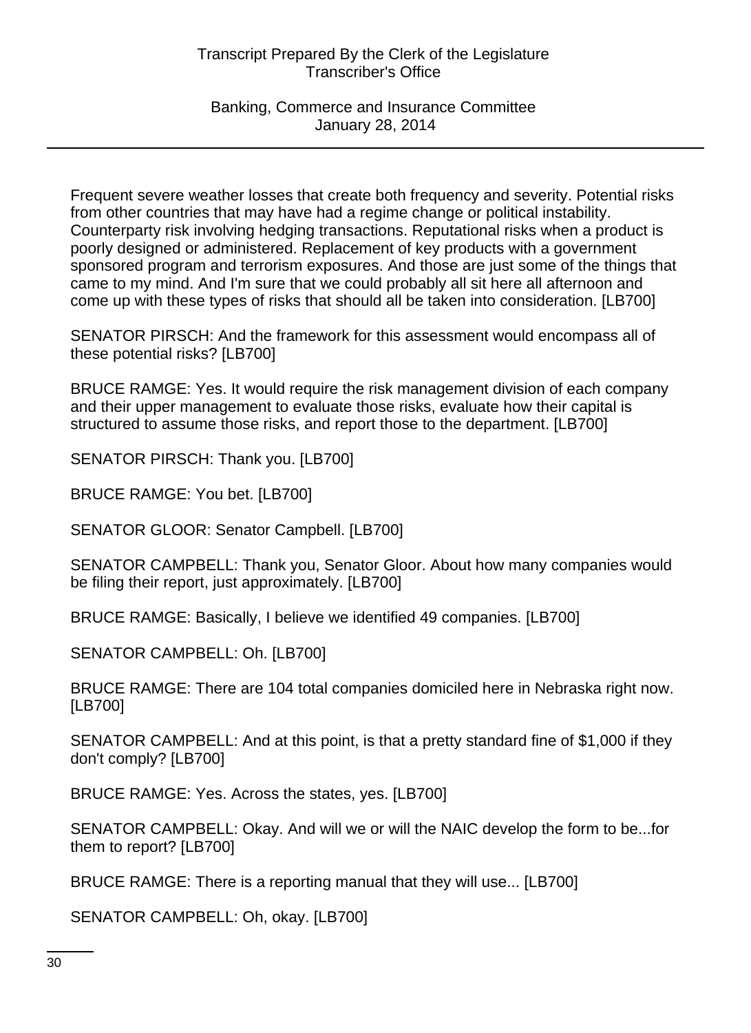Frequent severe weather losses that create both frequency and severity. Potential risks from other countries that may have had a regime change or political instability. Counterparty risk involving hedging transactions. Reputational risks when a product is poorly designed or administered. Replacement of key products with a government sponsored program and terrorism exposures. And those are just some of the things that came to my mind. And I'm sure that we could probably all sit here all afternoon and come up with these types of risks that should all be taken into consideration. [LB700]

SENATOR PIRSCH: And the framework for this assessment would encompass all of these potential risks? [LB700]

BRUCE RAMGE: Yes. It would require the risk management division of each company and their upper management to evaluate those risks, evaluate how their capital is structured to assume those risks, and report those to the department. [LB700]

SENATOR PIRSCH: Thank you. [LB700]

BRUCE RAMGE: You bet. [LB700]

SENATOR GLOOR: Senator Campbell. [LB700]

SENATOR CAMPBELL: Thank you, Senator Gloor. About how many companies would be filing their report, just approximately. [LB700]

BRUCE RAMGE: Basically, I believe we identified 49 companies. [LB700]

SENATOR CAMPBELL: Oh. [LB700]

BRUCE RAMGE: There are 104 total companies domiciled here in Nebraska right now. [LB700]

SENATOR CAMPBELL: And at this point, is that a pretty standard fine of $1,000 if they don't comply? [LB700]

BRUCE RAMGE: Yes. Across the states, yes. [LB700]

SENATOR CAMPBELL: Okay. And will we or will the NAIC develop the form to be...for them to report? [LB700]

BRUCE RAMGE: There is a reporting manual that they will use... [LB700]

SENATOR CAMPBELL: Oh, okay. [LB700]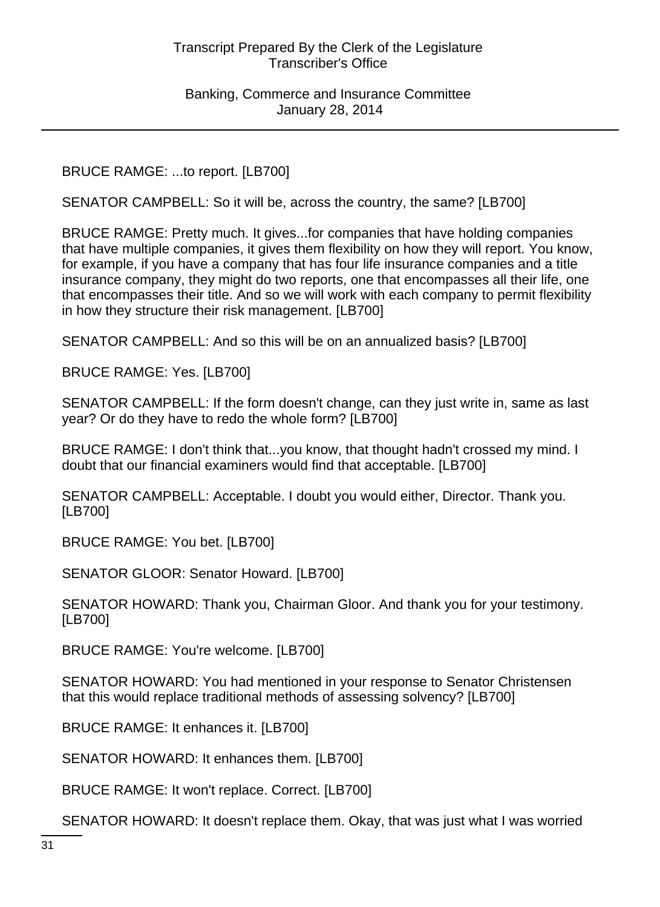BRUCE RAMGE: ...to report. [LB700]

SENATOR CAMPBELL: So it will be, across the country, the same? [LB700]

BRUCE RAMGE: Pretty much. It gives...for companies that have holding companies that have multiple companies, it gives them flexibility on how they will report. You know, for example, if you have a company that has four life insurance companies and a title insurance company, they might do two reports, one that encompasses all their life, one that encompasses their title. And so we will work with each company to permit flexibility in how they structure their risk management. [LB700]

SENATOR CAMPBELL: And so this will be on an annualized basis? [LB700]

BRUCE RAMGE: Yes. [LB700]

SENATOR CAMPBELL: If the form doesn't change, can they just write in, same as last year? Or do they have to redo the whole form? [LB700]

BRUCE RAMGE: I don't think that...you know, that thought hadn't crossed my mind. I doubt that our financial examiners would find that acceptable. [LB700]

SENATOR CAMPBELL: Acceptable. I doubt you would either, Director. Thank you. [LB700]

BRUCE RAMGE: You bet. [LB700]

SENATOR GLOOR: Senator Howard. [LB700]

SENATOR HOWARD: Thank you, Chairman Gloor. And thank you for your testimony. [LB700]

BRUCE RAMGE: You're welcome. [LB700]

SENATOR HOWARD: You had mentioned in your response to Senator Christensen that this would replace traditional methods of assessing solvency? [LB700]

BRUCE RAMGE: It enhances it. [LB700]

SENATOR HOWARD: It enhances them. [LB700]

BRUCE RAMGE: It won't replace. Correct. [LB700]

SENATOR HOWARD: It doesn't replace them. Okay, that was just what I was worried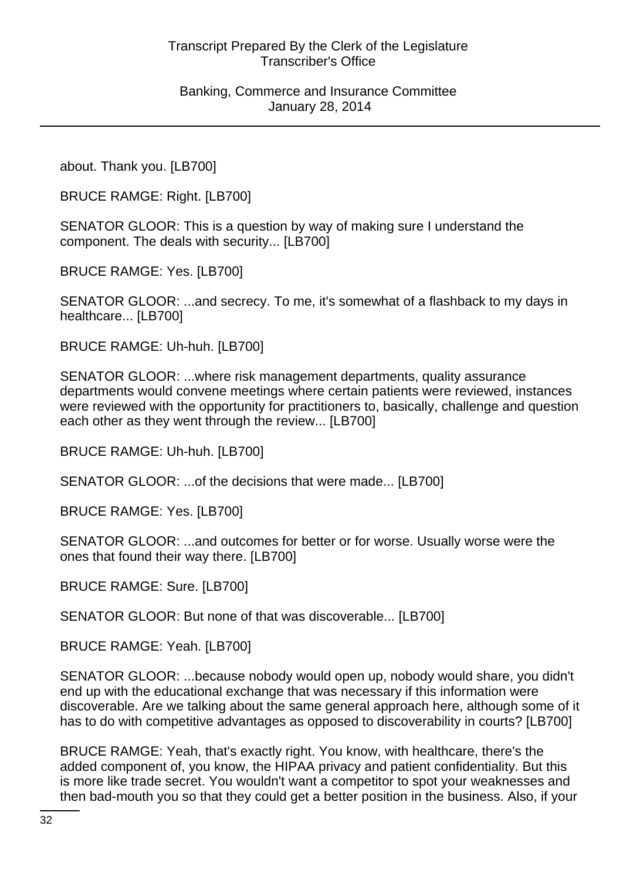about. Thank you. [LB700]

BRUCE RAMGE: Right. [LB700]

SENATOR GLOOR: This is a question by way of making sure I understand the component. The deals with security... [LB700]

BRUCE RAMGE: Yes. [LB700]

SENATOR GLOOR: ...and secrecy. To me, it's somewhat of a flashback to my days in healthcare... [LB700]

BRUCE RAMGE: Uh-huh. [LB700]

SENATOR GLOOR: ...where risk management departments, quality assurance departments would convene meetings where certain patients were reviewed, instances were reviewed with the opportunity for practitioners to, basically, challenge and question each other as they went through the review... [LB700]

BRUCE RAMGE: Uh-huh. [LB700]

SENATOR GLOOR: ...of the decisions that were made... [LB700]

BRUCE RAMGE: Yes. [LB700]

SENATOR GLOOR: ...and outcomes for better or for worse. Usually worse were the ones that found their way there. [LB700]

BRUCE RAMGE: Sure. [LB700]

SENATOR GLOOR: But none of that was discoverable... [LB700]

BRUCE RAMGE: Yeah. [LB700]

SENATOR GLOOR: ...because nobody would open up, nobody would share, you didn't end up with the educational exchange that was necessary if this information were discoverable. Are we talking about the same general approach here, although some of it has to do with competitive advantages as opposed to discoverability in courts? [LB700]

BRUCE RAMGE: Yeah, that's exactly right. You know, with healthcare, there's the added component of, you know, the HIPAA privacy and patient confidentiality. But this is more like trade secret. You wouldn't want a competitor to spot your weaknesses and then bad-mouth you so that they could get a better position in the business. Also, if your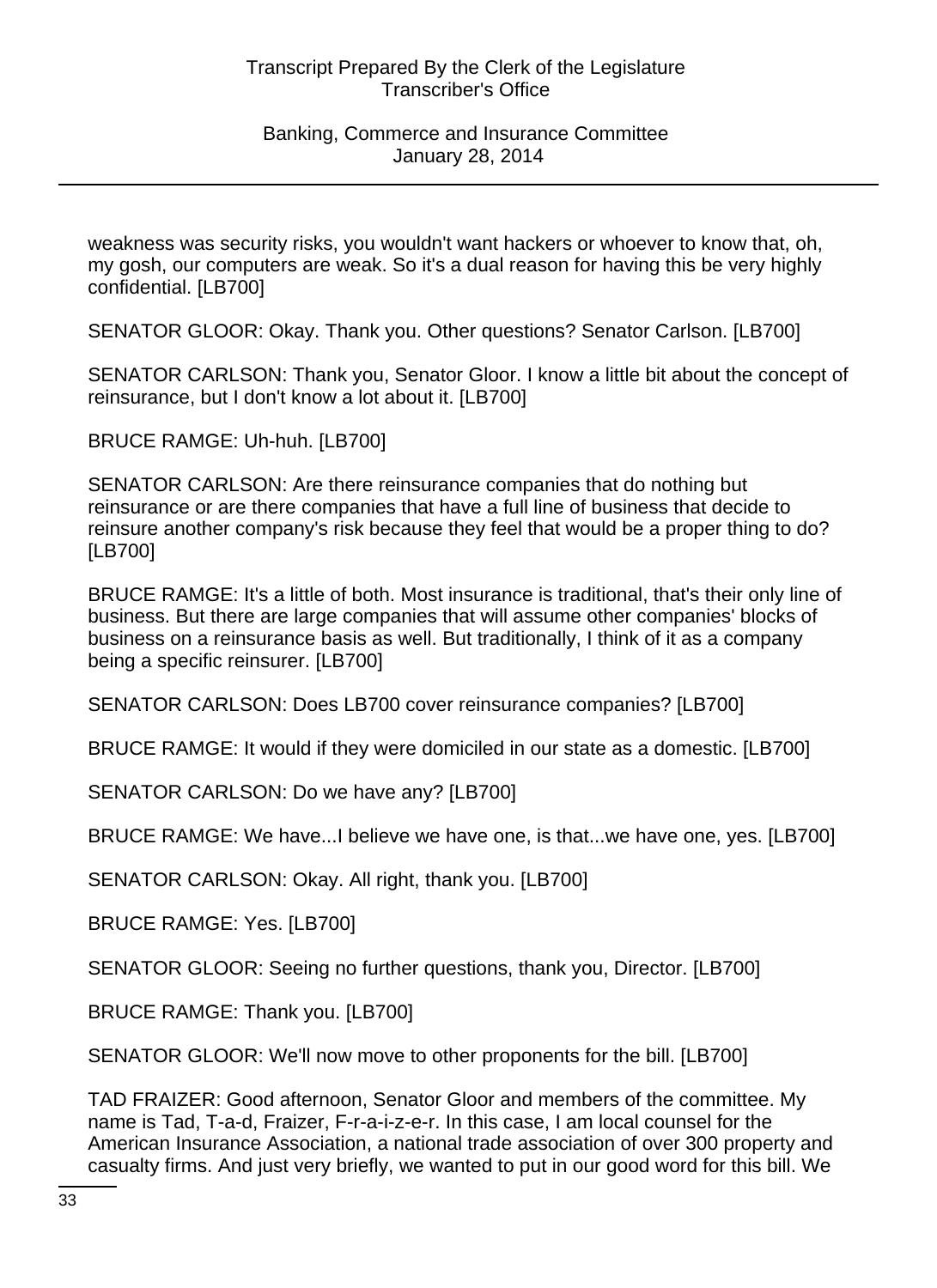weakness was security risks, you wouldn't want hackers or whoever to know that, oh, my gosh, our computers are weak. So it's a dual reason for having this be very highly confidential. [LB700]

SENATOR GLOOR: Okay. Thank you. Other questions? Senator Carlson. [LB700]

SENATOR CARLSON: Thank you, Senator Gloor. I know a little bit about the concept of reinsurance, but I don't know a lot about it. [LB700]

BRUCE RAMGE: Uh-huh. [LB700]

SENATOR CARLSON: Are there reinsurance companies that do nothing but reinsurance or are there companies that have a full line of business that decide to reinsure another company's risk because they feel that would be a proper thing to do? [LB700]

BRUCE RAMGE: It's a little of both. Most insurance is traditional, that's their only line of business. But there are large companies that will assume other companies' blocks of business on a reinsurance basis as well. But traditionally, I think of it as a company being a specific reinsurer. [LB700]

SENATOR CARLSON: Does LB700 cover reinsurance companies? [LB700]

BRUCE RAMGE: It would if they were domiciled in our state as a domestic. [LB700]

SENATOR CARLSON: Do we have any? [LB700]

BRUCE RAMGE: We have...I believe we have one, is that...we have one, yes. [LB700]

SENATOR CARLSON: Okay. All right, thank you. [LB700]

BRUCE RAMGE: Yes. [LB700]

SENATOR GLOOR: Seeing no further questions, thank you, Director. [LB700]

BRUCE RAMGE: Thank you. [LB700]

SENATOR GLOOR: We'll now move to other proponents for the bill. [LB700]

TAD FRAIZER: Good afternoon, Senator Gloor and members of the committee. My name is Tad, T-a-d, Fraizer, F-r-a-i-z-e-r. In this case, I am local counsel for the American Insurance Association, a national trade association of over 300 property and casualty firms. And just very briefly, we wanted to put in our good word for this bill. We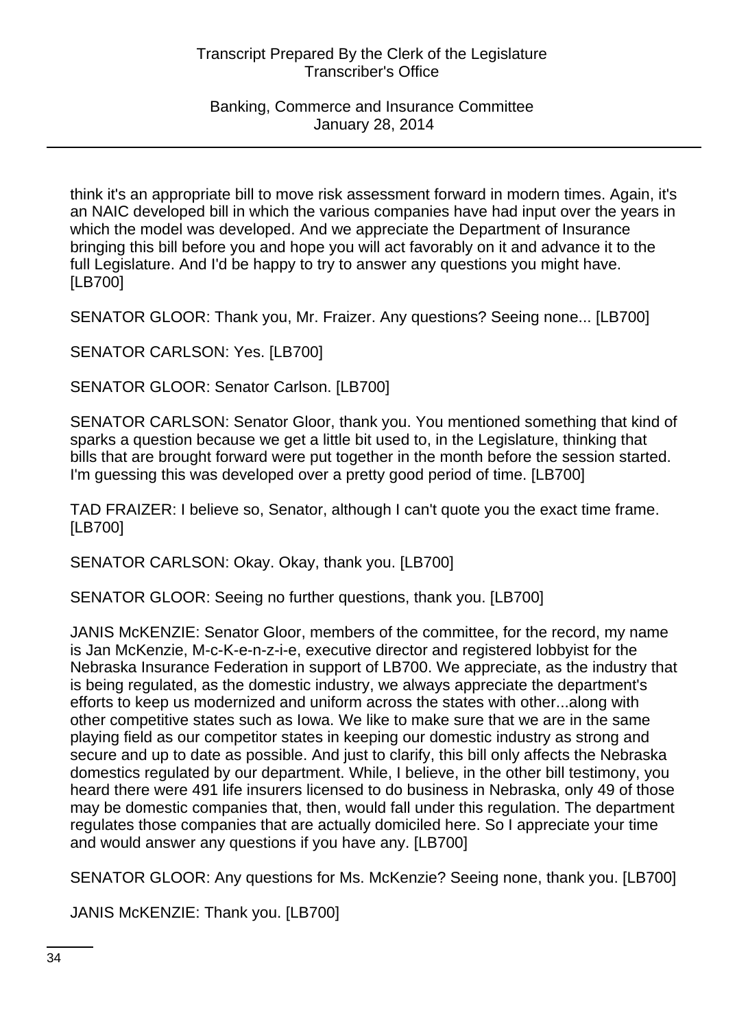think it's an appropriate bill to move risk assessment forward in modern times. Again, it's an NAIC developed bill in which the various companies have had input over the years in which the model was developed. And we appreciate the Department of Insurance bringing this bill before you and hope you will act favorably on it and advance it to the full Legislature. And I'd be happy to try to answer any questions you might have. [LB700]

SENATOR GLOOR: Thank you, Mr. Fraizer. Any questions? Seeing none... [LB700]

SENATOR CARLSON: Yes. [LB700]

SENATOR GLOOR: Senator Carlson. [LB700]

SENATOR CARLSON: Senator Gloor, thank you. You mentioned something that kind of sparks a question because we get a little bit used to, in the Legislature, thinking that bills that are brought forward were put together in the month before the session started. I'm guessing this was developed over a pretty good period of time. [LB700]

TAD FRAIZER: I believe so, Senator, although I can't quote you the exact time frame. [LB700]

SENATOR CARLSON: Okay. Okay, thank you. [LB700]

SENATOR GLOOR: Seeing no further questions, thank you. [LB700]

JANIS McKENZIE: Senator Gloor, members of the committee, for the record, my name is Jan McKenzie, M-c-K-e-n-z-i-e, executive director and registered lobbyist for the Nebraska Insurance Federation in support of LB700. We appreciate, as the industry that is being regulated, as the domestic industry, we always appreciate the department's efforts to keep us modernized and uniform across the states with other...along with other competitive states such as Iowa. We like to make sure that we are in the same playing field as our competitor states in keeping our domestic industry as strong and secure and up to date as possible. And just to clarify, this bill only affects the Nebraska domestics regulated by our department. While, I believe, in the other bill testimony, you heard there were 491 life insurers licensed to do business in Nebraska, only 49 of those may be domestic companies that, then, would fall under this regulation. The department regulates those companies that are actually domiciled here. So I appreciate your time and would answer any questions if you have any. [LB700]

SENATOR GLOOR: Any questions for Ms. McKenzie? Seeing none, thank you. [LB700]

JANIS McKENZIE: Thank you. [LB700]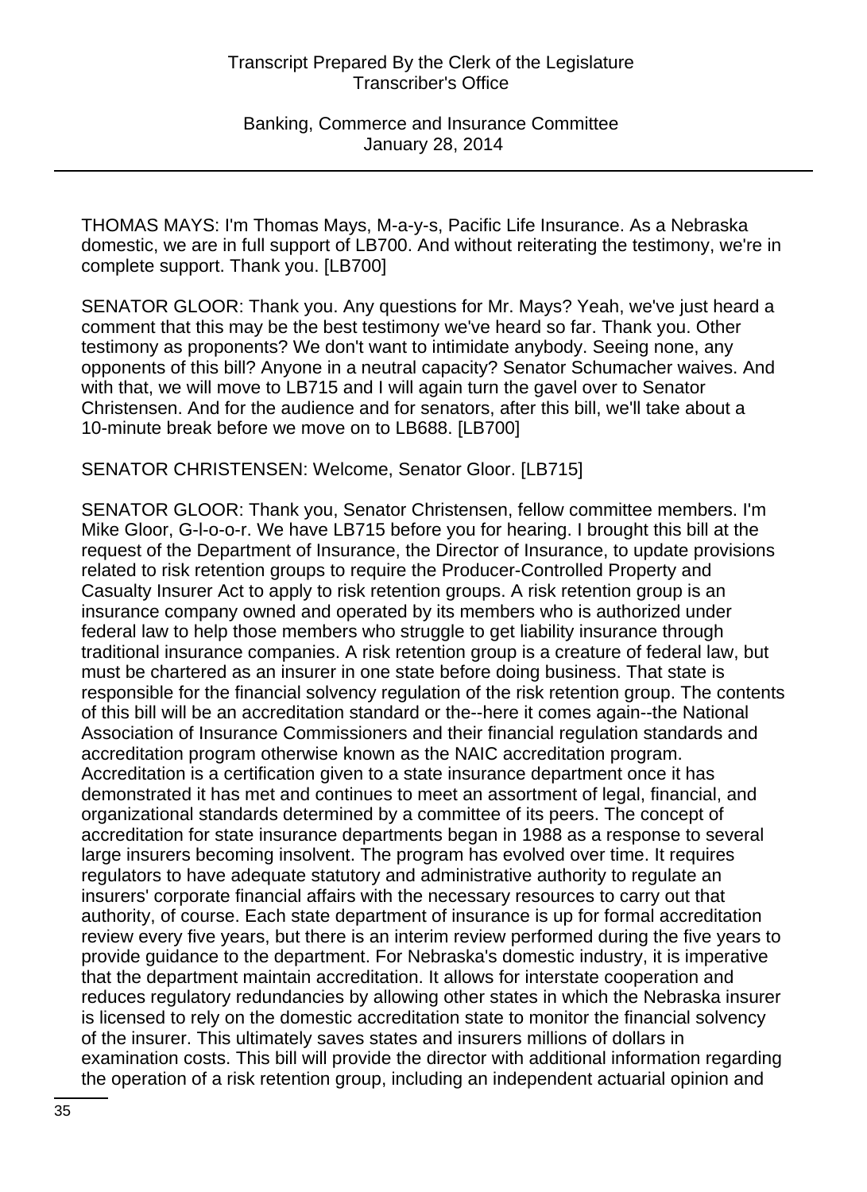THOMAS MAYS: I'm Thomas Mays, M-a-y-s, Pacific Life Insurance. As a Nebraska domestic, we are in full support of LB700. And without reiterating the testimony, we're in complete support. Thank you. [LB700]

SENATOR GLOOR: Thank you. Any questions for Mr. Mays? Yeah, we've just heard a comment that this may be the best testimony we've heard so far. Thank you. Other testimony as proponents? We don't want to intimidate anybody. Seeing none, any opponents of this bill? Anyone in a neutral capacity? Senator Schumacher waives. And with that, we will move to LB715 and I will again turn the gavel over to Senator Christensen. And for the audience and for senators, after this bill, we'll take about a 10-minute break before we move on to LB688. [LB700]

SENATOR CHRISTENSEN: Welcome, Senator Gloor. [LB715]

SENATOR GLOOR: Thank you, Senator Christensen, fellow committee members. I'm Mike Gloor, G-l-o-o-r. We have LB715 before you for hearing. I brought this bill at the request of the Department of Insurance, the Director of Insurance, to update provisions related to risk retention groups to require the Producer-Controlled Property and Casualty Insurer Act to apply to risk retention groups. A risk retention group is an insurance company owned and operated by its members who is authorized under federal law to help those members who struggle to get liability insurance through traditional insurance companies. A risk retention group is a creature of federal law, but must be chartered as an insurer in one state before doing business. That state is responsible for the financial solvency regulation of the risk retention group. The contents of this bill will be an accreditation standard or the--here it comes again--the National Association of Insurance Commissioners and their financial regulation standards and accreditation program otherwise known as the NAIC accreditation program. Accreditation is a certification given to a state insurance department once it has demonstrated it has met and continues to meet an assortment of legal, financial, and organizational standards determined by a committee of its peers. The concept of accreditation for state insurance departments began in 1988 as a response to several large insurers becoming insolvent. The program has evolved over time. It requires regulators to have adequate statutory and administrative authority to regulate an insurers' corporate financial affairs with the necessary resources to carry out that authority, of course. Each state department of insurance is up for formal accreditation review every five years, but there is an interim review performed during the five years to provide guidance to the department. For Nebraska's domestic industry, it is imperative that the department maintain accreditation. It allows for interstate cooperation and reduces regulatory redundancies by allowing other states in which the Nebraska insurer is licensed to rely on the domestic accreditation state to monitor the financial solvency of the insurer. This ultimately saves states and insurers millions of dollars in examination costs. This bill will provide the director with additional information regarding the operation of a risk retention group, including an independent actuarial opinion and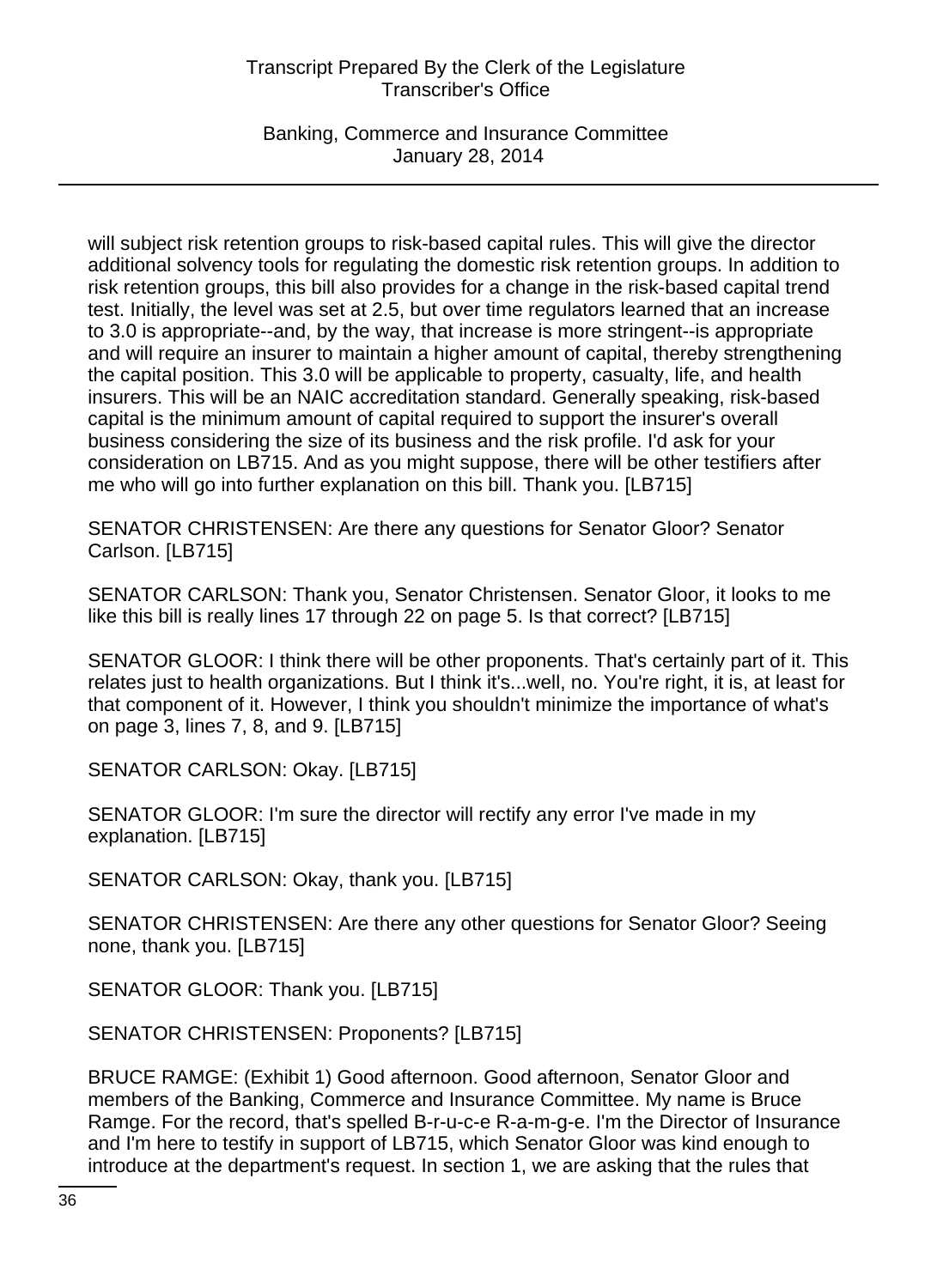will subject risk retention groups to risk-based capital rules. This will give the director additional solvency tools for regulating the domestic risk retention groups. In addition to risk retention groups, this bill also provides for a change in the risk-based capital trend test. Initially, the level was set at 2.5, but over time regulators learned that an increase to 3.0 is appropriate--and, by the way, that increase is more stringent--is appropriate and will require an insurer to maintain a higher amount of capital, thereby strengthening the capital position. This 3.0 will be applicable to property, casualty, life, and health insurers. This will be an NAIC accreditation standard. Generally speaking, risk-based capital is the minimum amount of capital required to support the insurer's overall business considering the size of its business and the risk profile. I'd ask for your consideration on LB715. And as you might suppose, there will be other testifiers after me who will go into further explanation on this bill. Thank you. [LB715]

SENATOR CHRISTENSEN: Are there any questions for Senator Gloor? Senator Carlson. [LB715]

SENATOR CARLSON: Thank you, Senator Christensen. Senator Gloor, it looks to me like this bill is really lines 17 through 22 on page 5. Is that correct? [LB715]

SENATOR GLOOR: I think there will be other proponents. That's certainly part of it. This relates just to health organizations. But I think it's...well, no. You're right, it is, at least for that component of it. However, I think you shouldn't minimize the importance of what's on page 3, lines 7, 8, and 9. [LB715]

SENATOR CARLSON: Okay. [LB715]

SENATOR GLOOR: I'm sure the director will rectify any error I've made in my explanation. [LB715]

SENATOR CARLSON: Okay, thank you. [LB715]

SENATOR CHRISTENSEN: Are there any other questions for Senator Gloor? Seeing none, thank you. [LB715]

SENATOR GLOOR: Thank you. [LB715]

SENATOR CHRISTENSEN: Proponents? [LB715]

BRUCE RAMGE: (Exhibit 1) Good afternoon. Good afternoon, Senator Gloor and members of the Banking, Commerce and Insurance Committee. My name is Bruce Ramge. For the record, that's spelled B-r-u-c-e R-a-m-g-e. I'm the Director of Insurance and I'm here to testify in support of LB715, which Senator Gloor was kind enough to introduce at the department's request. In section 1, we are asking that the rules that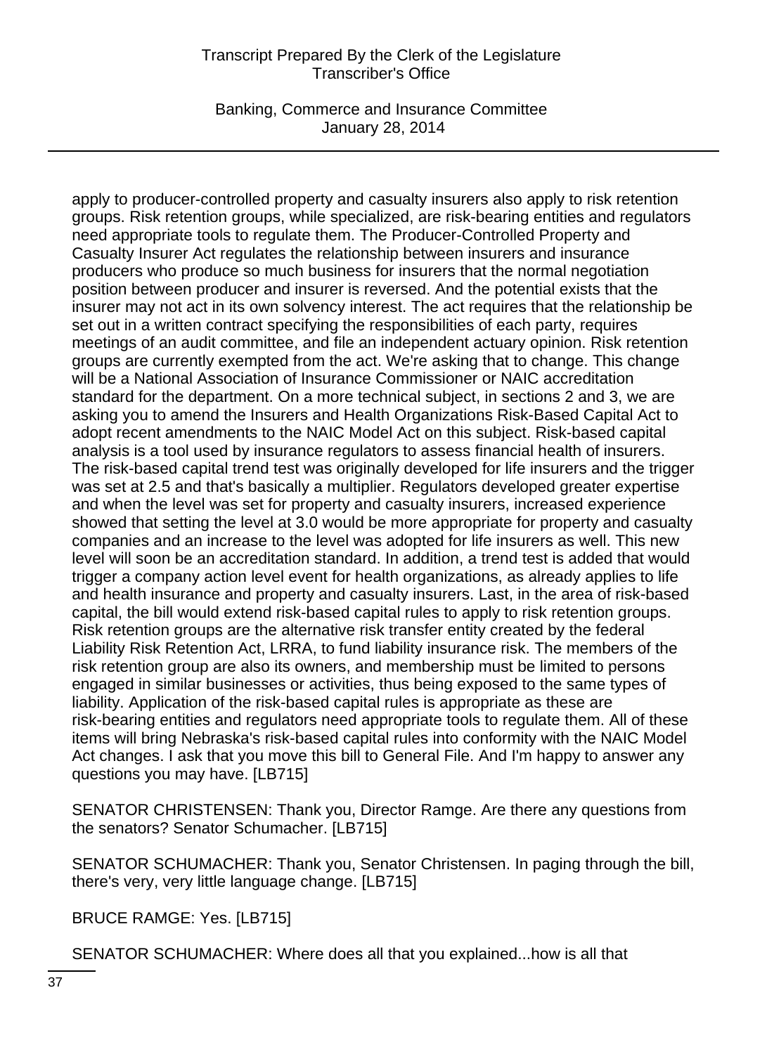apply to producer-controlled property and casualty insurers also apply to risk retention groups. Risk retention groups, while specialized, are risk-bearing entities and regulators need appropriate tools to regulate them. The Producer-Controlled Property and Casualty Insurer Act regulates the relationship between insurers and insurance producers who produce so much business for insurers that the normal negotiation position between producer and insurer is reversed. And the potential exists that the insurer may not act in its own solvency interest. The act requires that the relationship be set out in a written contract specifying the responsibilities of each party, requires meetings of an audit committee, and file an independent actuary opinion. Risk retention groups are currently exempted from the act. We're asking that to change. This change will be a National Association of Insurance Commissioner or NAIC accreditation standard for the department. On a more technical subject, in sections 2 and 3, we are asking you to amend the Insurers and Health Organizations Risk-Based Capital Act to adopt recent amendments to the NAIC Model Act on this subject. Risk-based capital analysis is a tool used by insurance regulators to assess financial health of insurers. The risk-based capital trend test was originally developed for life insurers and the trigger was set at 2.5 and that's basically a multiplier. Regulators developed greater expertise and when the level was set for property and casualty insurers, increased experience showed that setting the level at 3.0 would be more appropriate for property and casualty companies and an increase to the level was adopted for life insurers as well. This new level will soon be an accreditation standard. In addition, a trend test is added that would trigger a company action level event for health organizations, as already applies to life and health insurance and property and casualty insurers. Last, in the area of risk-based capital, the bill would extend risk-based capital rules to apply to risk retention groups. Risk retention groups are the alternative risk transfer entity created by the federal Liability Risk Retention Act, LRRA, to fund liability insurance risk. The members of the risk retention group are also its owners, and membership must be limited to persons engaged in similar businesses or activities, thus being exposed to the same types of liability. Application of the risk-based capital rules is appropriate as these are risk-bearing entities and regulators need appropriate tools to regulate them. All of these items will bring Nebraska's risk-based capital rules into conformity with the NAIC Model Act changes. I ask that you move this bill to General File. And I'm happy to answer any questions you may have. [LB715]

SENATOR CHRISTENSEN: Thank you, Director Ramge. Are there any questions from the senators? Senator Schumacher. [LB715]

SENATOR SCHUMACHER: Thank you, Senator Christensen. In paging through the bill, there's very, very little language change. [LB715]

BRUCE RAMGE: Yes. [LB715]

SENATOR SCHUMACHER: Where does all that you explained...how is all that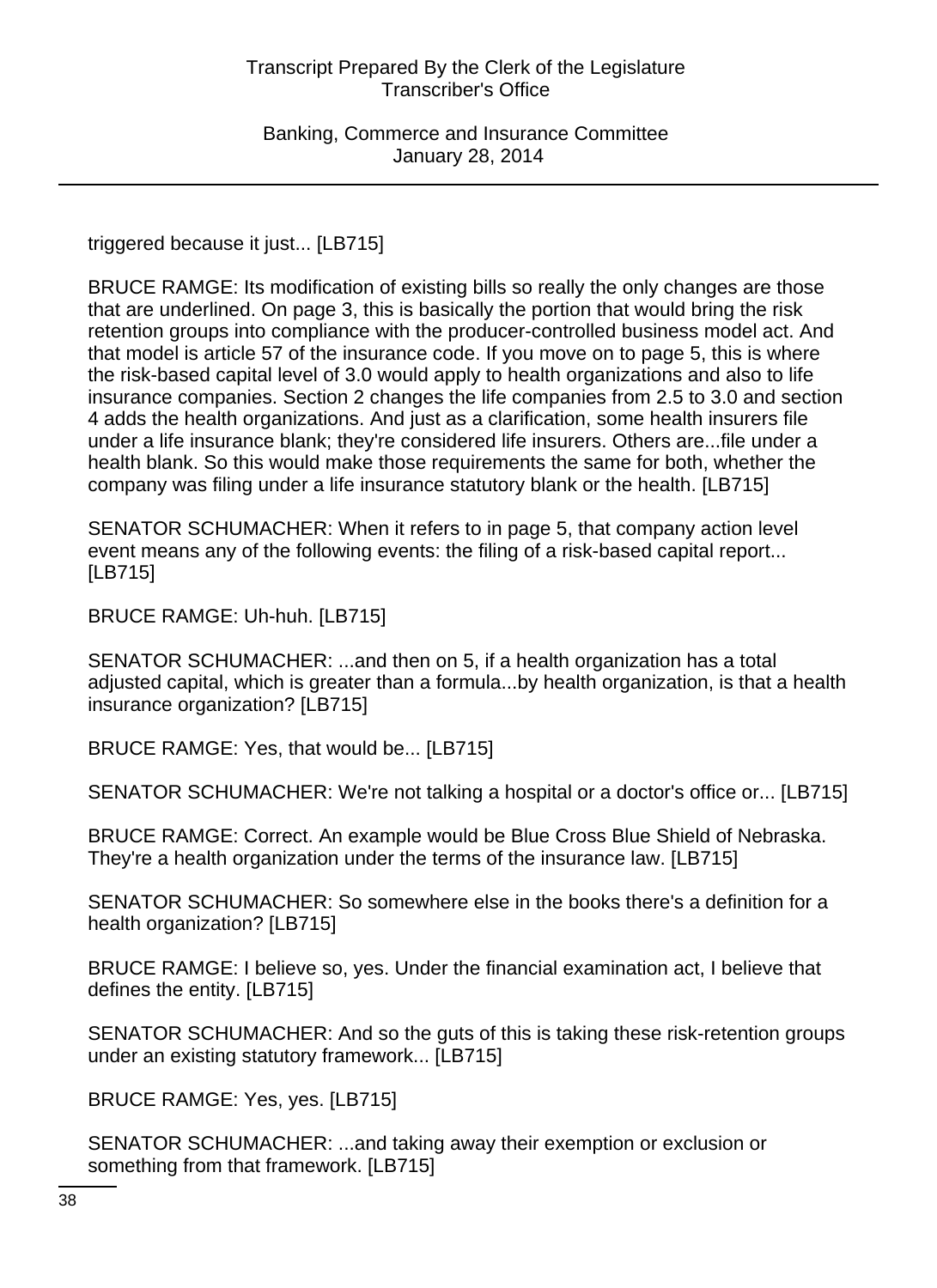triggered because it just... [LB715]

BRUCE RAMGE: Its modification of existing bills so really the only changes are those that are underlined. On page 3, this is basically the portion that would bring the risk retention groups into compliance with the producer-controlled business model act. And that model is article 57 of the insurance code. If you move on to page 5, this is where the risk-based capital level of 3.0 would apply to health organizations and also to life insurance companies. Section 2 changes the life companies from 2.5 to 3.0 and section 4 adds the health organizations. And just as a clarification, some health insurers file under a life insurance blank; they're considered life insurers. Others are...file under a health blank. So this would make those requirements the same for both, whether the company was filing under a life insurance statutory blank or the health. [LB715]

SENATOR SCHUMACHER: When it refers to in page 5, that company action level event means any of the following events: the filing of a risk-based capital report... [LB715]

BRUCE RAMGE: Uh-huh. [LB715]

SENATOR SCHUMACHER: ...and then on 5, if a health organization has a total adjusted capital, which is greater than a formula...by health organization, is that a health insurance organization? [LB715]

BRUCE RAMGE: Yes, that would be... [LB715]

SENATOR SCHUMACHER: We're not talking a hospital or a doctor's office or... [LB715]

BRUCE RAMGE: Correct. An example would be Blue Cross Blue Shield of Nebraska. They're a health organization under the terms of the insurance law. [LB715]

SENATOR SCHUMACHER: So somewhere else in the books there's a definition for a health organization? [LB715]

BRUCE RAMGE: I believe so, yes. Under the financial examination act, I believe that defines the entity. [LB715]

SENATOR SCHUMACHER: And so the guts of this is taking these risk-retention groups under an existing statutory framework... [LB715]

BRUCE RAMGE: Yes, yes. [LB715]

SENATOR SCHUMACHER: ...and taking away their exemption or exclusion or something from that framework. [LB715]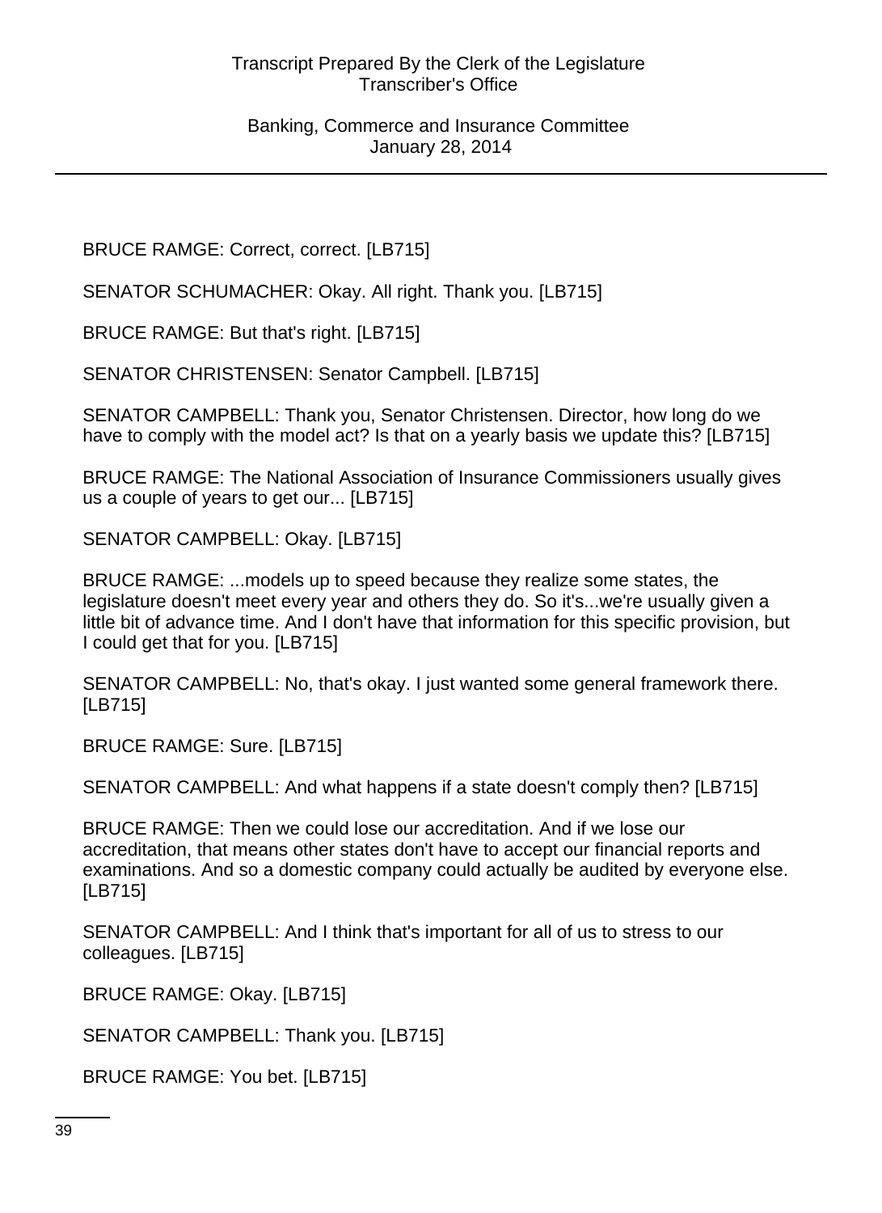BRUCE RAMGE: Correct, correct. [LB715]

SENATOR SCHUMACHER: Okay. All right. Thank you. [LB715]

BRUCE RAMGE: But that's right. [LB715]

SENATOR CHRISTENSEN: Senator Campbell. [LB715]

SENATOR CAMPBELL: Thank you, Senator Christensen. Director, how long do we have to comply with the model act? Is that on a yearly basis we update this? [LB715]

BRUCE RAMGE: The National Association of Insurance Commissioners usually gives us a couple of years to get our... [LB715]

SENATOR CAMPBELL: Okay. [LB715]

BRUCE RAMGE: ...models up to speed because they realize some states, the legislature doesn't meet every year and others they do. So it's...we're usually given a little bit of advance time. And I don't have that information for this specific provision, but I could get that for you. [LB715]

SENATOR CAMPBELL: No, that's okay. I just wanted some general framework there. [LB715]

BRUCE RAMGE: Sure. [LB715]

SENATOR CAMPBELL: And what happens if a state doesn't comply then? [LB715]

BRUCE RAMGE: Then we could lose our accreditation. And if we lose our accreditation, that means other states don't have to accept our financial reports and examinations. And so a domestic company could actually be audited by everyone else. [LB715]

SENATOR CAMPBELL: And I think that's important for all of us to stress to our colleagues. [LB715]

BRUCE RAMGE: Okay. [LB715]

SENATOR CAMPBELL: Thank you. [LB715]

BRUCE RAMGE: You bet. [LB715]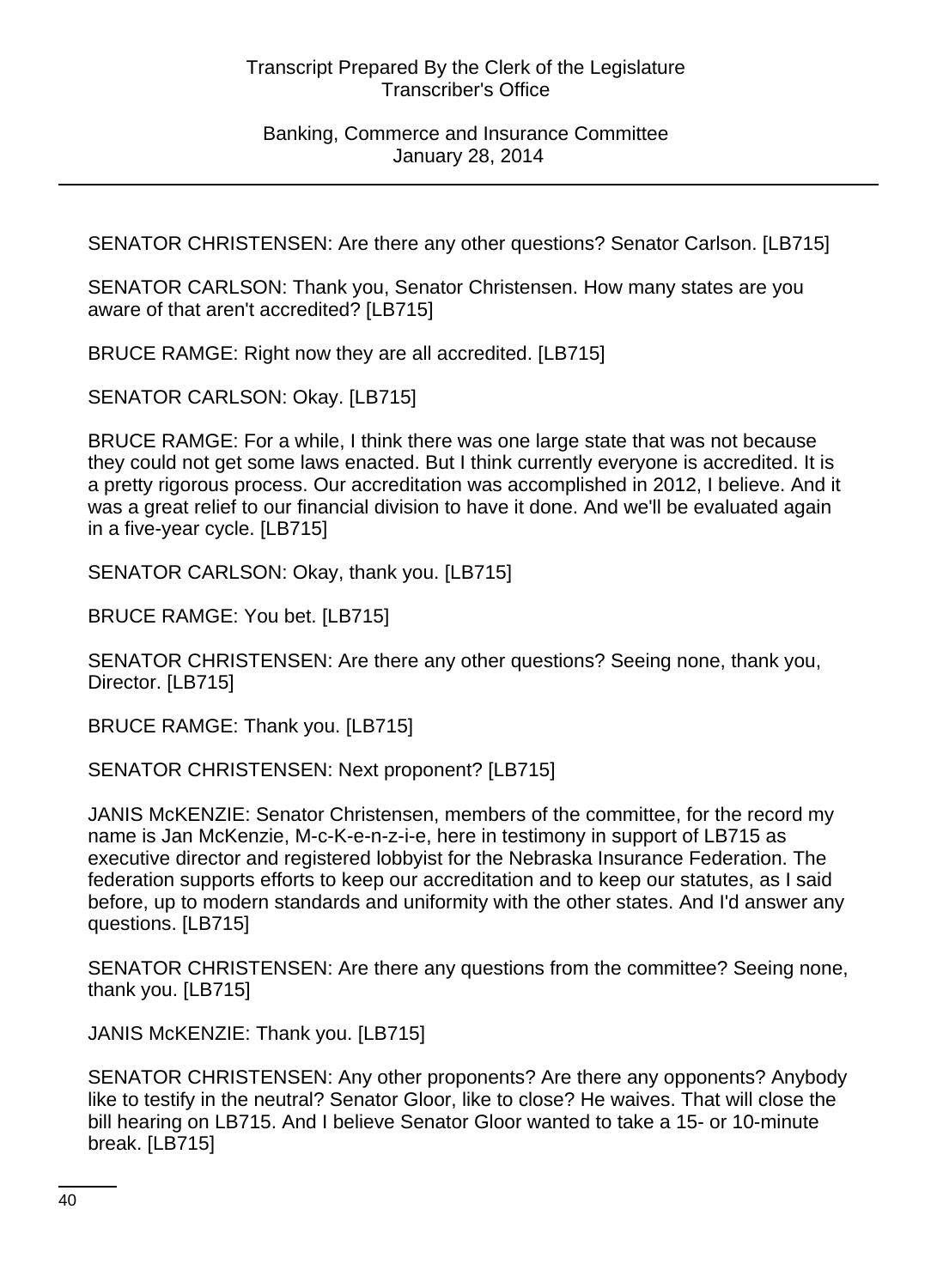SENATOR CHRISTENSEN: Are there any other questions? Senator Carlson. [LB715]

SENATOR CARLSON: Thank you, Senator Christensen. How many states are you aware of that aren't accredited? [LB715]

BRUCE RAMGE: Right now they are all accredited. [LB715]

SENATOR CARLSON: Okay. [LB715]

BRUCE RAMGE: For a while, I think there was one large state that was not because they could not get some laws enacted. But I think currently everyone is accredited. It is a pretty rigorous process. Our accreditation was accomplished in 2012, I believe. And it was a great relief to our financial division to have it done. And we'll be evaluated again in a five-year cycle. [LB715]

SENATOR CARLSON: Okay, thank you. [LB715]

BRUCE RAMGE: You bet. [LB715]

SENATOR CHRISTENSEN: Are there any other questions? Seeing none, thank you, Director. [LB715]

BRUCE RAMGE: Thank you. [LB715]

SENATOR CHRISTENSEN: Next proponent? [LB715]

JANIS McKENZIE: Senator Christensen, members of the committee, for the record my name is Jan McKenzie, M-c-K-e-n-z-i-e, here in testimony in support of LB715 as executive director and registered lobbyist for the Nebraska Insurance Federation. The federation supports efforts to keep our accreditation and to keep our statutes, as I said before, up to modern standards and uniformity with the other states. And I'd answer any questions. [LB715]

SENATOR CHRISTENSEN: Are there any questions from the committee? Seeing none, thank you. [LB715]

JANIS McKENZIE: Thank you. [LB715]

SENATOR CHRISTENSEN: Any other proponents? Are there any opponents? Anybody like to testify in the neutral? Senator Gloor, like to close? He waives. That will close the bill hearing on LB715. And I believe Senator Gloor wanted to take a 15- or 10-minute break. [LB715]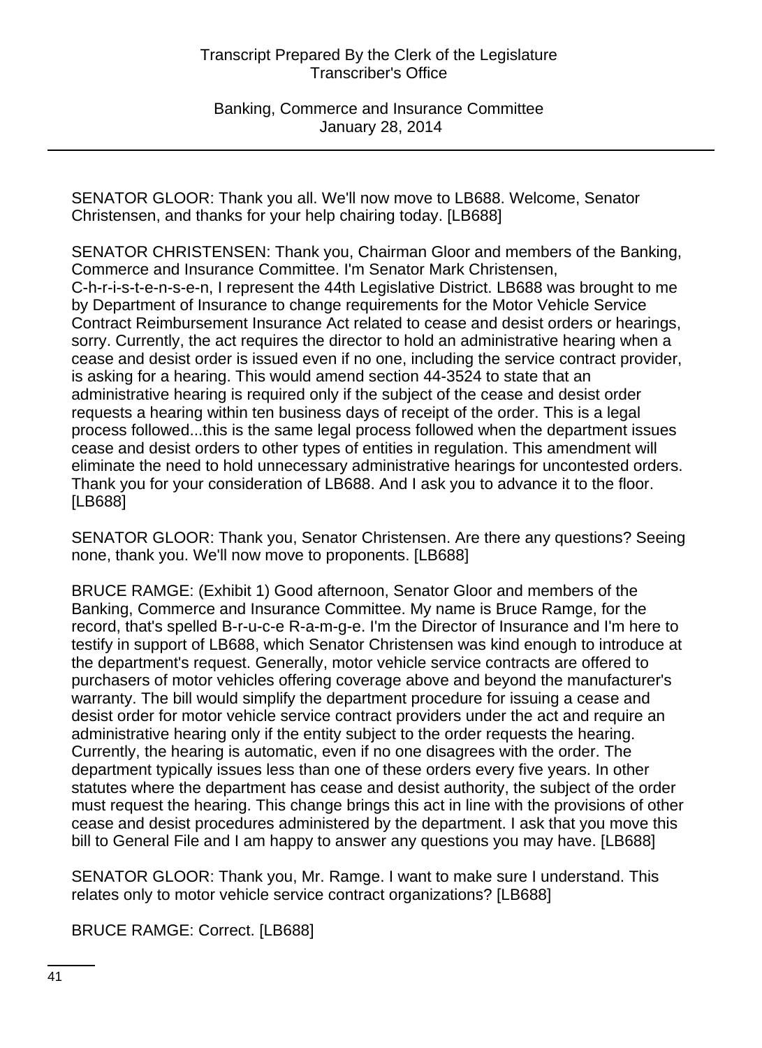SENATOR GLOOR: Thank you all. We'll now move to LB688. Welcome, Senator Christensen, and thanks for your help chairing today. [LB688]

SENATOR CHRISTENSEN: Thank you, Chairman Gloor and members of the Banking, Commerce and Insurance Committee. I'm Senator Mark Christensen, C-h-r-i-s-t-e-n-s-e-n, I represent the 44th Legislative District. LB688 was brought to me by Department of Insurance to change requirements for the Motor Vehicle Service Contract Reimbursement Insurance Act related to cease and desist orders or hearings, sorry. Currently, the act requires the director to hold an administrative hearing when a cease and desist order is issued even if no one, including the service contract provider, is asking for a hearing. This would amend section 44-3524 to state that an administrative hearing is required only if the subject of the cease and desist order requests a hearing within ten business days of receipt of the order. This is a legal process followed...this is the same legal process followed when the department issues cease and desist orders to other types of entities in regulation. This amendment will eliminate the need to hold unnecessary administrative hearings for uncontested orders. Thank you for your consideration of LB688. And I ask you to advance it to the floor. [LB688]

SENATOR GLOOR: Thank you, Senator Christensen. Are there any questions? Seeing none, thank you. We'll now move to proponents. [LB688]

BRUCE RAMGE: (Exhibit 1) Good afternoon, Senator Gloor and members of the Banking, Commerce and Insurance Committee. My name is Bruce Ramge, for the record, that's spelled B-r-u-c-e R-a-m-g-e. I'm the Director of Insurance and I'm here to testify in support of LB688, which Senator Christensen was kind enough to introduce at the department's request. Generally, motor vehicle service contracts are offered to purchasers of motor vehicles offering coverage above and beyond the manufacturer's warranty. The bill would simplify the department procedure for issuing a cease and desist order for motor vehicle service contract providers under the act and require an administrative hearing only if the entity subject to the order requests the hearing. Currently, the hearing is automatic, even if no one disagrees with the order. The department typically issues less than one of these orders every five years. In other statutes where the department has cease and desist authority, the subject of the order must request the hearing. This change brings this act in line with the provisions of other cease and desist procedures administered by the department. I ask that you move this bill to General File and I am happy to answer any questions you may have. [LB688]

SENATOR GLOOR: Thank you, Mr. Ramge. I want to make sure I understand. This relates only to motor vehicle service contract organizations? [LB688]

BRUCE RAMGE: Correct. [LB688]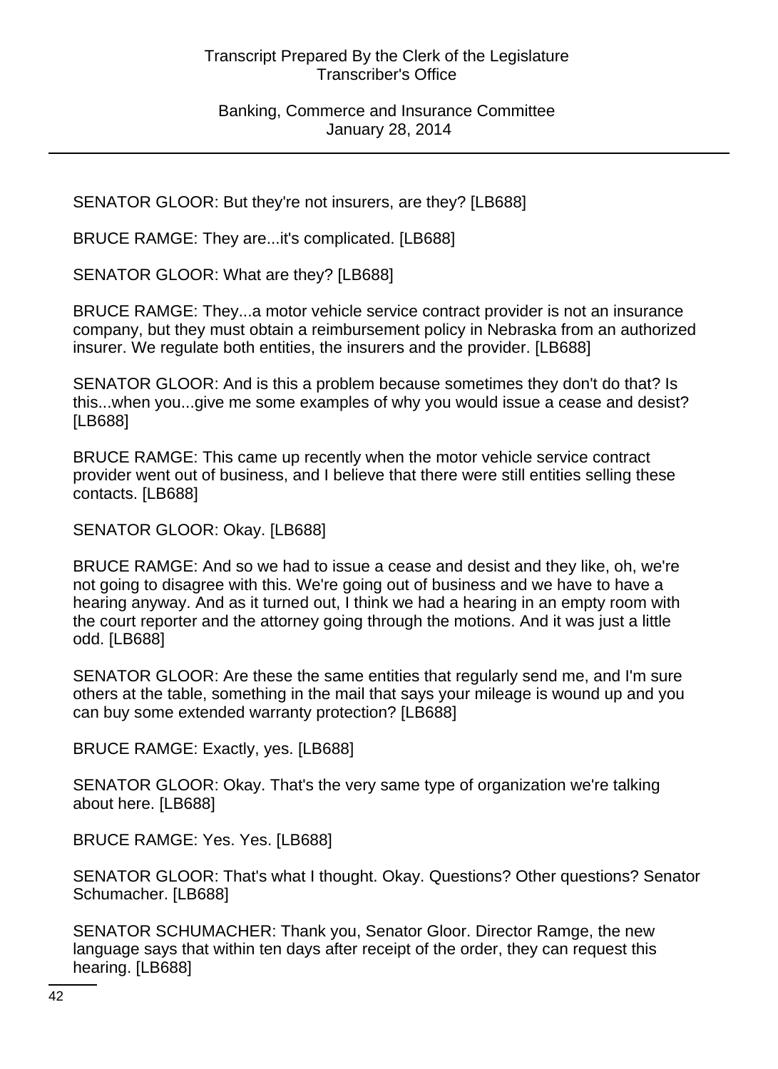SENATOR GLOOR: But they're not insurers, are they? [LB688]

BRUCE RAMGE: They are...it's complicated. [LB688]

SENATOR GLOOR: What are they? [LB688]

BRUCE RAMGE: They...a motor vehicle service contract provider is not an insurance company, but they must obtain a reimbursement policy in Nebraska from an authorized insurer. We regulate both entities, the insurers and the provider. [LB688]

SENATOR GLOOR: And is this a problem because sometimes they don't do that? Is this...when you...give me some examples of why you would issue a cease and desist? [LB688]

BRUCE RAMGE: This came up recently when the motor vehicle service contract provider went out of business, and I believe that there were still entities selling these contacts. [LB688]

SENATOR GLOOR: Okay. [LB688]

BRUCE RAMGE: And so we had to issue a cease and desist and they like, oh, we're not going to disagree with this. We're going out of business and we have to have a hearing anyway. And as it turned out, I think we had a hearing in an empty room with the court reporter and the attorney going through the motions. And it was just a little odd. [LB688]

SENATOR GLOOR: Are these the same entities that regularly send me, and I'm sure others at the table, something in the mail that says your mileage is wound up and you can buy some extended warranty protection? [LB688]

BRUCE RAMGE: Exactly, yes. [LB688]

SENATOR GLOOR: Okay. That's the very same type of organization we're talking about here. [LB688]

BRUCE RAMGE: Yes. Yes. [LB688]

SENATOR GLOOR: That's what I thought. Okay. Questions? Other questions? Senator Schumacher. [LB688]

SENATOR SCHUMACHER: Thank you, Senator Gloor. Director Ramge, the new language says that within ten days after receipt of the order, they can request this hearing. [LB688]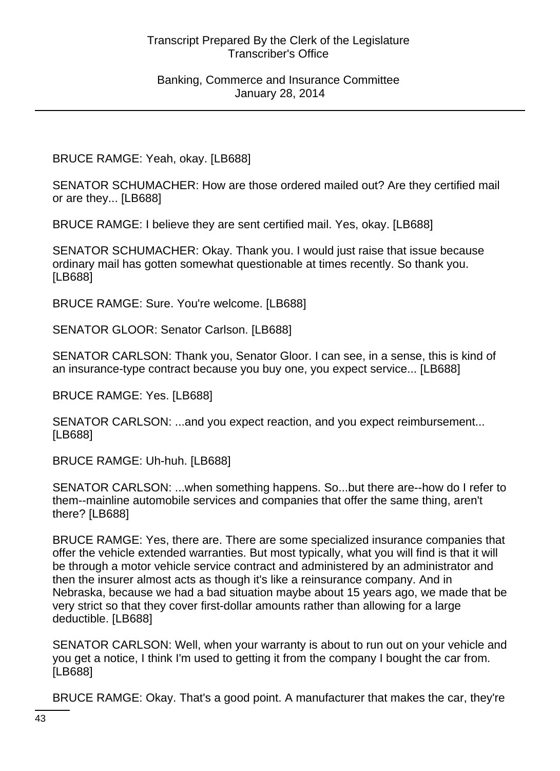BRUCE RAMGE: Yeah, okay. [LB688]

SENATOR SCHUMACHER: How are those ordered mailed out? Are they certified mail or are they... [LB688]

BRUCE RAMGE: I believe they are sent certified mail. Yes, okay. [LB688]

SENATOR SCHUMACHER: Okay. Thank you. I would just raise that issue because ordinary mail has gotten somewhat questionable at times recently. So thank you. [LB688]

BRUCE RAMGE: Sure. You're welcome. [LB688]

SENATOR GLOOR: Senator Carlson. [LB688]

SENATOR CARLSON: Thank you, Senator Gloor. I can see, in a sense, this is kind of an insurance-type contract because you buy one, you expect service... [LB688]

BRUCE RAMGE: Yes. [LB688]

SENATOR CARLSON: ...and you expect reaction, and you expect reimbursement... [LB688]

BRUCE RAMGE: Uh-huh. [LB688]

SENATOR CARLSON: ...when something happens. So...but there are--how do I refer to them--mainline automobile services and companies that offer the same thing, aren't there? [LB688]

BRUCE RAMGE: Yes, there are. There are some specialized insurance companies that offer the vehicle extended warranties. But most typically, what you will find is that it will be through a motor vehicle service contract and administered by an administrator and then the insurer almost acts as though it's like a reinsurance company. And in Nebraska, because we had a bad situation maybe about 15 years ago, we made that be very strict so that they cover first-dollar amounts rather than allowing for a large deductible. [LB688]

SENATOR CARLSON: Well, when your warranty is about to run out on your vehicle and you get a notice, I think I'm used to getting it from the company I bought the car from. [LB688]

BRUCE RAMGE: Okay. That's a good point. A manufacturer that makes the car, they're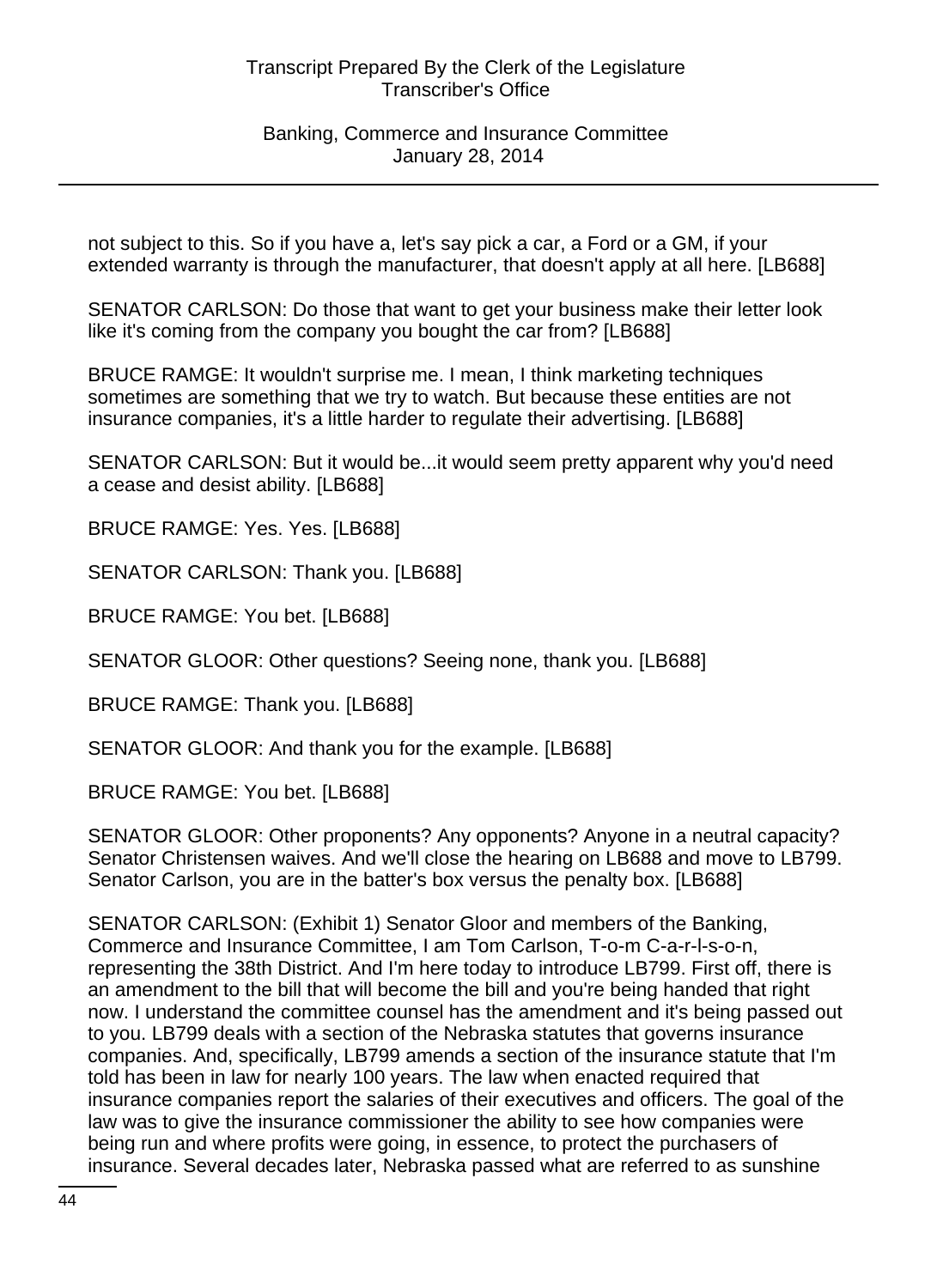not subject to this. So if you have a, let's say pick a car, a Ford or a GM, if your extended warranty is through the manufacturer, that doesn't apply at all here. [LB688]

SENATOR CARLSON: Do those that want to get your business make their letter look like it's coming from the company you bought the car from? [LB688]

BRUCE RAMGE: It wouldn't surprise me. I mean, I think marketing techniques sometimes are something that we try to watch. But because these entities are not insurance companies, it's a little harder to regulate their advertising. [LB688]

SENATOR CARLSON: But it would be...it would seem pretty apparent why you'd need a cease and desist ability. [LB688]

BRUCE RAMGE: Yes. Yes. [LB688]

SENATOR CARLSON: Thank you. [LB688]

BRUCE RAMGE: You bet. [LB688]

SENATOR GLOOR: Other questions? Seeing none, thank you. [LB688]

BRUCE RAMGE: Thank you. [LB688]

SENATOR GLOOR: And thank you for the example. [LB688]

BRUCE RAMGE: You bet. [LB688]

SENATOR GLOOR: Other proponents? Any opponents? Anyone in a neutral capacity? Senator Christensen waives. And we'll close the hearing on LB688 and move to LB799. Senator Carlson, you are in the batter's box versus the penalty box. [LB688]

SENATOR CARLSON: (Exhibit 1) Senator Gloor and members of the Banking, Commerce and Insurance Committee, I am Tom Carlson, T-o-m C-a-r-l-s-o-n, representing the 38th District. And I'm here today to introduce LB799. First off, there is an amendment to the bill that will become the bill and you're being handed that right now. I understand the committee counsel has the amendment and it's being passed out to you. LB799 deals with a section of the Nebraska statutes that governs insurance companies. And, specifically, LB799 amends a section of the insurance statute that I'm told has been in law for nearly 100 years. The law when enacted required that insurance companies report the salaries of their executives and officers. The goal of the law was to give the insurance commissioner the ability to see how companies were being run and where profits were going, in essence, to protect the purchasers of insurance. Several decades later, Nebraska passed what are referred to as sunshine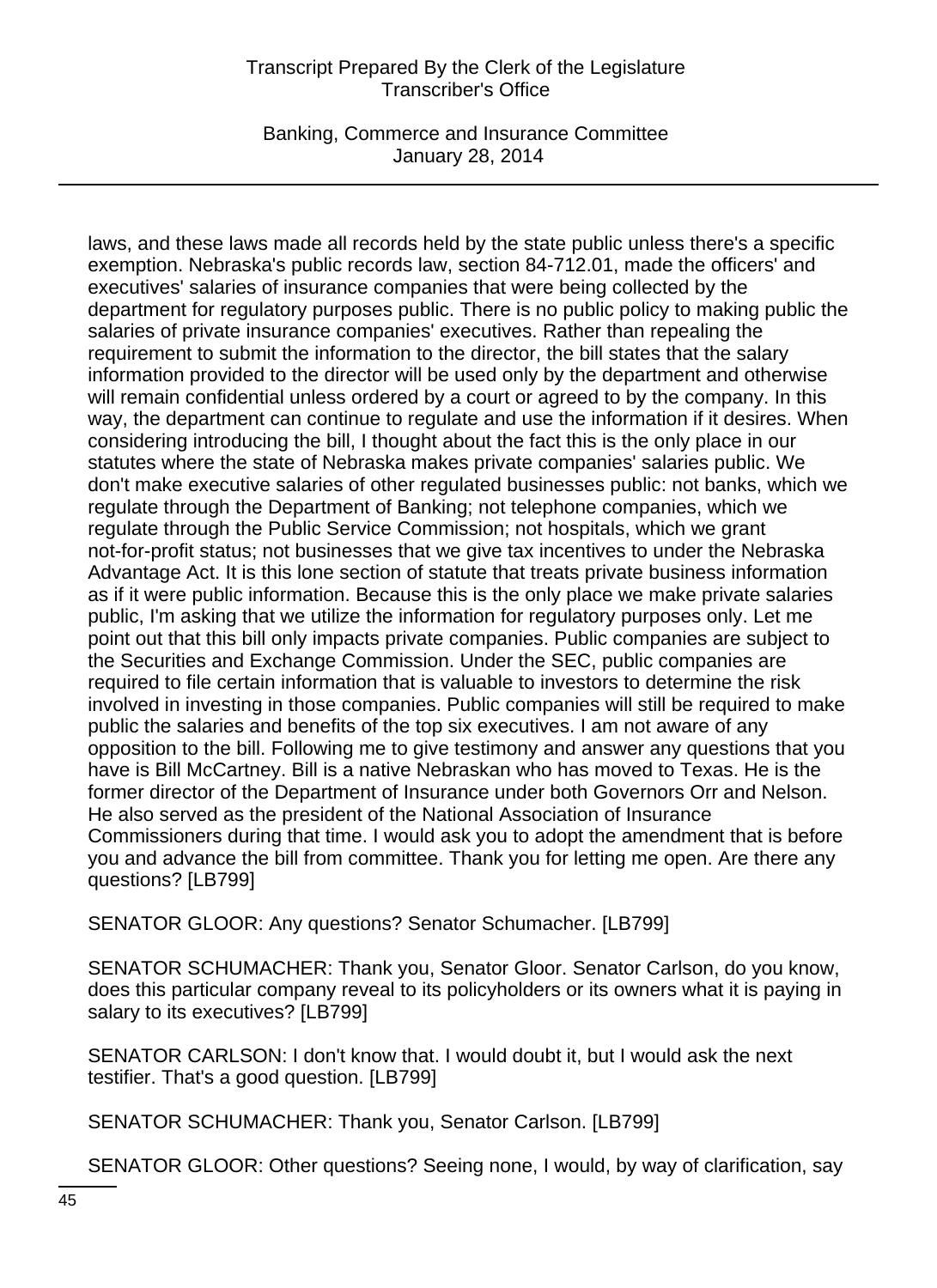laws, and these laws made all records held by the state public unless there's a specific exemption. Nebraska's public records law, section 84-712.01, made the officers' and executives' salaries of insurance companies that were being collected by the department for regulatory purposes public. There is no public policy to making public the salaries of private insurance companies' executives. Rather than repealing the requirement to submit the information to the director, the bill states that the salary information provided to the director will be used only by the department and otherwise will remain confidential unless ordered by a court or agreed to by the company. In this way, the department can continue to regulate and use the information if it desires. When considering introducing the bill, I thought about the fact this is the only place in our statutes where the state of Nebraska makes private companies' salaries public. We don't make executive salaries of other regulated businesses public: not banks, which we regulate through the Department of Banking; not telephone companies, which we regulate through the Public Service Commission; not hospitals, which we grant not-for-profit status; not businesses that we give tax incentives to under the Nebraska Advantage Act. It is this lone section of statute that treats private business information as if it were public information. Because this is the only place we make private salaries public, I'm asking that we utilize the information for regulatory purposes only. Let me point out that this bill only impacts private companies. Public companies are subject to the Securities and Exchange Commission. Under the SEC, public companies are required to file certain information that is valuable to investors to determine the risk involved in investing in those companies. Public companies will still be required to make public the salaries and benefits of the top six executives. I am not aware of any opposition to the bill. Following me to give testimony and answer any questions that you have is Bill McCartney. Bill is a native Nebraskan who has moved to Texas. He is the former director of the Department of Insurance under both Governors Orr and Nelson. He also served as the president of the National Association of Insurance Commissioners during that time. I would ask you to adopt the amendment that is before you and advance the bill from committee. Thank you for letting me open. Are there any questions? [LB799]

SENATOR GLOOR: Any questions? Senator Schumacher. [LB799]

SENATOR SCHUMACHER: Thank you, Senator Gloor. Senator Carlson, do you know, does this particular company reveal to its policyholders or its owners what it is paying in salary to its executives? [LB799]

SENATOR CARLSON: I don't know that. I would doubt it, but I would ask the next testifier. That's a good question. [LB799]

SENATOR SCHUMACHER: Thank you, Senator Carlson. [LB799]

SENATOR GLOOR: Other questions? Seeing none, I would, by way of clarification, say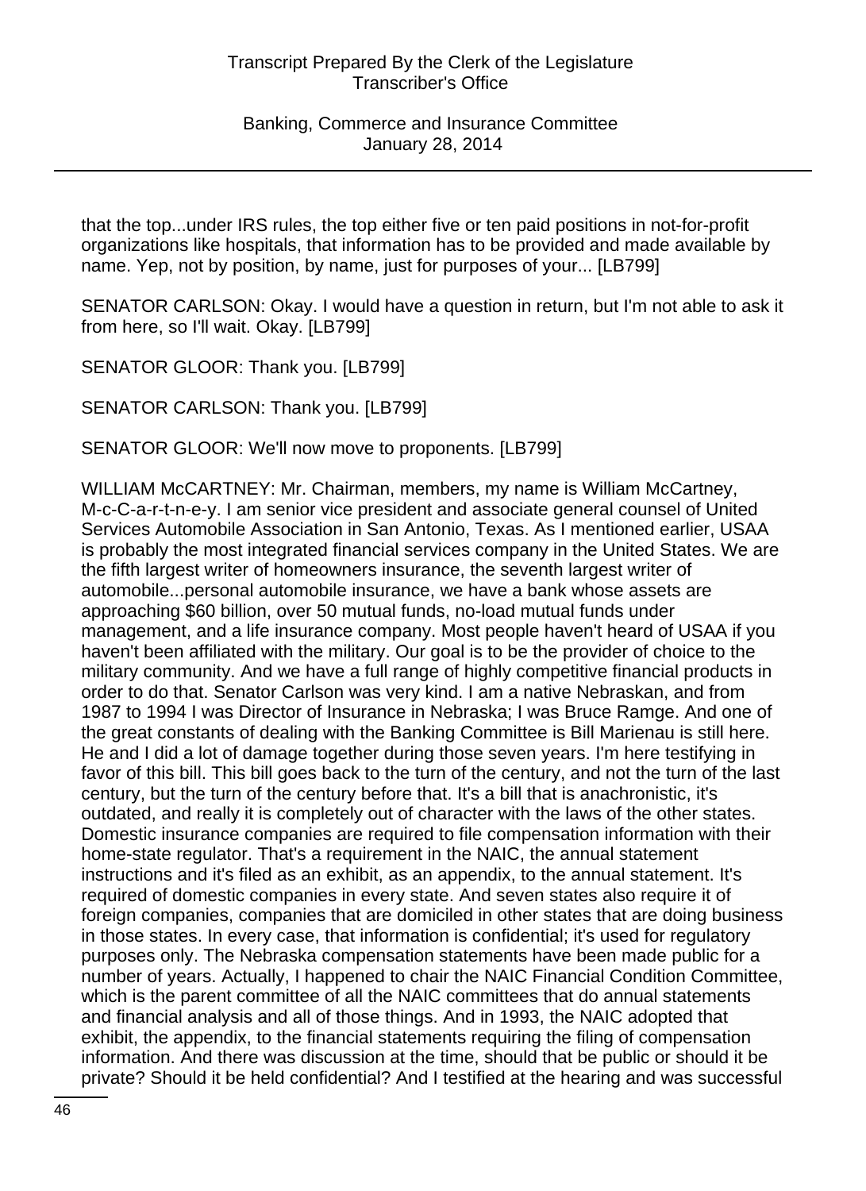that the top...under IRS rules, the top either five or ten paid positions in not-for-profit organizations like hospitals, that information has to be provided and made available by name. Yep, not by position, by name, just for purposes of your... [LB799]

SENATOR CARLSON: Okay. I would have a question in return, but I'm not able to ask it from here, so I'll wait. Okay. [LB799]

SENATOR GLOOR: Thank you. [LB799]

SENATOR CARLSON: Thank you. [LB799]

SENATOR GLOOR: We'll now move to proponents. [LB799]

WILLIAM McCARTNEY: Mr. Chairman, members, my name is William McCartney, M-c-C-a-r-t-n-e-y. I am senior vice president and associate general counsel of United Services Automobile Association in San Antonio, Texas. As I mentioned earlier, USAA is probably the most integrated financial services company in the United States. We are the fifth largest writer of homeowners insurance, the seventh largest writer of automobile...personal automobile insurance, we have a bank whose assets are approaching $60 billion, over 50 mutual funds, no-load mutual funds under management, and a life insurance company. Most people haven't heard of USAA if you haven't been affiliated with the military. Our goal is to be the provider of choice to the military community. And we have a full range of highly competitive financial products in order to do that. Senator Carlson was very kind. I am a native Nebraskan, and from 1987 to 1994 I was Director of Insurance in Nebraska; I was Bruce Ramge. And one of the great constants of dealing with the Banking Committee is Bill Marienau is still here. He and I did a lot of damage together during those seven years. I'm here testifying in favor of this bill. This bill goes back to the turn of the century, and not the turn of the last century, but the turn of the century before that. It's a bill that is anachronistic, it's outdated, and really it is completely out of character with the laws of the other states. Domestic insurance companies are required to file compensation information with their home-state regulator. That's a requirement in the NAIC, the annual statement instructions and it's filed as an exhibit, as an appendix, to the annual statement. It's required of domestic companies in every state. And seven states also require it of foreign companies, companies that are domiciled in other states that are doing business in those states. In every case, that information is confidential; it's used for regulatory purposes only. The Nebraska compensation statements have been made public for a number of years. Actually, I happened to chair the NAIC Financial Condition Committee, which is the parent committee of all the NAIC committees that do annual statements and financial analysis and all of those things. And in 1993, the NAIC adopted that exhibit, the appendix, to the financial statements requiring the filing of compensation information. And there was discussion at the time, should that be public or should it be private? Should it be held confidential? And I testified at the hearing and was successful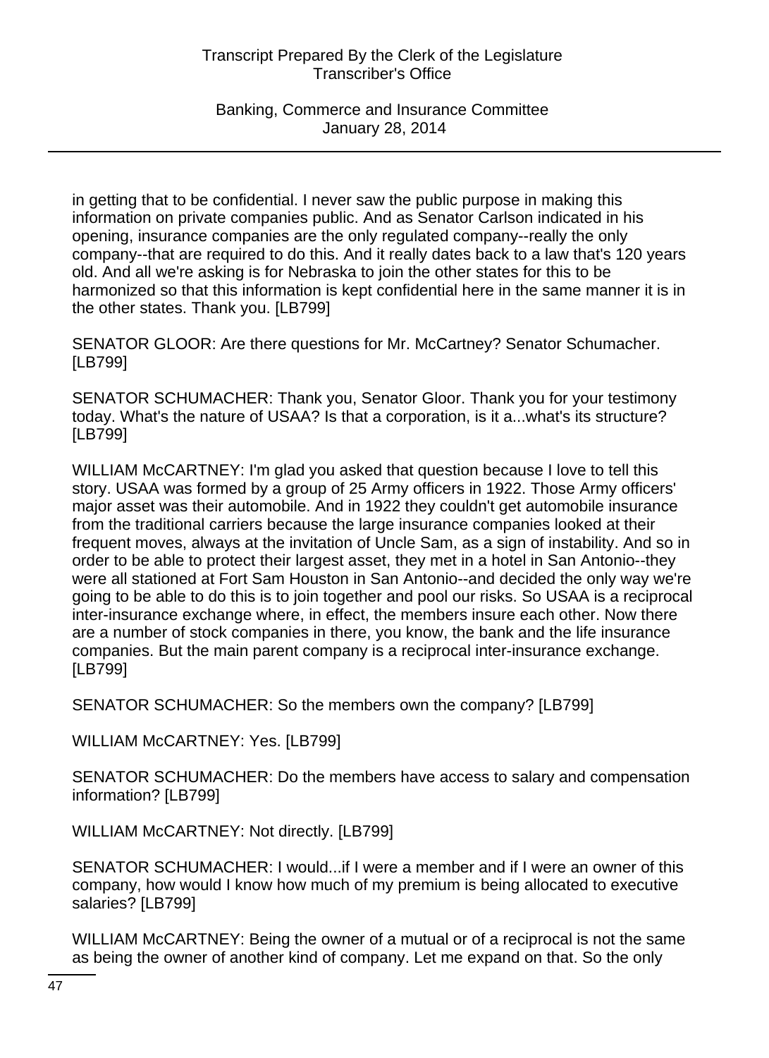in getting that to be confidential. I never saw the public purpose in making this information on private companies public. And as Senator Carlson indicated in his opening, insurance companies are the only regulated company--really the only company--that are required to do this. And it really dates back to a law that's 120 years old. And all we're asking is for Nebraska to join the other states for this to be harmonized so that this information is kept confidential here in the same manner it is in the other states. Thank you. [LB799]

SENATOR GLOOR: Are there questions for Mr. McCartney? Senator Schumacher. [LB799]

SENATOR SCHUMACHER: Thank you, Senator Gloor. Thank you for your testimony today. What's the nature of USAA? Is that a corporation, is it a...what's its structure? [LB799]

WILLIAM McCARTNEY: I'm glad you asked that question because I love to tell this story. USAA was formed by a group of 25 Army officers in 1922. Those Army officers' major asset was their automobile. And in 1922 they couldn't get automobile insurance from the traditional carriers because the large insurance companies looked at their frequent moves, always at the invitation of Uncle Sam, as a sign of instability. And so in order to be able to protect their largest asset, they met in a hotel in San Antonio--they were all stationed at Fort Sam Houston in San Antonio--and decided the only way we're going to be able to do this is to join together and pool our risks. So USAA is a reciprocal inter-insurance exchange where, in effect, the members insure each other. Now there are a number of stock companies in there, you know, the bank and the life insurance companies. But the main parent company is a reciprocal inter-insurance exchange. [LB799]

SENATOR SCHUMACHER: So the members own the company? [LB799]

WILLIAM McCARTNEY: Yes. [LB799]

SENATOR SCHUMACHER: Do the members have access to salary and compensation information? [LB799]

WILLIAM McCARTNEY: Not directly. [LB799]

SENATOR SCHUMACHER: I would...if I were a member and if I were an owner of this company, how would I know how much of my premium is being allocated to executive salaries? [LB799]

WILLIAM McCARTNEY: Being the owner of a mutual or of a reciprocal is not the same as being the owner of another kind of company. Let me expand on that. So the only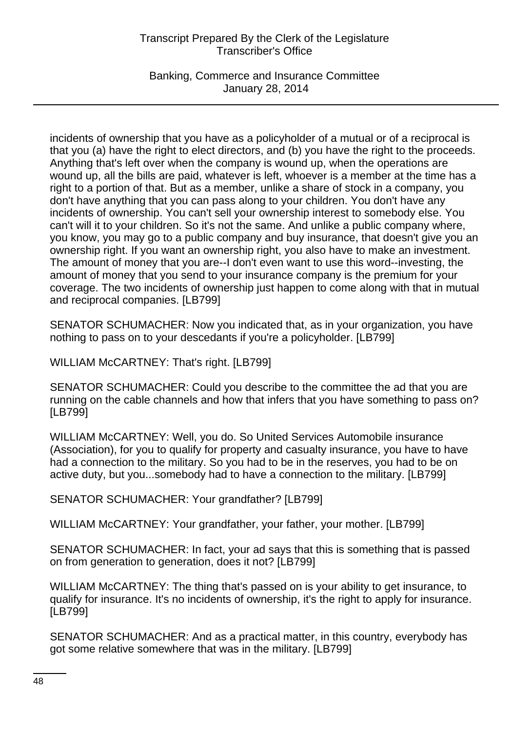incidents of ownership that you have as a policyholder of a mutual or of a reciprocal is that you (a) have the right to elect directors, and (b) you have the right to the proceeds. Anything that's left over when the company is wound up, when the operations are wound up, all the bills are paid, whatever is left, whoever is a member at the time has a right to a portion of that. But as a member, unlike a share of stock in a company, you don't have anything that you can pass along to your children. You don't have any incidents of ownership. You can't sell your ownership interest to somebody else. You can't will it to your children. So it's not the same. And unlike a public company where, you know, you may go to a public company and buy insurance, that doesn't give you an ownership right. If you want an ownership right, you also have to make an investment. The amount of money that you are--I don't even want to use this word--investing, the amount of money that you send to your insurance company is the premium for your coverage. The two incidents of ownership just happen to come along with that in mutual and reciprocal companies. [LB799]

SENATOR SCHUMACHER: Now you indicated that, as in your organization, you have nothing to pass on to your descedants if you're a policyholder. [LB799]

WILLIAM McCARTNEY: That's right. [LB799]

SENATOR SCHUMACHER: Could you describe to the committee the ad that you are running on the cable channels and how that infers that you have something to pass on? [LB799]

WILLIAM McCARTNEY: Well, you do. So United Services Automobile insurance (Association), for you to qualify for property and casualty insurance, you have to have had a connection to the military. So you had to be in the reserves, you had to be on active duty, but you...somebody had to have a connection to the military. [LB799]

SENATOR SCHUMACHER: Your grandfather? [LB799]

WILLIAM McCARTNEY: Your grandfather, your father, your mother. [LB799]

SENATOR SCHUMACHER: In fact, your ad says that this is something that is passed on from generation to generation, does it not? [LB799]

WILLIAM McCARTNEY: The thing that's passed on is your ability to get insurance, to qualify for insurance. It's no incidents of ownership, it's the right to apply for insurance. [LB799]

SENATOR SCHUMACHER: And as a practical matter, in this country, everybody has got some relative somewhere that was in the military. [LB799]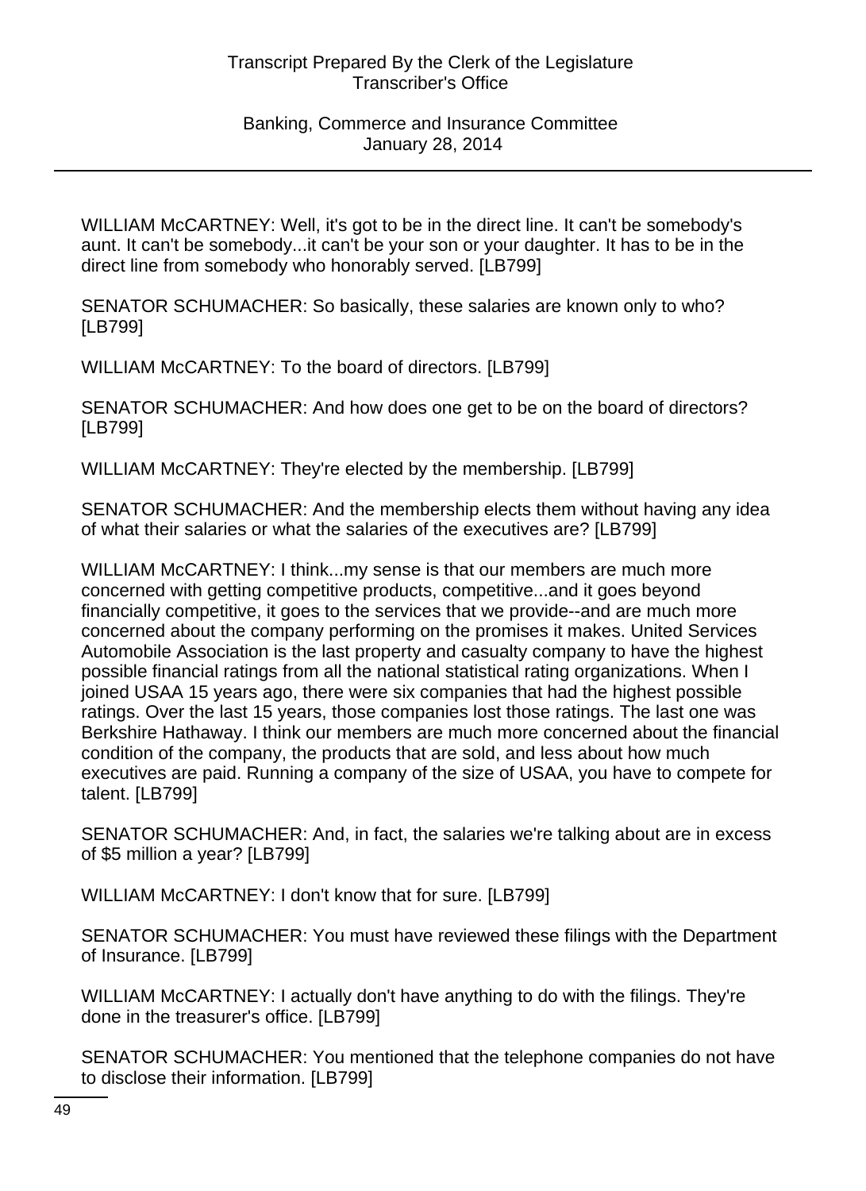WILLIAM McCARTNEY: Well, it's got to be in the direct line. It can't be somebody's aunt. It can't be somebody...it can't be your son or your daughter. It has to be in the direct line from somebody who honorably served. [LB799]

SENATOR SCHUMACHER: So basically, these salaries are known only to who? [LB799]

WILLIAM McCARTNEY: To the board of directors. [LB799]

SENATOR SCHUMACHER: And how does one get to be on the board of directors? [LB799]

WILLIAM McCARTNEY: They're elected by the membership. [LB799]

SENATOR SCHUMACHER: And the membership elects them without having any idea of what their salaries or what the salaries of the executives are? [LB799]

WILLIAM McCARTNEY: I think...my sense is that our members are much more concerned with getting competitive products, competitive...and it goes beyond financially competitive, it goes to the services that we provide--and are much more concerned about the company performing on the promises it makes. United Services Automobile Association is the last property and casualty company to have the highest possible financial ratings from all the national statistical rating organizations. When I joined USAA 15 years ago, there were six companies that had the highest possible ratings. Over the last 15 years, those companies lost those ratings. The last one was Berkshire Hathaway. I think our members are much more concerned about the financial condition of the company, the products that are sold, and less about how much executives are paid. Running a company of the size of USAA, you have to compete for talent. [LB799]

SENATOR SCHUMACHER: And, in fact, the salaries we're talking about are in excess of $5 million a year? [LB799]

WILLIAM McCARTNEY: I don't know that for sure. [LB799]

SENATOR SCHUMACHER: You must have reviewed these filings with the Department of Insurance. [LB799]

WILLIAM McCARTNEY: I actually don't have anything to do with the filings. They're done in the treasurer's office. [LB799]

SENATOR SCHUMACHER: You mentioned that the telephone companies do not have to disclose their information. [LB799]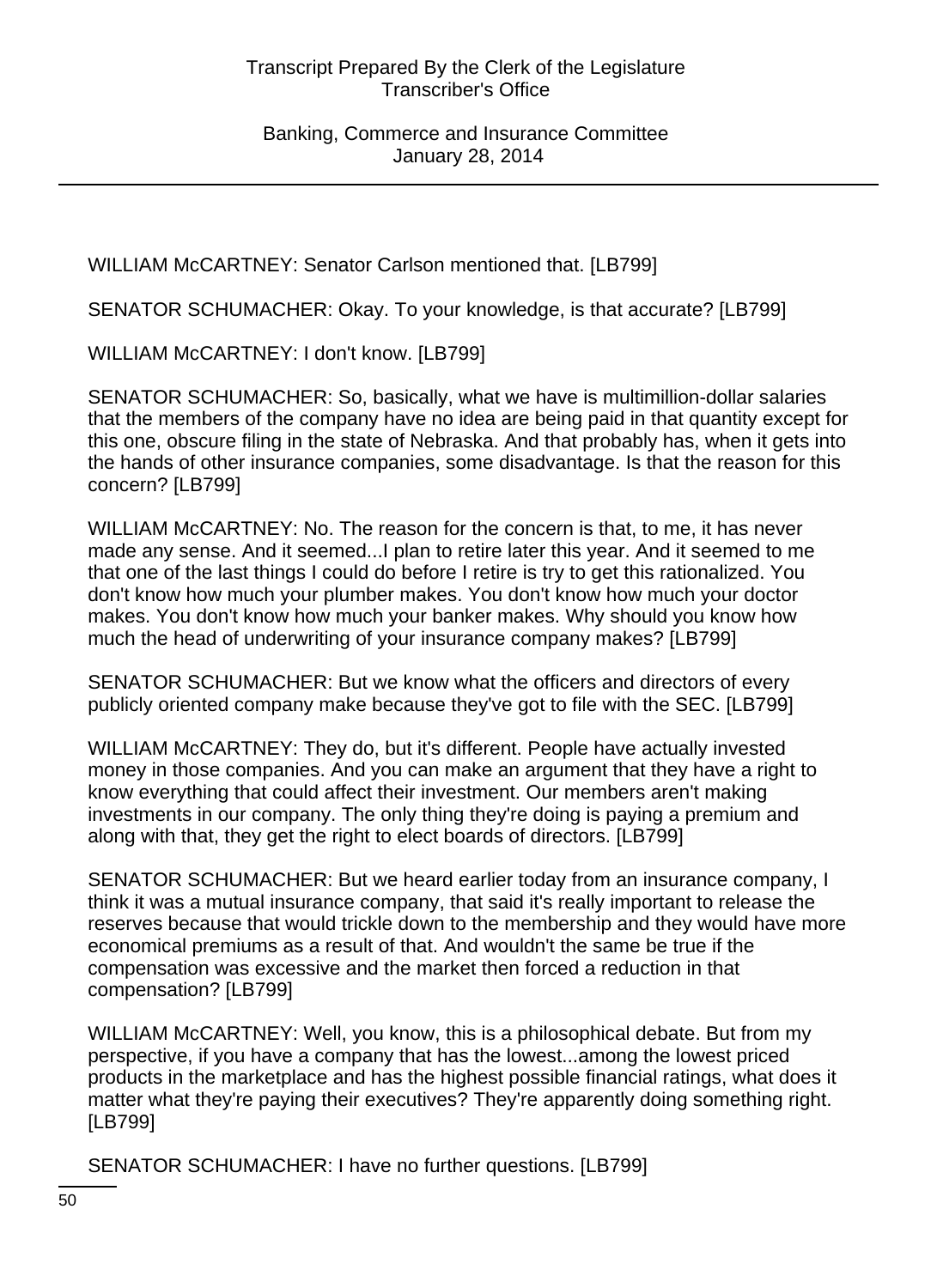WILLIAM McCARTNEY: Senator Carlson mentioned that. [LB799]

SENATOR SCHUMACHER: Okay. To your knowledge, is that accurate? [LB799]

WILLIAM McCARTNEY: I don't know. [LB799]

SENATOR SCHUMACHER: So, basically, what we have is multimillion-dollar salaries that the members of the company have no idea are being paid in that quantity except for this one, obscure filing in the state of Nebraska. And that probably has, when it gets into the hands of other insurance companies, some disadvantage. Is that the reason for this concern? [LB799]

WILLIAM McCARTNEY: No. The reason for the concern is that, to me, it has never made any sense. And it seemed...I plan to retire later this year. And it seemed to me that one of the last things I could do before I retire is try to get this rationalized. You don't know how much your plumber makes. You don't know how much your doctor makes. You don't know how much your banker makes. Why should you know how much the head of underwriting of your insurance company makes? [LB799]

SENATOR SCHUMACHER: But we know what the officers and directors of every publicly oriented company make because they've got to file with the SEC. [LB799]

WILLIAM McCARTNEY: They do, but it's different. People have actually invested money in those companies. And you can make an argument that they have a right to know everything that could affect their investment. Our members aren't making investments in our company. The only thing they're doing is paying a premium and along with that, they get the right to elect boards of directors. [LB799]

SENATOR SCHUMACHER: But we heard earlier today from an insurance company, I think it was a mutual insurance company, that said it's really important to release the reserves because that would trickle down to the membership and they would have more economical premiums as a result of that. And wouldn't the same be true if the compensation was excessive and the market then forced a reduction in that compensation? [LB799]

WILLIAM McCARTNEY: Well, you know, this is a philosophical debate. But from my perspective, if you have a company that has the lowest...among the lowest priced products in the marketplace and has the highest possible financial ratings, what does it matter what they're paying their executives? They're apparently doing something right. [LB799]

SENATOR SCHUMACHER: I have no further questions. [LB799]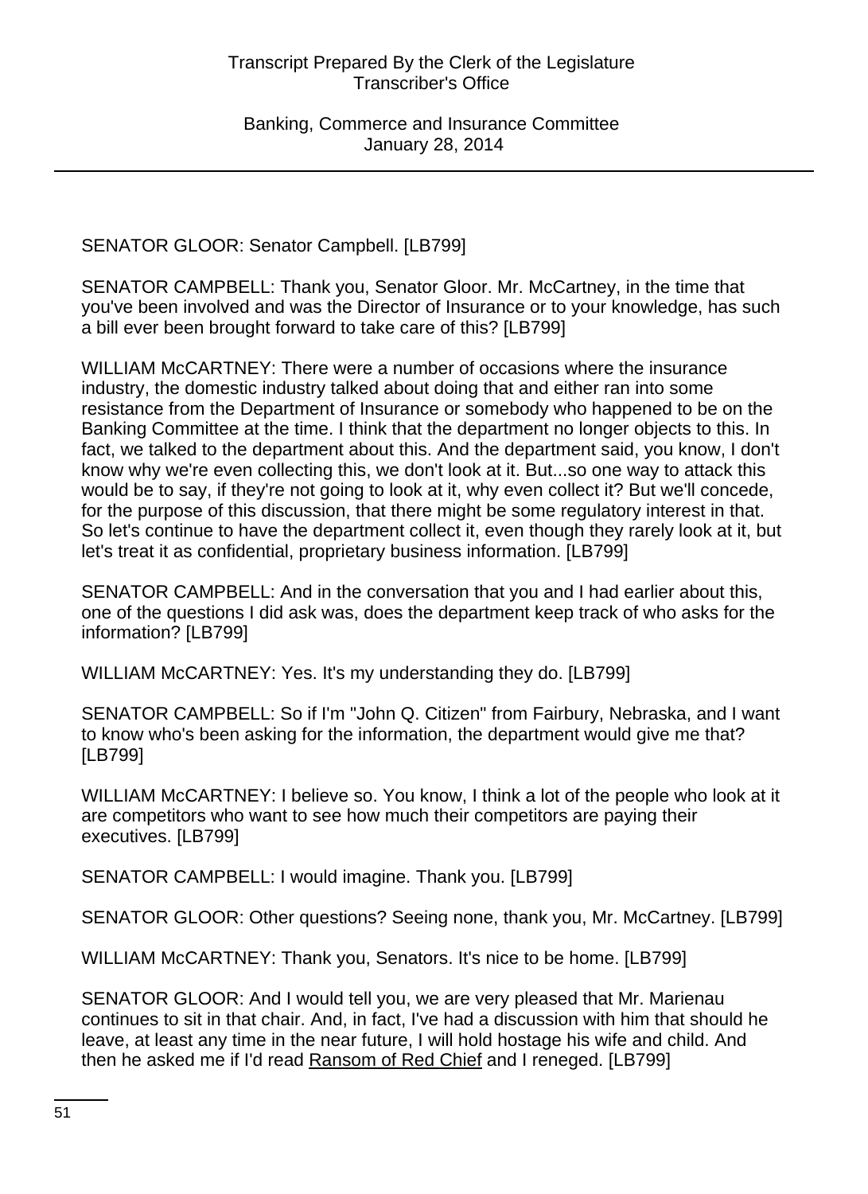SENATOR GLOOR: Senator Campbell. [LB799]

SENATOR CAMPBELL: Thank you, Senator Gloor. Mr. McCartney, in the time that you've been involved and was the Director of Insurance or to your knowledge, has such a bill ever been brought forward to take care of this? [LB799]

WILLIAM McCARTNEY: There were a number of occasions where the insurance industry, the domestic industry talked about doing that and either ran into some resistance from the Department of Insurance or somebody who happened to be on the Banking Committee at the time. I think that the department no longer objects to this. In fact, we talked to the department about this. And the department said, you know, I don't know why we're even collecting this, we don't look at it. But...so one way to attack this would be to say, if they're not going to look at it, why even collect it? But we'll concede, for the purpose of this discussion, that there might be some regulatory interest in that. So let's continue to have the department collect it, even though they rarely look at it, but let's treat it as confidential, proprietary business information. [LB799]

SENATOR CAMPBELL: And in the conversation that you and I had earlier about this, one of the questions I did ask was, does the department keep track of who asks for the information? [LB799]

WILLIAM McCARTNEY: Yes. It's my understanding they do. [LB799]

SENATOR CAMPBELL: So if I'm "John Q. Citizen" from Fairbury, Nebraska, and I want to know who's been asking for the information, the department would give me that? [LB799]

WILLIAM McCARTNEY: I believe so. You know, I think a lot of the people who look at it are competitors who want to see how much their competitors are paying their executives. [LB799]

SENATOR CAMPBELL: I would imagine. Thank you. [LB799]

SENATOR GLOOR: Other questions? Seeing none, thank you, Mr. McCartney. [LB799]

WILLIAM McCARTNEY: Thank you, Senators. It's nice to be home. [LB799]

SENATOR GLOOR: And I would tell you, we are very pleased that Mr. Marienau continues to sit in that chair. And, in fact, I've had a discussion with him that should he leave, at least any time in the near future, I will hold hostage his wife and child. And then he asked me if I'd read Ransom of Red Chief and I reneged. [LB799]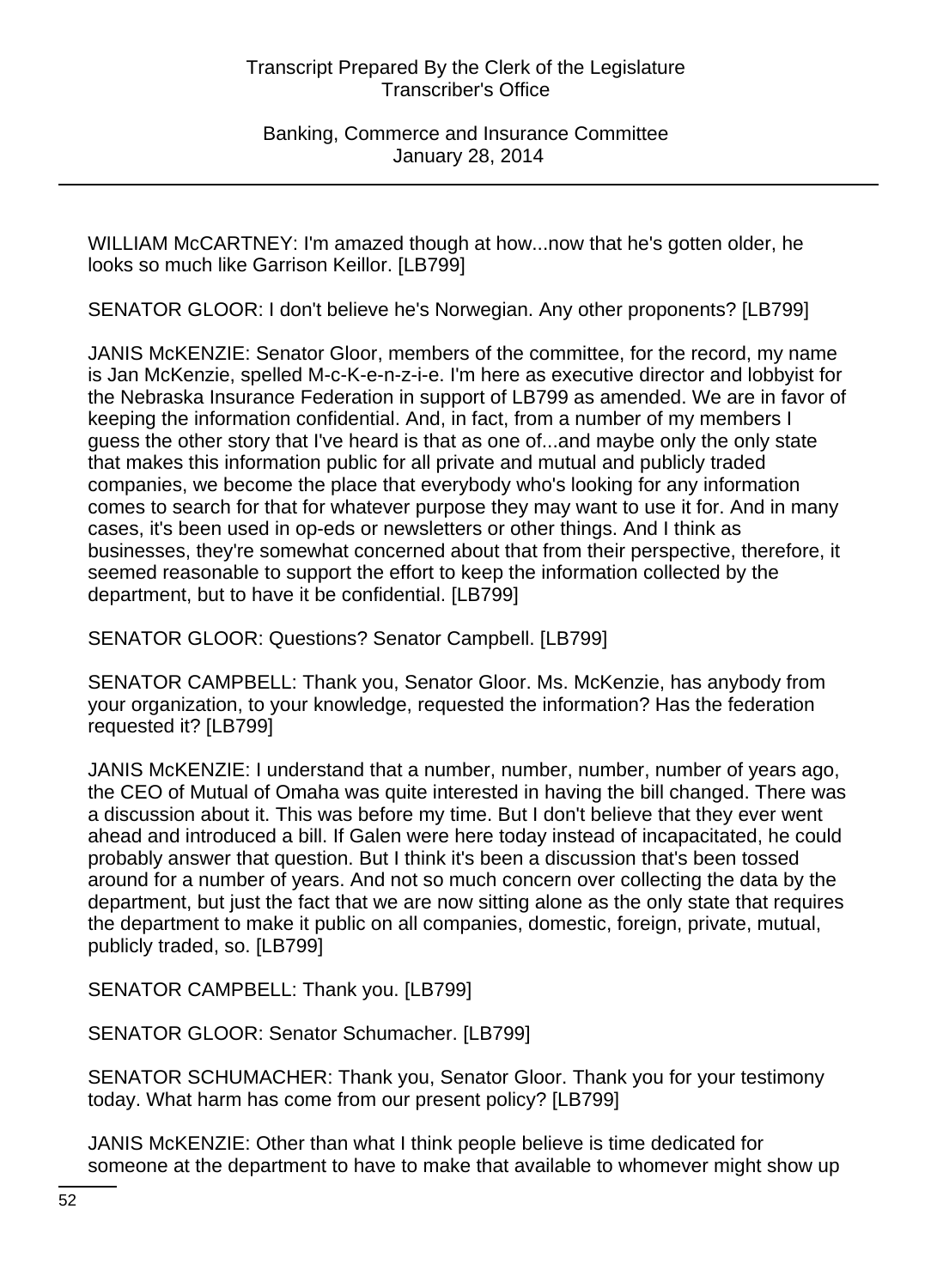WILLIAM McCARTNEY: I'm amazed though at how...now that he's gotten older, he looks so much like Garrison Keillor. [LB799]

SENATOR GLOOR: I don't believe he's Norwegian. Any other proponents? [LB799]

JANIS McKENZIE: Senator Gloor, members of the committee, for the record, my name is Jan McKenzie, spelled M-c-K-e-n-z-i-e. I'm here as executive director and lobbyist for the Nebraska Insurance Federation in support of LB799 as amended. We are in favor of keeping the information confidential. And, in fact, from a number of my members I guess the other story that I've heard is that as one of...and maybe only the only state that makes this information public for all private and mutual and publicly traded companies, we become the place that everybody who's looking for any information comes to search for that for whatever purpose they may want to use it for. And in many cases, it's been used in op-eds or newsletters or other things. And I think as businesses, they're somewhat concerned about that from their perspective, therefore, it seemed reasonable to support the effort to keep the information collected by the department, but to have it be confidential. [LB799]

SENATOR GLOOR: Questions? Senator Campbell. [LB799]

SENATOR CAMPBELL: Thank you, Senator Gloor. Ms. McKenzie, has anybody from your organization, to your knowledge, requested the information? Has the federation requested it? [LB799]

JANIS McKENZIE: I understand that a number, number, number, number of years ago, the CEO of Mutual of Omaha was quite interested in having the bill changed. There was a discussion about it. This was before my time. But I don't believe that they ever went ahead and introduced a bill. If Galen were here today instead of incapacitated, he could probably answer that question. But I think it's been a discussion that's been tossed around for a number of years. And not so much concern over collecting the data by the department, but just the fact that we are now sitting alone as the only state that requires the department to make it public on all companies, domestic, foreign, private, mutual, publicly traded, so. [LB799]

SENATOR CAMPBELL: Thank you. [LB799]

SENATOR GLOOR: Senator Schumacher. [LB799]

SENATOR SCHUMACHER: Thank you, Senator Gloor. Thank you for your testimony today. What harm has come from our present policy? [LB799]

JANIS McKENZIE: Other than what I think people believe is time dedicated for someone at the department to have to make that available to whomever might show up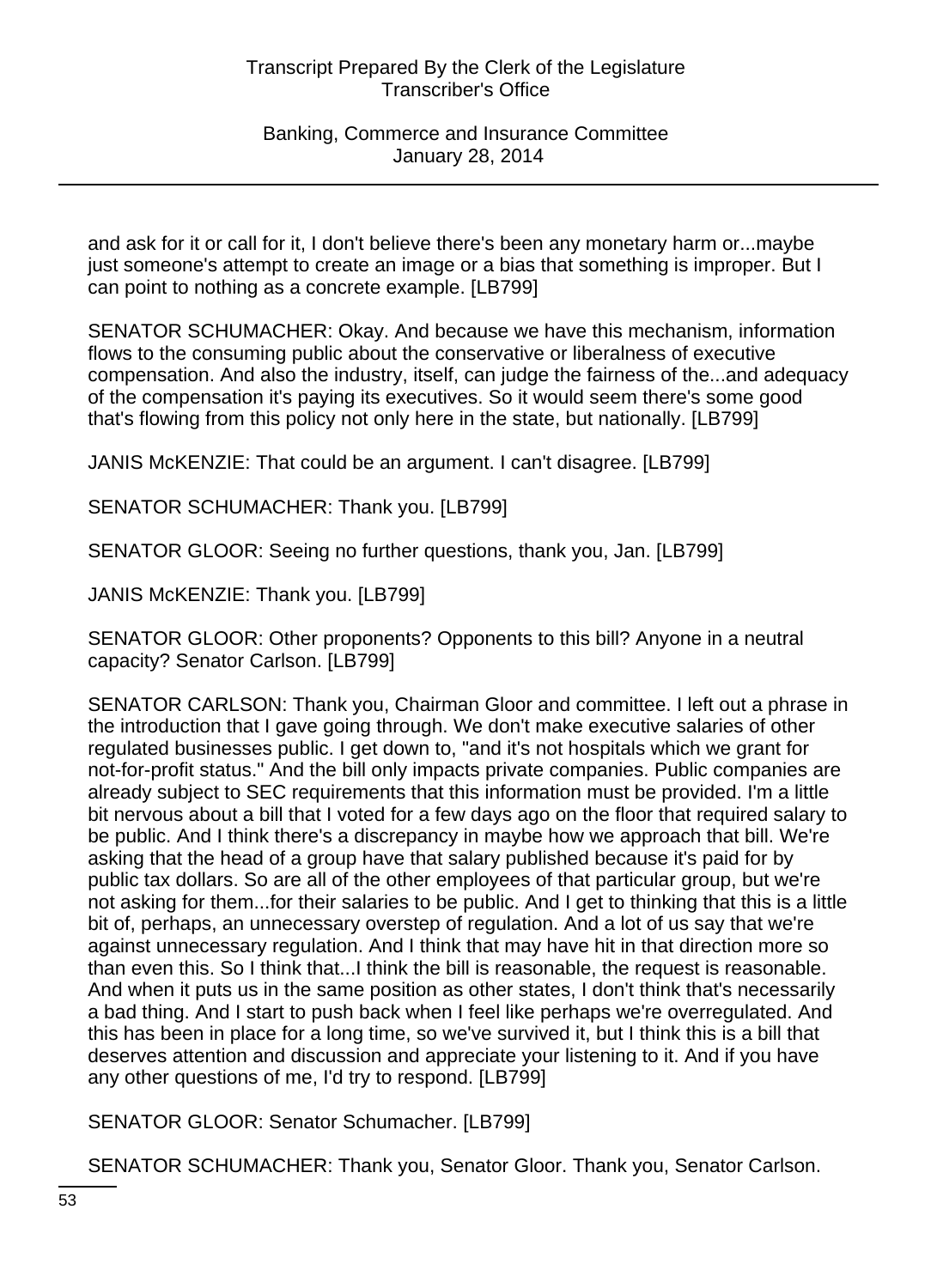and ask for it or call for it, I don't believe there's been any monetary harm or...maybe just someone's attempt to create an image or a bias that something is improper. But I can point to nothing as a concrete example. [LB799]

SENATOR SCHUMACHER: Okay. And because we have this mechanism, information flows to the consuming public about the conservative or liberalness of executive compensation. And also the industry, itself, can judge the fairness of the...and adequacy of the compensation it's paying its executives. So it would seem there's some good that's flowing from this policy not only here in the state, but nationally. [LB799]

JANIS McKENZIE: That could be an argument. I can't disagree. [LB799]

SENATOR SCHUMACHER: Thank you. [LB799]

SENATOR GLOOR: Seeing no further questions, thank you, Jan. [LB799]

JANIS McKENZIE: Thank you. [LB799]

SENATOR GLOOR: Other proponents? Opponents to this bill? Anyone in a neutral capacity? Senator Carlson. [LB799]

SENATOR CARLSON: Thank you, Chairman Gloor and committee. I left out a phrase in the introduction that I gave going through. We don't make executive salaries of other regulated businesses public. I get down to, "and it's not hospitals which we grant for not-for-profit status." And the bill only impacts private companies. Public companies are already subject to SEC requirements that this information must be provided. I'm a little bit nervous about a bill that I voted for a few days ago on the floor that required salary to be public. And I think there's a discrepancy in maybe how we approach that bill. We're asking that the head of a group have that salary published because it's paid for by public tax dollars. So are all of the other employees of that particular group, but we're not asking for them...for their salaries to be public. And I get to thinking that this is a little bit of, perhaps, an unnecessary overstep of regulation. And a lot of us say that we're against unnecessary regulation. And I think that may have hit in that direction more so than even this. So I think that...I think the bill is reasonable, the request is reasonable. And when it puts us in the same position as other states, I don't think that's necessarily a bad thing. And I start to push back when I feel like perhaps we're overregulated. And this has been in place for a long time, so we've survived it, but I think this is a bill that deserves attention and discussion and appreciate your listening to it. And if you have any other questions of me, I'd try to respond. [LB799]

SENATOR GLOOR: Senator Schumacher. [LB799]

SENATOR SCHUMACHER: Thank you, Senator Gloor. Thank you, Senator Carlson.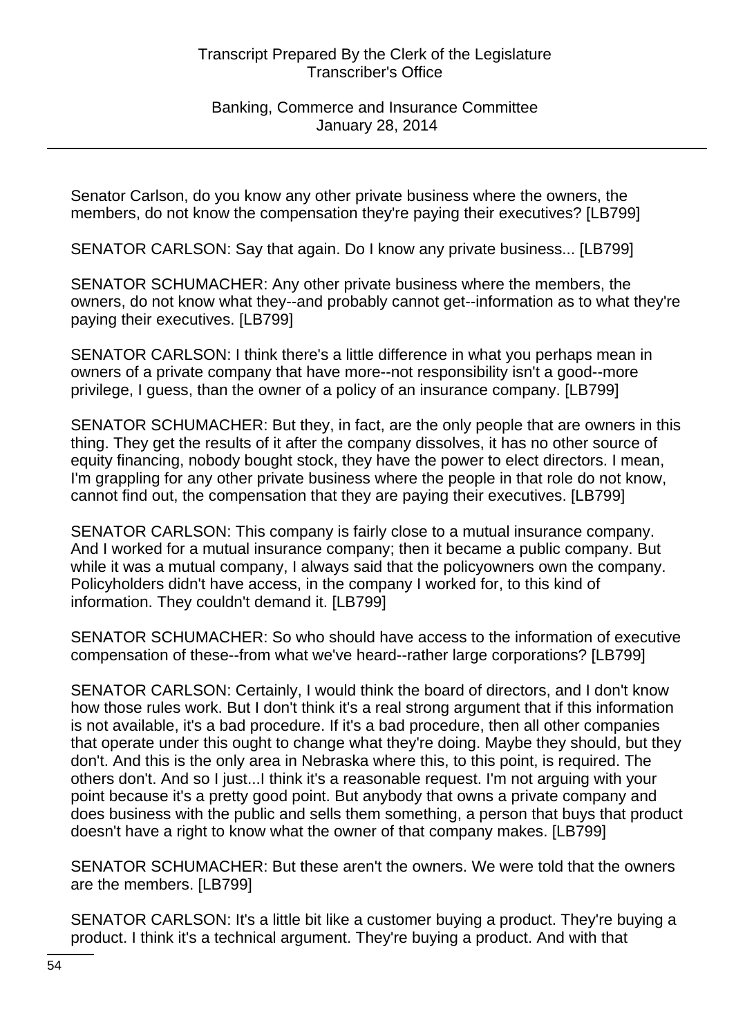Senator Carlson, do you know any other private business where the owners, the members, do not know the compensation they're paying their executives? [LB799]

SENATOR CARLSON: Say that again. Do I know any private business... [LB799]

SENATOR SCHUMACHER: Any other private business where the members, the owners, do not know what they--and probably cannot get--information as to what they're paying their executives. [LB799]

SENATOR CARLSON: I think there's a little difference in what you perhaps mean in owners of a private company that have more--not responsibility isn't a good--more privilege, I guess, than the owner of a policy of an insurance company. [LB799]

SENATOR SCHUMACHER: But they, in fact, are the only people that are owners in this thing. They get the results of it after the company dissolves, it has no other source of equity financing, nobody bought stock, they have the power to elect directors. I mean, I'm grappling for any other private business where the people in that role do not know, cannot find out, the compensation that they are paying their executives. [LB799]

SENATOR CARLSON: This company is fairly close to a mutual insurance company. And I worked for a mutual insurance company; then it became a public company. But while it was a mutual company, I always said that the policyowners own the company. Policyholders didn't have access, in the company I worked for, to this kind of information. They couldn't demand it. [LB799]

SENATOR SCHUMACHER: So who should have access to the information of executive compensation of these--from what we've heard--rather large corporations? [LB799]

SENATOR CARLSON: Certainly, I would think the board of directors, and I don't know how those rules work. But I don't think it's a real strong argument that if this information is not available, it's a bad procedure. If it's a bad procedure, then all other companies that operate under this ought to change what they're doing. Maybe they should, but they don't. And this is the only area in Nebraska where this, to this point, is required. The others don't. And so I just...I think it's a reasonable request. I'm not arguing with your point because it's a pretty good point. But anybody that owns a private company and does business with the public and sells them something, a person that buys that product doesn't have a right to know what the owner of that company makes. [LB799]

SENATOR SCHUMACHER: But these aren't the owners. We were told that the owners are the members. [LB799]

SENATOR CARLSON: It's a little bit like a customer buying a product. They're buying a product. I think it's a technical argument. They're buying a product. And with that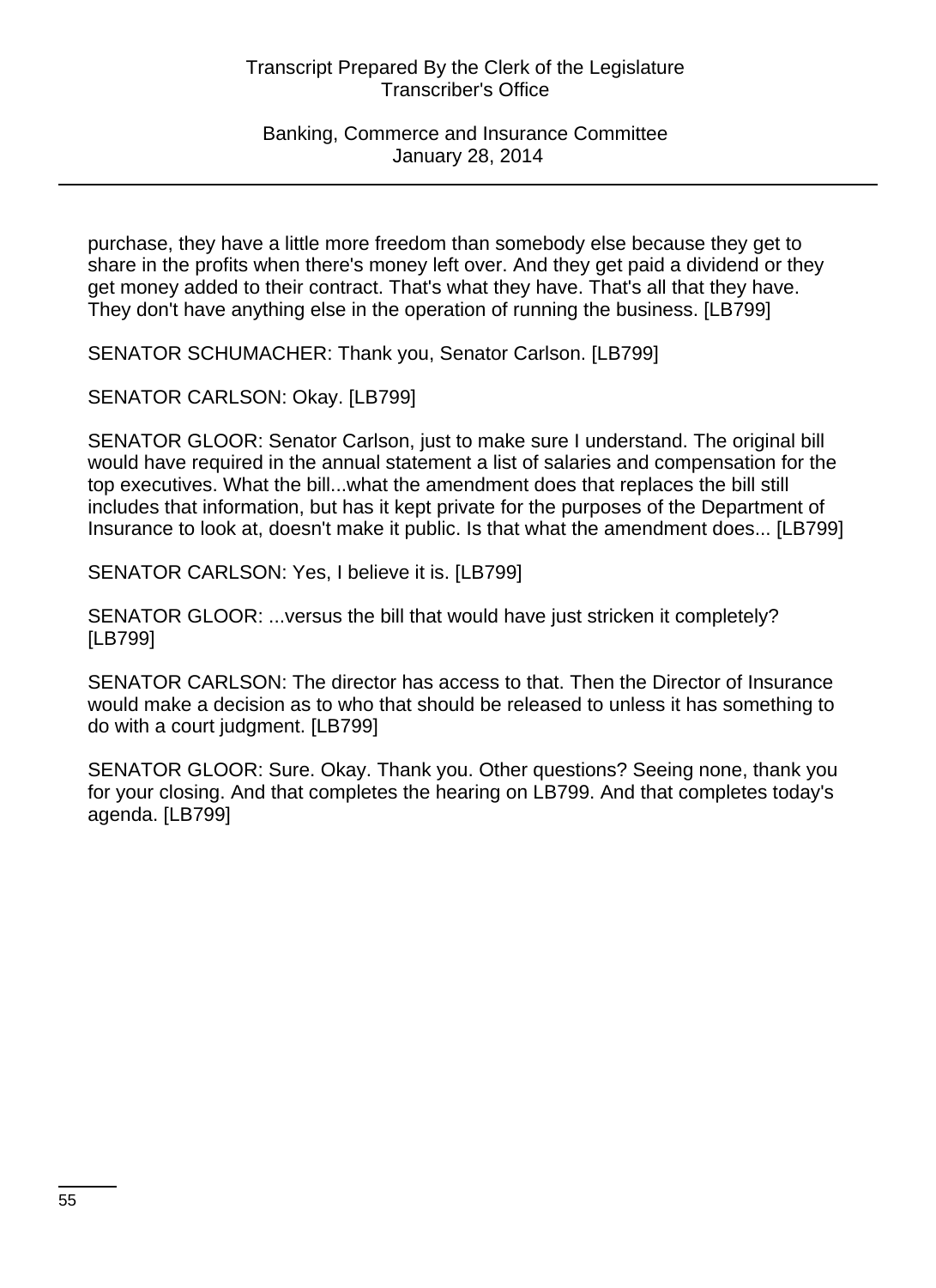purchase, they have a little more freedom than somebody else because they get to share in the profits when there's money left over. And they get paid a dividend or they get money added to their contract. That's what they have. That's all that they have. They don't have anything else in the operation of running the business. [LB799]

SENATOR SCHUMACHER: Thank you, Senator Carlson. [LB799]

SENATOR CARLSON: Okay. [LB799]

SENATOR GLOOR: Senator Carlson, just to make sure I understand. The original bill would have required in the annual statement a list of salaries and compensation for the top executives. What the bill...what the amendment does that replaces the bill still includes that information, but has it kept private for the purposes of the Department of Insurance to look at, doesn't make it public. Is that what the amendment does... [LB799]

SENATOR CARLSON: Yes, I believe it is. [LB799]

SENATOR GLOOR: ...versus the bill that would have just stricken it completely? [LB799]

SENATOR CARLSON: The director has access to that. Then the Director of Insurance would make a decision as to who that should be released to unless it has something to do with a court judgment. [LB799]

SENATOR GLOOR: Sure. Okay. Thank you. Other questions? Seeing none, thank you for your closing. And that completes the hearing on LB799. And that completes today's agenda. [LB799]